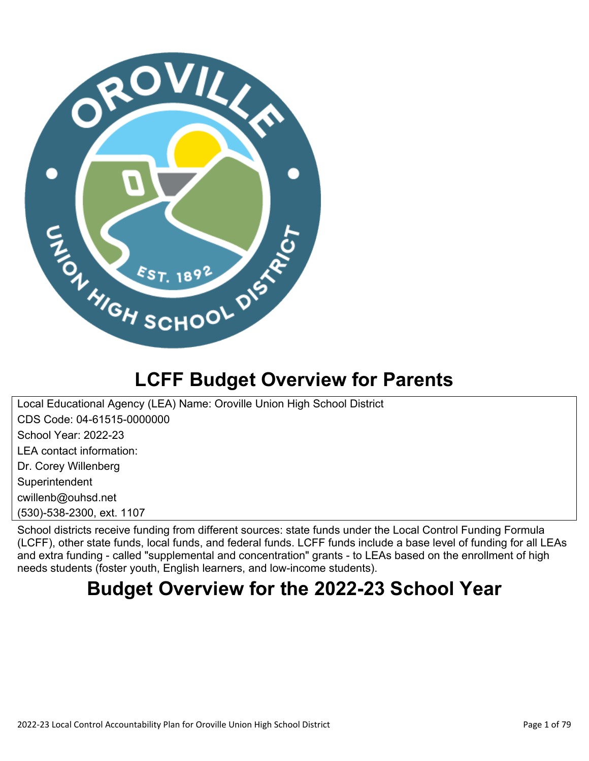# LCFF Budget Overview for Parents

Local Educational Agency (LEA) Name: Oroville Union High School District
CDS Code: 04-61515-0000000
School Year: 2022-23
LEA contact information:
Dr. Corey Willenberg
Superintendent
cwillenb@ouhsd.net
(530)-538-2300, ext. 1107

School districts receive funding from different sources: state funds under the Local Control Funding Formula (LCFF), other state funds, local funds, and federal funds. LCFF funds include a base level of funding for all LEAs and extra funding - called "supplemental and concentration" grants - to LEAs based on the enrollment of high needs students (foster youth, English learners, and low-income students).

# Budget Overview for the 2022-23 School Year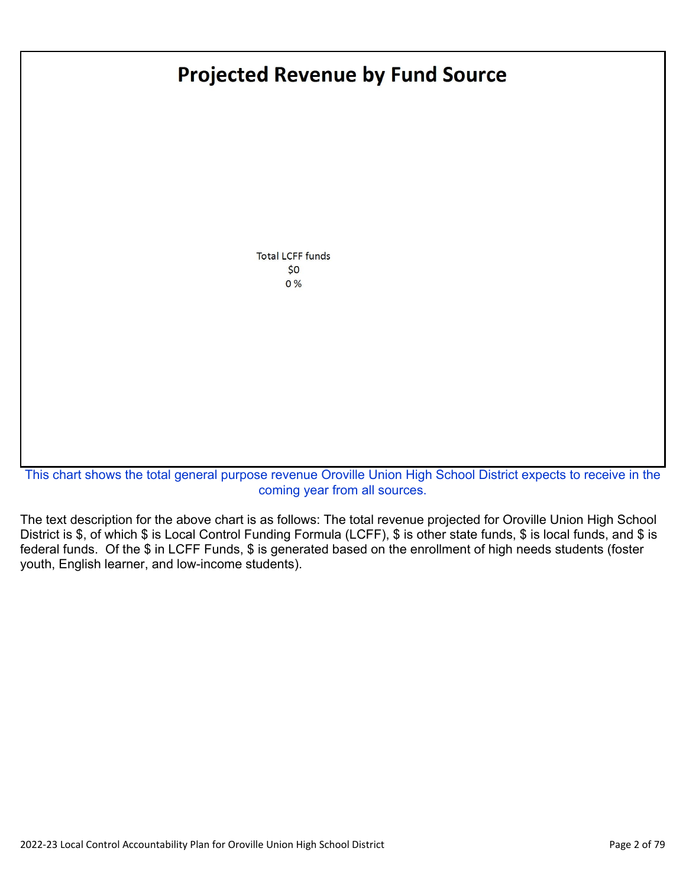# Projected Revenue by Fund Source

Total LCFF funds
$0
0 %

This chart shows the total general purpose revenue Oroville Union High School District expects to receive in the coming year from all sources.

The text description for the above chart is as follows: The total revenue projected for Oroville Union High School District is $, of which $ is Local Control Funding Formula (LCFF), $ is other state funds, $ is local funds, and $ is federal funds. Of the $ in LCFF Funds, $ is generated based on the enrollment of high needs students (foster youth, English learner, and low-income students).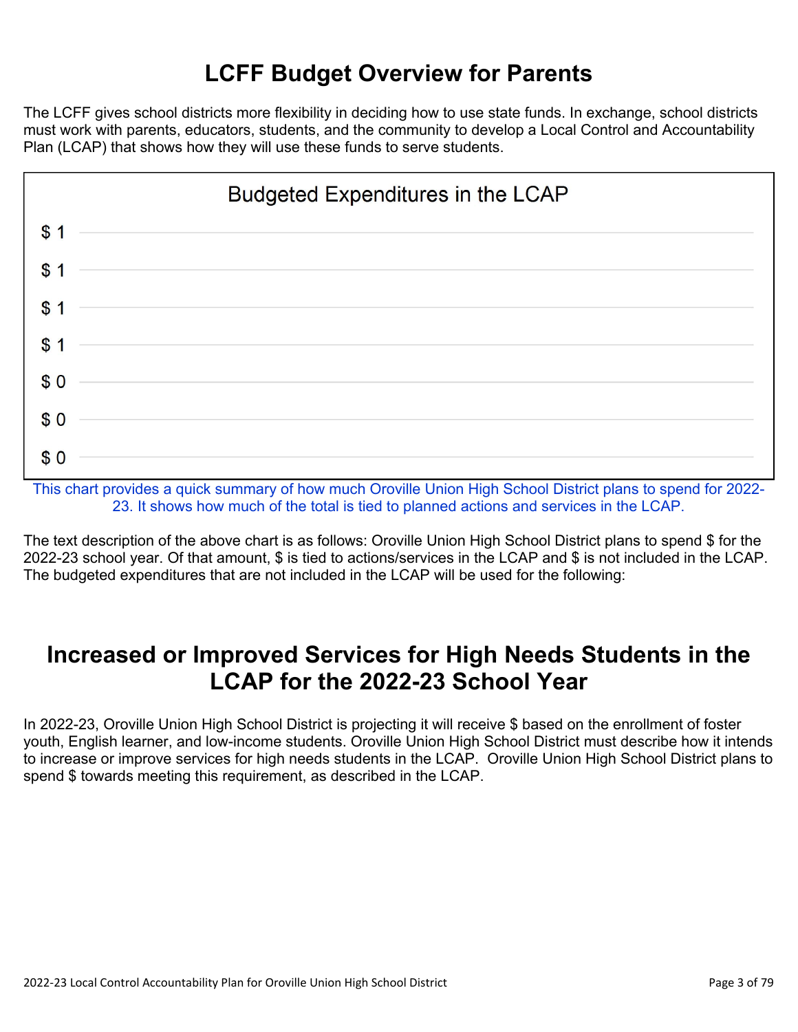# LCFF Budget Overview for Parents

The LCFF gives school districts more flexibility in deciding how to use state funds. In exchange, school districts must work with parents, educators, students, and the community to develop a Local Control and Accountability Plan (LCAP) that shows how they will use these funds to serve students.

Budgeted Expenditures in the LCAP

$ 1

$ 1

$ 1

$ 1

$ 0

$ 0

$ 0

This chart provides a quick summary of how much Oroville Union High School District plans to spend for 2022-23. It shows how much of the total is tied to planned actions and services in the LCAP.

The text description of the above chart is as follows: Oroville Union High School District plans to spend $ for the 2022-23 school year. Of that amount, $ is tied to actions/services in the LCAP and $ is not included in the LCAP. The budgeted expenditures that are not included in the LCAP will be used for the following:

# Increased or Improved Services for High Needs Students in the LCAP for the 2022-23 School Year

In 2022-23, Oroville Union High School District is projecting it will receive $ based on the enrollment of foster youth, English learner, and low-income students. Oroville Union High School District must describe how it intends to increase or improve services for high needs students in the LCAP. Oroville Union High School District plans to spend $ towards meeting this requirement, as described in the LCAP.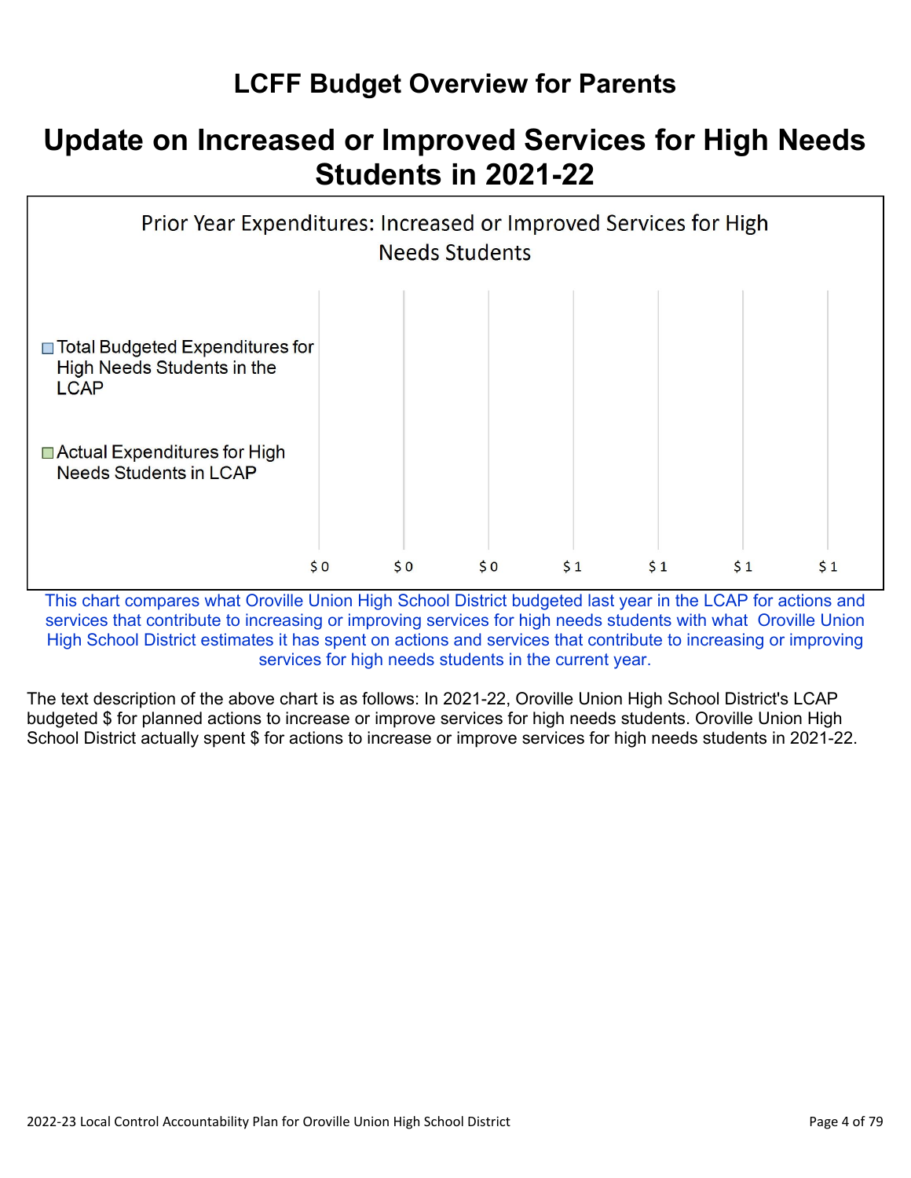# LCFF Budget Overview for Parents

## Update on Increased or Improved Services for High Needs Students in 2021-22

Prior Year Expenditures: Increased or Improved Services for High Needs Students

Total Budgeted Expenditures for High Needs Students in the LCAP

Actual Expenditures for High Needs Students in LCAP

$ 0 $ 0 $ 0 $ 1 $ 1 $ 1 $ 1

This chart compares what Oroville Union High School District budgeted last year in the LCAP for actions and services that contribute to increasing or improving services for high needs students with what Oroville Union High School District estimates it has spent on actions and services that contribute to increasing or improving services for high needs students in the current year.

The text description of the above chart is as follows: In 2021-22, Oroville Union High School District's LCAP budgeted $ for planned actions to increase or improve services for high needs students. Oroville Union High School District actually spent $ for actions to increase or improve services for high needs students in 2021-22.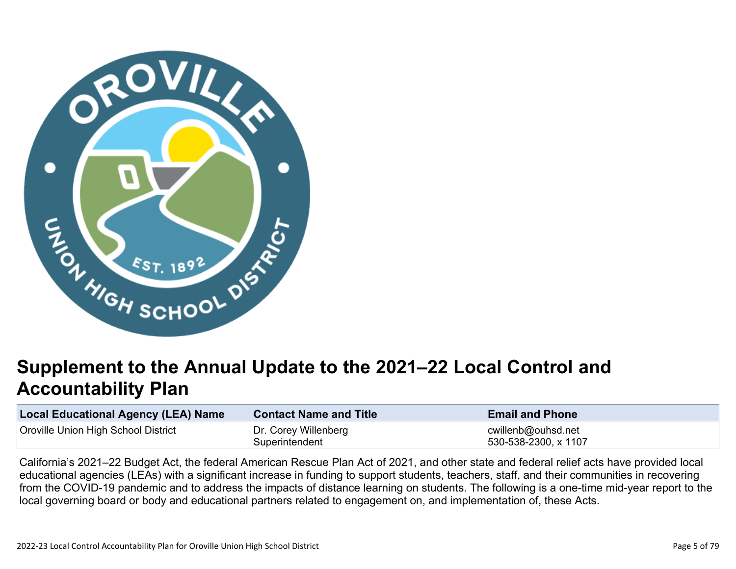# Supplement to the Annual Update to the 2021–22 Local Control and Accountability Plan

| Local Educational Agency (LEA) Name | Contact Name and Title | Email and Phone |
| --- | --- | --- |
| Oroville Union High School District | Dr. Corey Willenberg<br>Superintendent | cwillenb@ouhsd.net<br>530-538-2300, x 1107 |

California's 2021–22 Budget Act, the federal American Rescue Plan Act of 2021, and other state and federal relief acts have provided local educational agencies (LEAs) with a significant increase in funding to support students, teachers, staff, and their communities in recovering from the COVID-19 pandemic and to address the impacts of distance learning on students. The following is a one-time mid-year report to the local governing board or body and educational partners related to engagement on, and implementation of, these Acts.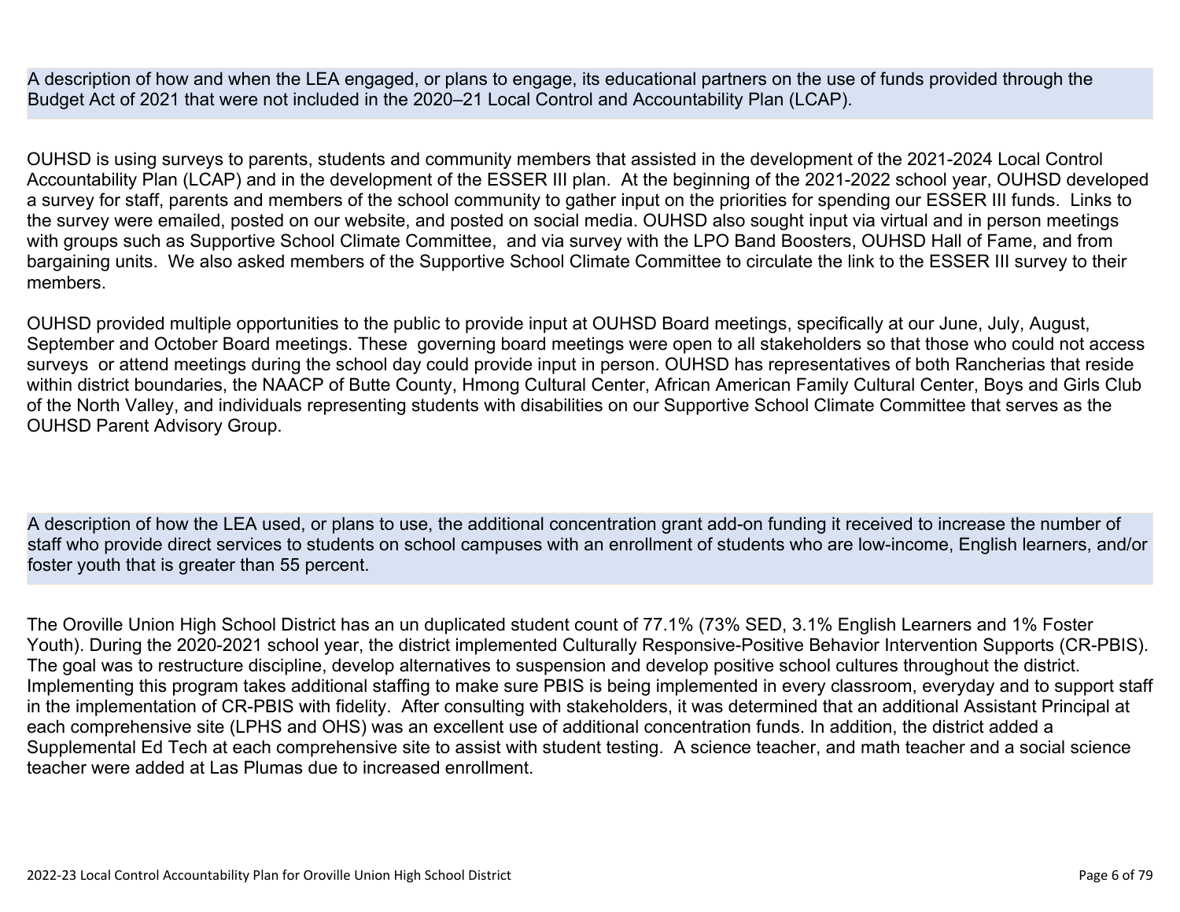A description of how and when the LEA engaged, or plans to engage, its educational partners on the use of funds provided through the Budget Act of 2021 that were not included in the 2020–21 Local Control and Accountability Plan (LCAP).

OUHSD is using surveys to parents, students and community members that assisted in the development of the 2021-2024 Local Control Accountability Plan (LCAP) and in the development of the ESSER III plan. At the beginning of the 2021-2022 school year, OUHSD developed a survey for staff, parents and members of the school community to gather input on the priorities for spending our ESSER III funds. Links to the survey were emailed, posted on our website, and posted on social media. OUHSD also sought input via virtual and in person meetings with groups such as Supportive School Climate Committee, and via survey with the LPO Band Boosters, OUHSD Hall of Fame, and from bargaining units. We also asked members of the Supportive School Climate Committee to circulate the link to the ESSER III survey to their members.

OUHSD provided multiple opportunities to the public to provide input at OUHSD Board meetings, specifically at our June, July, August, September and October Board meetings. These governing board meetings were open to all stakeholders so that those who could not access surveys or attend meetings during the school day could provide input in person. OUHSD has representatives of both Rancherias that reside within district boundaries, the NAACP of Butte County, Hmong Cultural Center, African American Family Cultural Center, Boys and Girls Club of the North Valley, and individuals representing students with disabilities on our Supportive School Climate Committee that serves as the OUHSD Parent Advisory Group.

A description of how the LEA used, or plans to use, the additional concentration grant add-on funding it received to increase the number of staff who provide direct services to students on school campuses with an enrollment of students who are low-income, English learners, and/or foster youth that is greater than 55 percent.

The Oroville Union High School District has an un duplicated student count of 77.1% (73% SED, 3.1% English Learners and 1% Foster Youth). During the 2020-2021 school year, the district implemented Culturally Responsive-Positive Behavior Intervention Supports (CR-PBIS). The goal was to restructure discipline, develop alternatives to suspension and develop positive school cultures throughout the district. Implementing this program takes additional staffing to make sure PBIS is being implemented in every classroom, everyday and to support staff in the implementation of CR-PBIS with fidelity. After consulting with stakeholders, it was determined that an additional Assistant Principal at each comprehensive site (LPHS and OHS) was an excellent use of additional concentration funds. In addition, the district added a Supplemental Ed Tech at each comprehensive site to assist with student testing. A science teacher, and math teacher and a social science teacher were added at Las Plumas due to increased enrollment.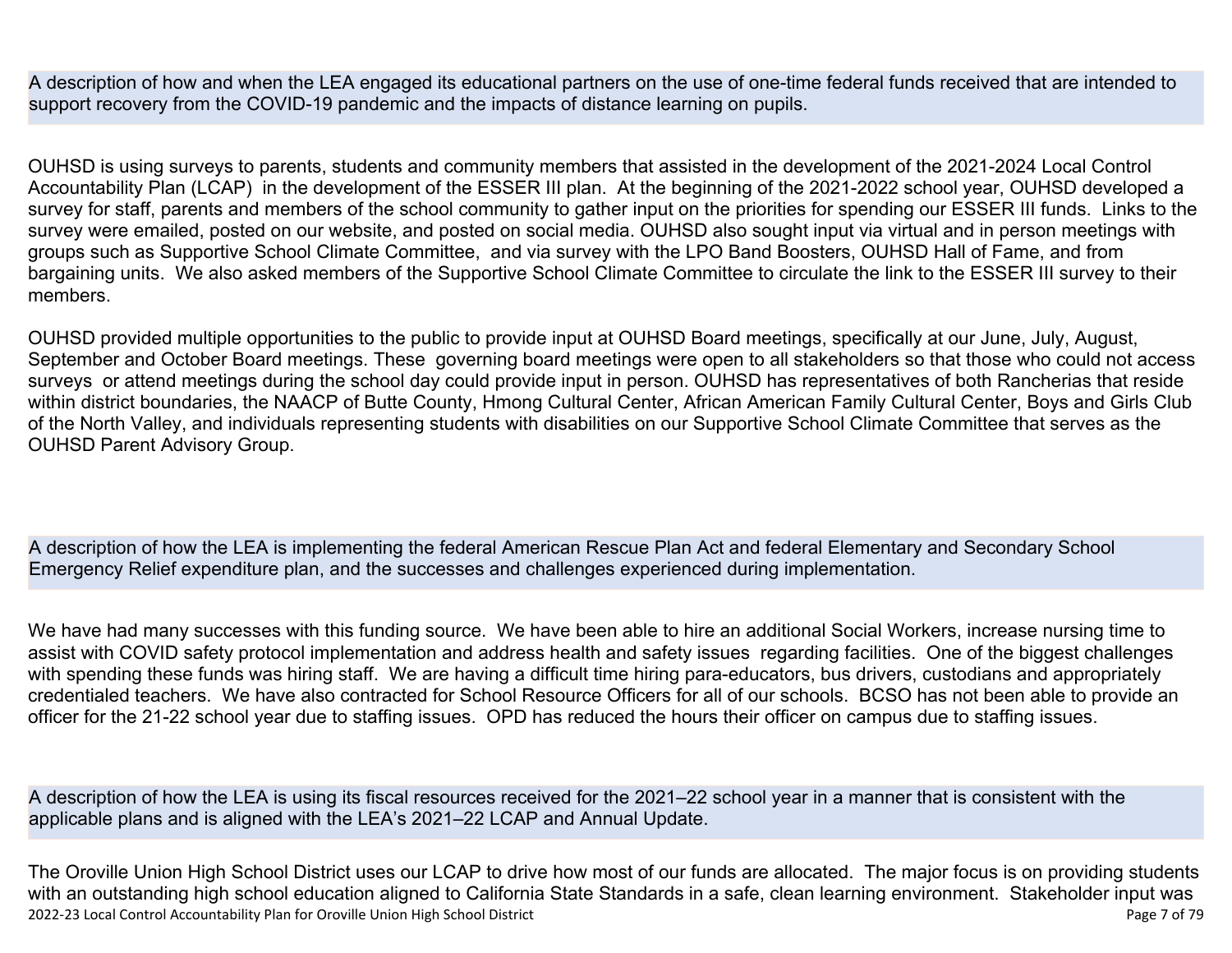### A description of how and when the LEA engaged its educational partners on the use of one-time federal funds received that are intended to support recovery from the COVID-19 pandemic and the impacts of distance learning on pupils.

OUHSD is using surveys to parents, students and community members that assisted in the development of the 2021-2024 Local Control Accountability Plan (LCAP) in the development of the ESSER III plan. At the beginning of the 2021-2022 school year, OUHSD developed a survey for staff, parents and members of the school community to gather input on the priorities for spending our ESSER III funds. Links to the survey were emailed, posted on our website, and posted on social media. OUHSD also sought input via virtual and in person meetings with groups such as Supportive School Climate Committee, and via survey with the LPO Band Boosters, OUHSD Hall of Fame, and from bargaining units. We also asked members of the Supportive School Climate Committee to circulate the link to the ESSER III survey to their members.

OUHSD provided multiple opportunities to the public to provide input at OUHSD Board meetings, specifically at our June, July, August, September and October Board meetings. These governing board meetings were open to all stakeholders so that those who could not access surveys or attend meetings during the school day could provide input in person. OUHSD has representatives of both Rancherias that reside within district boundaries, the NAACP of Butte County, Hmong Cultural Center, African American Family Cultural Center, Boys and Girls Club of the North Valley, and individuals representing students with disabilities on our Supportive School Climate Committee that serves as the OUHSD Parent Advisory Group.

### A description of how the LEA is implementing the federal American Rescue Plan Act and federal Elementary and Secondary School Emergency Relief expenditure plan, and the successes and challenges experienced during implementation.

We have had many successes with this funding source. We have been able to hire an additional Social Workers, increase nursing time to assist with COVID safety protocol implementation and address health and safety issues regarding facilities. One of the biggest challenges with spending these funds was hiring staff. We are having a difficult time hiring para-educators, bus drivers, custodians and appropriately credentialed teachers. We have also contracted for School Resource Officers for all of our schools. BCSO has not been able to provide an officer for the 21-22 school year due to staffing issues. OPD has reduced the hours their officer on campus due to staffing issues.

### A description of how the LEA is using its fiscal resources received for the 2021–22 school year in a manner that is consistent with the applicable plans and is aligned with the LEA's 2021–22 LCAP and Annual Update.

The Oroville Union High School District uses our LCAP to drive how most of our funds are allocated. The major focus is on providing students with an outstanding high school education aligned to California State Standards in a safe, clean learning environment. Stakeholder input was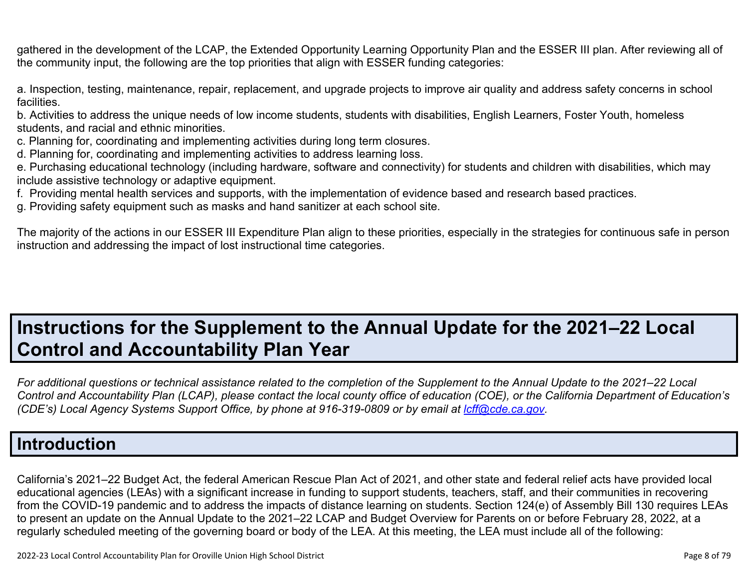gathered in the development of the LCAP, the Extended Opportunity Learning Opportunity Plan and the ESSER III plan. After reviewing all of the community input, the following are the top priorities that align with ESSER funding categories:

a. Inspection, testing, maintenance, repair, replacement, and upgrade projects to improve air quality and address safety concerns in school facilities.
b. Activities to address the unique needs of low income students, students with disabilities, English Learners, Foster Youth, homeless students, and racial and ethnic minorities.
c. Planning for, coordinating and implementing activities during long term closures.
d. Planning for, coordinating and implementing activities to address learning loss.
e. Purchasing educational technology (including hardware, software and connectivity) for students and children with disabilities, which may include assistive technology or adaptive equipment.
f. Providing mental health services and supports, with the implementation of evidence based and research based practices.
g. Providing safety equipment such as masks and hand sanitizer at each school site.

The majority of the actions in our ESSER III Expenditure Plan align to these priorities, especially in the strategies for continuous safe in person instruction and addressing the impact of lost instructional time categories.

# Instructions for the Supplement to the Annual Update for the 2021–22 Local Control and Accountability Plan Year

*For additional questions or technical assistance related to the completion of the Supplement to the Annual Update to the 2021–22 Local Control and Accountability Plan (LCAP), please contact the local county office of education (COE), or the California Department of Education's (CDE's) Local Agency Systems Support Office, by phone at 916-319-0809 or by email at [lcff@cde.ca.gov](mailto:lcff@cde.ca.gov).*

## Introduction

California's 2021–22 Budget Act, the federal American Rescue Plan Act of 2021, and other state and federal relief acts have provided local educational agencies (LEAs) with a significant increase in funding to support students, teachers, staff, and their communities in recovering from the COVID-19 pandemic and to address the impacts of distance learning on students. Section 124(e) of Assembly Bill 130 requires LEAs to present an update on the Annual Update to the 2021–22 LCAP and Budget Overview for Parents on or before February 28, 2022, at a regularly scheduled meeting of the governing board or body of the LEA. At this meeting, the LEA must include all of the following: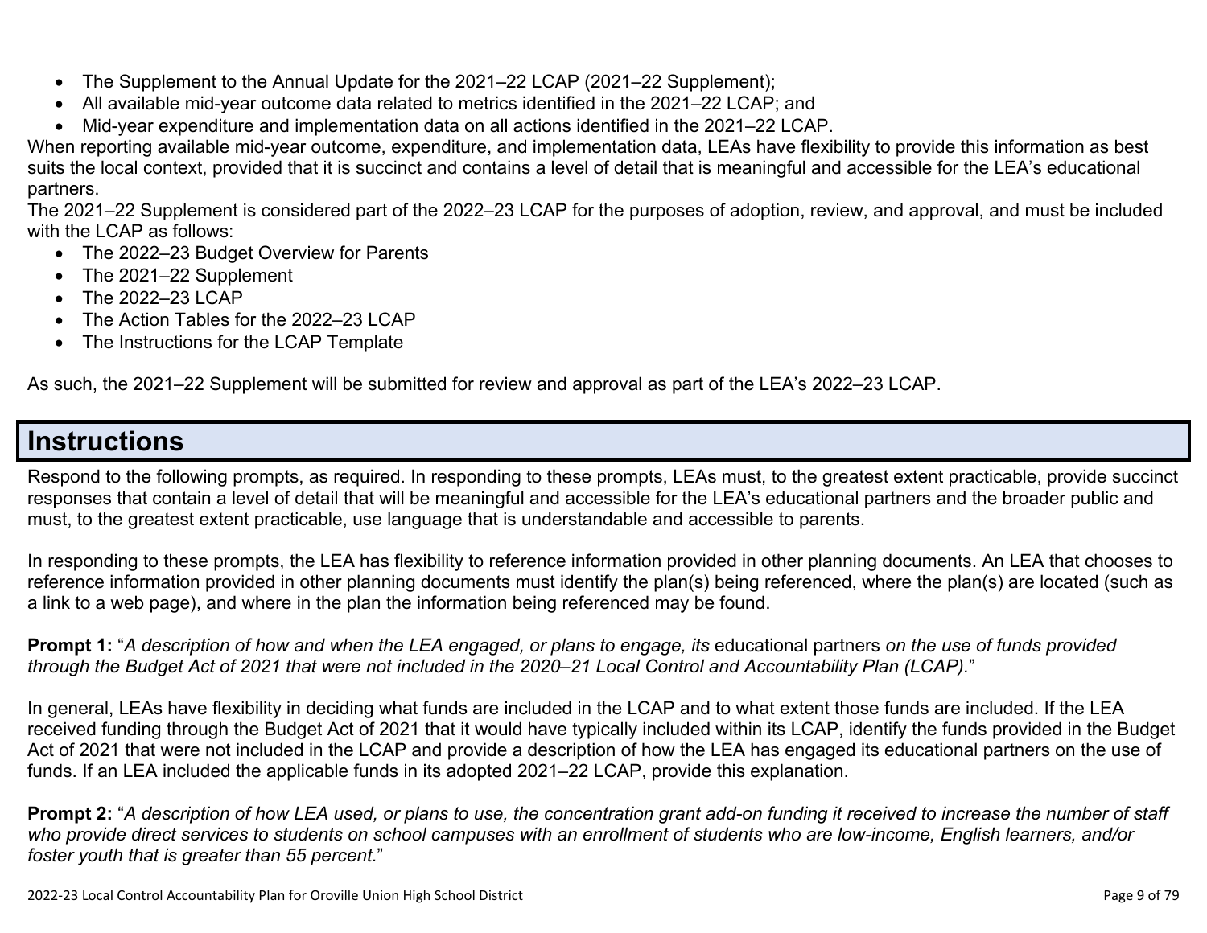- The Supplement to the Annual Update for the 2021–22 LCAP (2021–22 Supplement);
- All available mid-year outcome data related to metrics identified in the 2021–22 LCAP; and
- Mid-year expenditure and implementation data on all actions identified in the 2021–22 LCAP.

When reporting available mid-year outcome, expenditure, and implementation data, LEAs have flexibility to provide this information as best suits the local context, provided that it is succinct and contains a level of detail that is meaningful and accessible for the LEA's educational partners.

The 2021–22 Supplement is considered part of the 2022–23 LCAP for the purposes of adoption, review, and approval, and must be included with the LCAP as follows:

- The 2022–23 Budget Overview for Parents
- The 2021–22 Supplement
- The 2022–23 LCAP
- The Action Tables for the 2022–23 LCAP
- The Instructions for the LCAP Template

As such, the 2021–22 Supplement will be submitted for review and approval as part of the LEA's 2022–23 LCAP.

## Instructions

Respond to the following prompts, as required. In responding to these prompts, LEAs must, to the greatest extent practicable, provide succinct responses that contain a level of detail that will be meaningful and accessible for the LEA's educational partners and the broader public and must, to the greatest extent practicable, use language that is understandable and accessible to parents.

In responding to these prompts, the LEA has flexibility to reference information provided in other planning documents. An LEA that chooses to reference information provided in other planning documents must identify the plan(s) being referenced, where the plan(s) are located (such as a link to a web page), and where in the plan the information being referenced may be found.

**Prompt 1:** "*A description of how and when the LEA engaged, or plans to engage, its* educational partners *on the use of funds provided through the Budget Act of 2021 that were not included in the 2020–21 Local Control and Accountability Plan (LCAP).*"

In general, LEAs have flexibility in deciding what funds are included in the LCAP and to what extent those funds are included. If the LEA received funding through the Budget Act of 2021 that it would have typically included within its LCAP, identify the funds provided in the Budget Act of 2021 that were not included in the LCAP and provide a description of how the LEA has engaged its educational partners on the use of funds. If an LEA included the applicable funds in its adopted 2021–22 LCAP, provide this explanation.

**Prompt 2:** "*A description of how LEA used, or plans to use, the concentration grant add-on funding it received to increase the number of staff who provide direct services to students on school campuses with an enrollment of students who are low-income, English learners, and/or foster youth that is greater than 55 percent.*"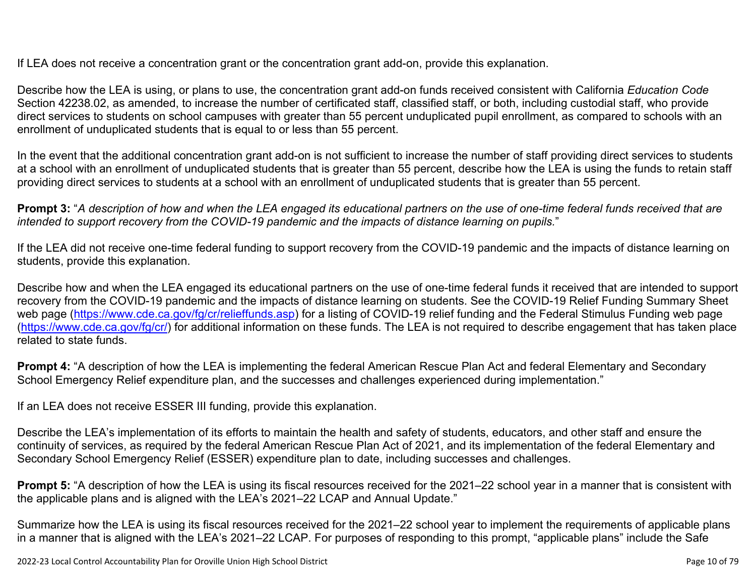If LEA does not receive a concentration grant or the concentration grant add-on, provide this explanation.

Describe how the LEA is using, or plans to use, the concentration grant add-on funds received consistent with California *Education Code* Section 42238.02, as amended, to increase the number of certificated staff, classified staff, or both, including custodial staff, who provide direct services to students on school campuses with greater than 55 percent unduplicated pupil enrollment, as compared to schools with an enrollment of unduplicated students that is equal to or less than 55 percent.

In the event that the additional concentration grant add-on is not sufficient to increase the number of staff providing direct services to students at a school with an enrollment of unduplicated students that is greater than 55 percent, describe how the LEA is using the funds to retain staff providing direct services to students at a school with an enrollment of unduplicated students that is greater than 55 percent.

**Prompt 3:** "*A description of how and when the LEA engaged its educational partners on the use of one-time federal funds received that are intended to support recovery from the COVID-19 pandemic and the impacts of distance learning on pupils.*"

If the LEA did not receive one-time federal funding to support recovery from the COVID-19 pandemic and the impacts of distance learning on students, provide this explanation.

Describe how and when the LEA engaged its educational partners on the use of one-time federal funds it received that are intended to support recovery from the COVID-19 pandemic and the impacts of distance learning on students. See the COVID-19 Relief Funding Summary Sheet web page (https://www.cde.ca.gov/fg/cr/relieffunds.asp) for a listing of COVID-19 relief funding and the Federal Stimulus Funding web page (https://www.cde.ca.gov/fg/cr/) for additional information on these funds. The LEA is not required to describe engagement that has taken place related to state funds.

**Prompt 4:** "A description of how the LEA is implementing the federal American Rescue Plan Act and federal Elementary and Secondary School Emergency Relief expenditure plan, and the successes and challenges experienced during implementation."

If an LEA does not receive ESSER III funding, provide this explanation.

Describe the LEA's implementation of its efforts to maintain the health and safety of students, educators, and other staff and ensure the continuity of services, as required by the federal American Rescue Plan Act of 2021, and its implementation of the federal Elementary and Secondary School Emergency Relief (ESSER) expenditure plan to date, including successes and challenges.

**Prompt 5:** "A description of how the LEA is using its fiscal resources received for the 2021–22 school year in a manner that is consistent with the applicable plans and is aligned with the LEA's 2021–22 LCAP and Annual Update."

Summarize how the LEA is using its fiscal resources received for the 2021–22 school year to implement the requirements of applicable plans in a manner that is aligned with the LEA's 2021–22 LCAP. For purposes of responding to this prompt, "applicable plans" include the Safe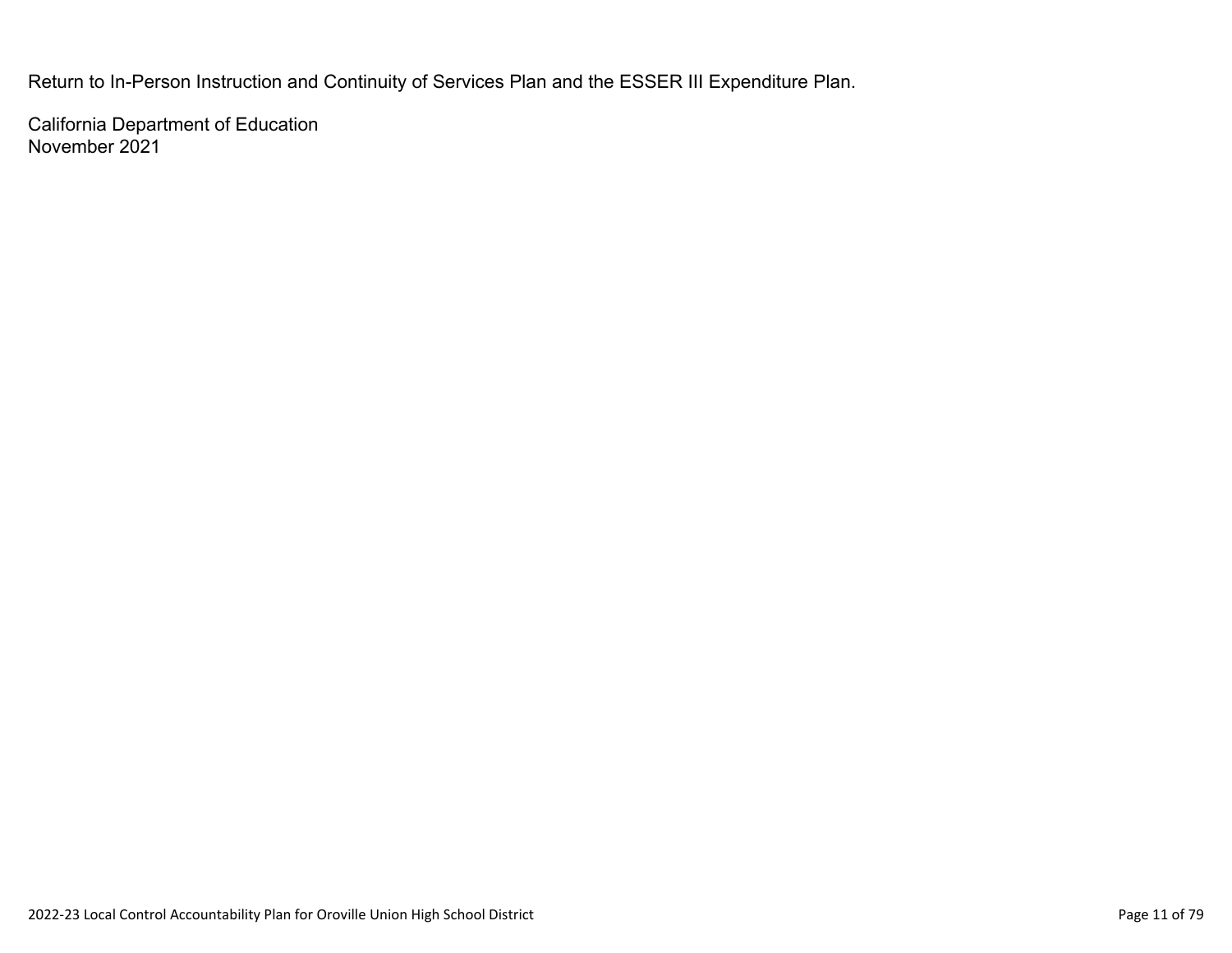Return to In-Person Instruction and Continuity of Services Plan and the ESSER III Expenditure Plan.

California Department of Education
November 2021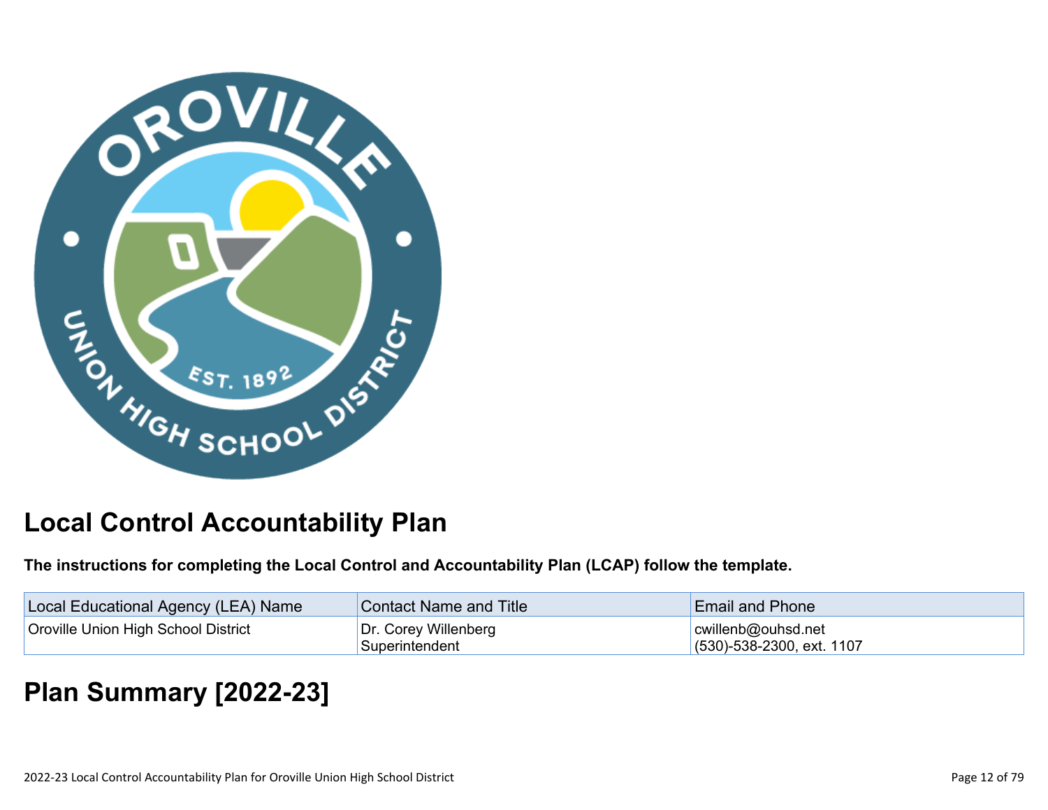# Local Control Accountability Plan

**The instructions for completing the Local Control and Accountability Plan (LCAP) follow the template.**

| Local Educational Agency (LEA) Name | Contact Name and Title | Email and Phone |
| --- | --- | --- |
| Oroville Union High School District | Dr. Corey Willenberg<br>Superintendent | cwillenb@ouhsd.net<br>(530)-538-2300, ext. 1107 |

# Plan Summary [2022-23]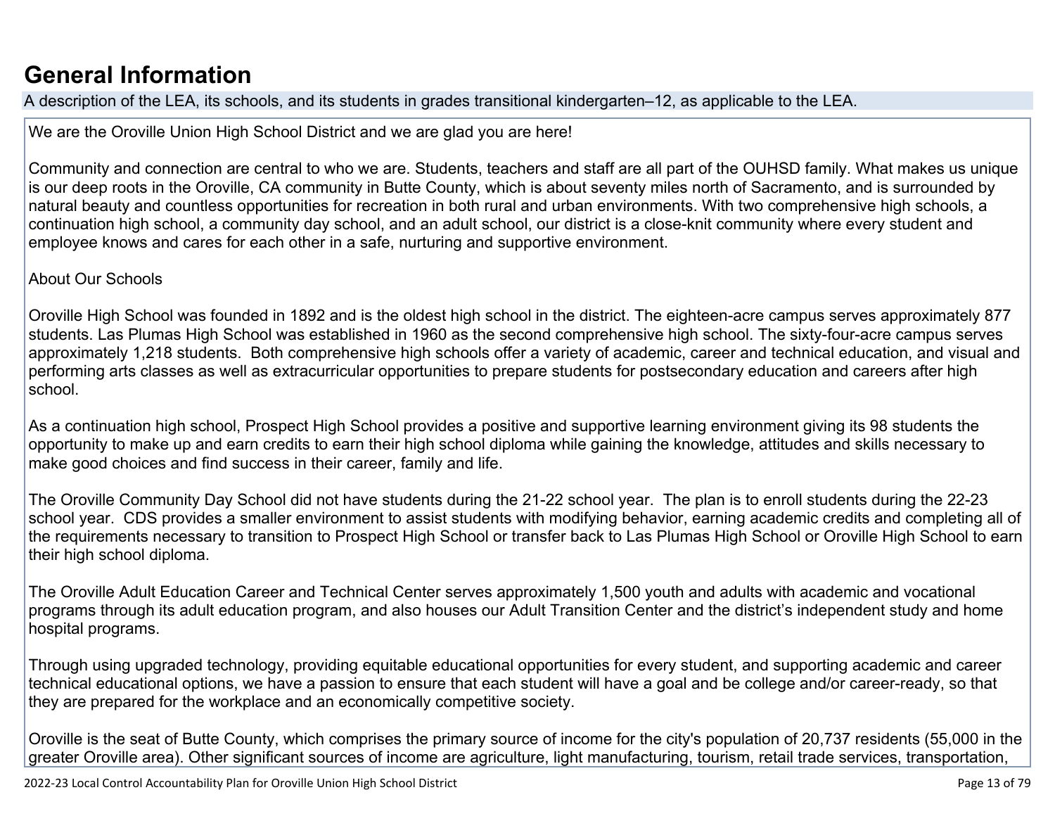# General Information

A description of the LEA, its schools, and its students in grades transitional kindergarten–12, as applicable to the LEA.

We are the Oroville Union High School District and we are glad you are here!

Community and connection are central to who we are. Students, teachers and staff are all part of the OUHSD family. What makes us unique is our deep roots in the Oroville, CA community in Butte County, which is about seventy miles north of Sacramento, and is surrounded by natural beauty and countless opportunities for recreation in both rural and urban environments. With two comprehensive high schools, a continuation high school, a community day school, and an adult school, our district is a close-knit community where every student and employee knows and cares for each other in a safe, nurturing and supportive environment.

About Our Schools

Oroville High School was founded in 1892 and is the oldest high school in the district. The eighteen-acre campus serves approximately 877 students. Las Plumas High School was established in 1960 as the second comprehensive high school. The sixty-four-acre campus serves approximately 1,218 students. Both comprehensive high schools offer a variety of academic, career and technical education, and visual and performing arts classes as well as extracurricular opportunities to prepare students for postsecondary education and careers after high school.

As a continuation high school, Prospect High School provides a positive and supportive learning environment giving its 98 students the opportunity to make up and earn credits to earn their high school diploma while gaining the knowledge, attitudes and skills necessary to make good choices and find success in their career, family and life.

The Oroville Community Day School did not have students during the 21-22 school year. The plan is to enroll students during the 22-23 school year. CDS provides a smaller environment to assist students with modifying behavior, earning academic credits and completing all of the requirements necessary to transition to Prospect High School or transfer back to Las Plumas High School or Oroville High School to earn their high school diploma.

The Oroville Adult Education Career and Technical Center serves approximately 1,500 youth and adults with academic and vocational programs through its adult education program, and also houses our Adult Transition Center and the district's independent study and home hospital programs.

Through using upgraded technology, providing equitable educational opportunities for every student, and supporting academic and career technical educational options, we have a passion to ensure that each student will have a goal and be college and/or career-ready, so that they are prepared for the workplace and an economically competitive society.

Oroville is the seat of Butte County, which comprises the primary source of income for the city's population of 20,737 residents (55,000 in the greater Oroville area). Other significant sources of income are agriculture, light manufacturing, tourism, retail trade services, transportation,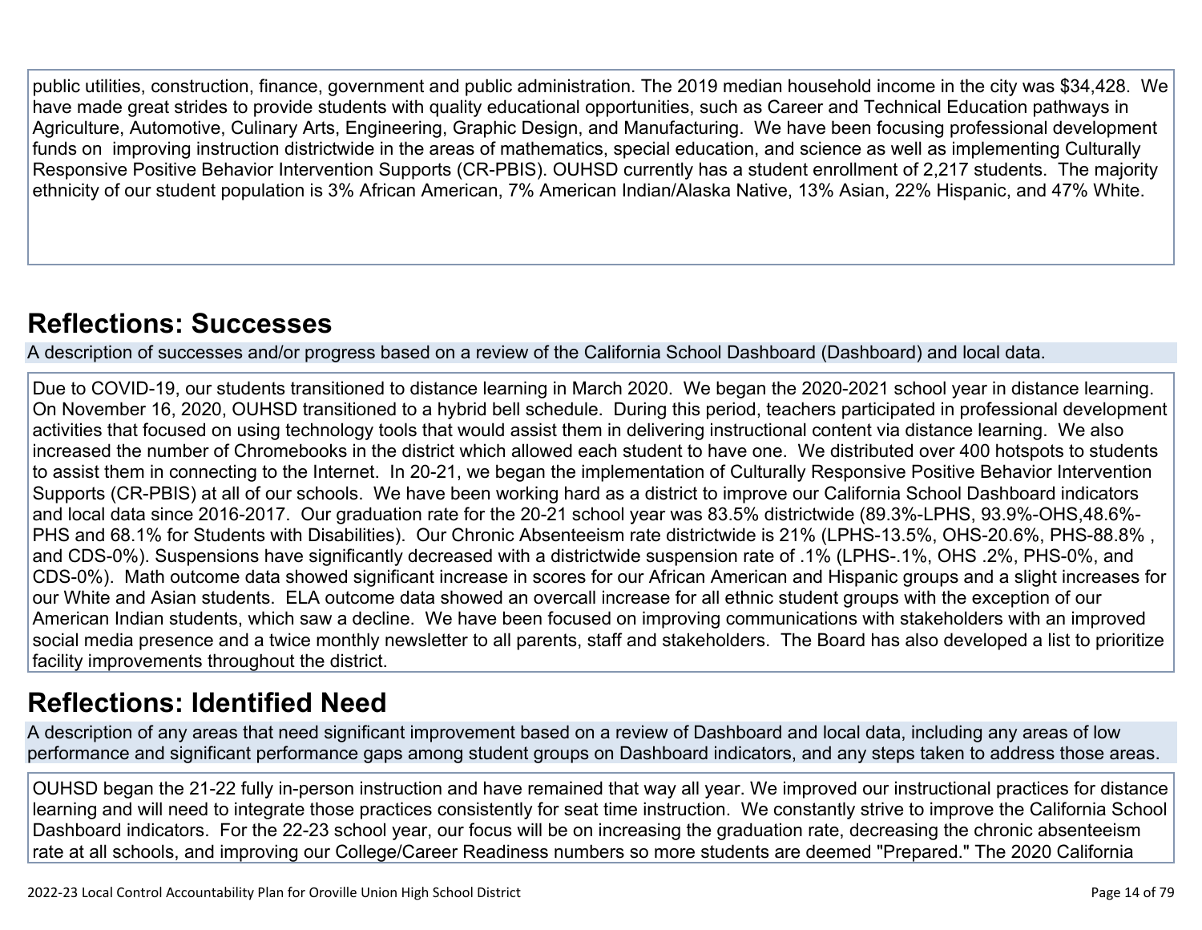public utilities, construction, finance, government and public administration. The 2019 median household income in the city was $34,428. We have made great strides to provide students with quality educational opportunities, such as Career and Technical Education pathways in Agriculture, Automotive, Culinary Arts, Engineering, Graphic Design, and Manufacturing. We have been focusing professional development funds on improving instruction districtwide in the areas of mathematics, special education, and science as well as implementing Culturally Responsive Positive Behavior Intervention Supports (CR-PBIS). OUHSD currently has a student enrollment of 2,217 students. The majority ethnicity of our student population is 3% African American, 7% American Indian/Alaska Native, 13% Asian, 22% Hispanic, and 47% White.

## Reflections: Successes

A description of successes and/or progress based on a review of the California School Dashboard (Dashboard) and local data.

Due to COVID-19, our students transitioned to distance learning in March 2020. We began the 2020-2021 school year in distance learning. On November 16, 2020, OUHSD transitioned to a hybrid bell schedule. During this period, teachers participated in professional development activities that focused on using technology tools that would assist them in delivering instructional content via distance learning. We also increased the number of Chromebooks in the district which allowed each student to have one. We distributed over 400 hotspots to students to assist them in connecting to the Internet. In 20-21, we began the implementation of Culturally Responsive Positive Behavior Intervention Supports (CR-PBIS) at all of our schools. We have been working hard as a district to improve our California School Dashboard indicators and local data since 2016-2017. Our graduation rate for the 20-21 school year was 83.5% districtwide (89.3%-LPHS, 93.9%-OHS,48.6%-PHS and 68.1% for Students with Disabilities). Our Chronic Absenteeism rate districtwide is 21% (LPHS-13.5%, OHS-20.6%, PHS-88.8% , and CDS-0%). Suspensions have significantly decreased with a districtwide suspension rate of .1% (LPHS-.1%, OHS .2%, PHS-0%, and CDS-0%). Math outcome data showed significant increase in scores for our African American and Hispanic groups and a slight increases for our White and Asian students. ELA outcome data showed an overcall increase for all ethnic student groups with the exception of our American Indian students, which saw a decline. We have been focused on improving communications with stakeholders with an improved social media presence and a twice monthly newsletter to all parents, staff and stakeholders. The Board has also developed a list to prioritize facility improvements throughout the district.

## Reflections: Identified Need

A description of any areas that need significant improvement based on a review of Dashboard and local data, including any areas of low performance and significant performance gaps among student groups on Dashboard indicators, and any steps taken to address those areas.

OUHSD began the 21-22 fully in-person instruction and have remained that way all year. We improved our instructional practices for distance learning and will need to integrate those practices consistently for seat time instruction. We constantly strive to improve the California School Dashboard indicators. For the 22-23 school year, our focus will be on increasing the graduation rate, decreasing the chronic absenteeism rate at all schools, and improving our College/Career Readiness numbers so more students are deemed "Prepared." The 2020 California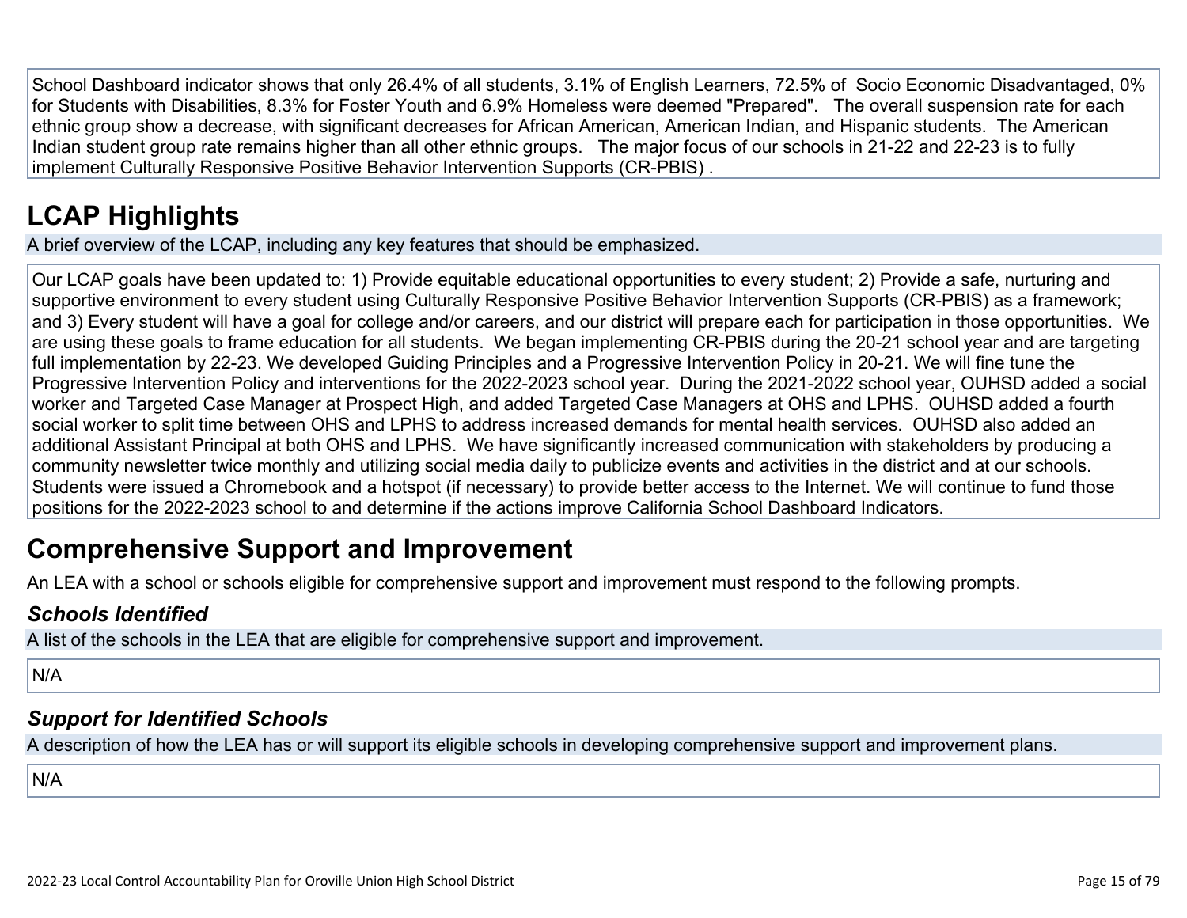School Dashboard indicator shows that only 26.4% of all students, 3.1% of English Learners, 72.5% of Socio Economic Disadvantaged, 0% for Students with Disabilities, 8.3% for Foster Youth and 6.9% Homeless were deemed "Prepared". The overall suspension rate for each ethnic group show a decrease, with significant decreases for African American, American Indian, and Hispanic students. The American Indian student group rate remains higher than all other ethnic groups. The major focus of our schools in 21-22 and 22-23 is to fully implement Culturally Responsive Positive Behavior Intervention Supports (CR-PBIS) .

# LCAP Highlights

A brief overview of the LCAP, including any key features that should be emphasized.

Our LCAP goals have been updated to: 1) Provide equitable educational opportunities to every student; 2) Provide a safe, nurturing and supportive environment to every student using Culturally Responsive Positive Behavior Intervention Supports (CR-PBIS) as a framework; and 3) Every student will have a goal for college and/or careers, and our district will prepare each for participation in those opportunities. We are using these goals to frame education for all students. We began implementing CR-PBIS during the 20-21 school year and are targeting full implementation by 22-23. We developed Guiding Principles and a Progressive Intervention Policy in 20-21. We will fine tune the Progressive Intervention Policy and interventions for the 2022-2023 school year. During the 2021-2022 school year, OUHSD added a social worker and Targeted Case Manager at Prospect High, and added Targeted Case Managers at OHS and LPHS. OUHSD added a fourth social worker to split time between OHS and LPHS to address increased demands for mental health services. OUHSD also added an additional Assistant Principal at both OHS and LPHS. We have significantly increased communication with stakeholders by producing a community newsletter twice monthly and utilizing social media daily to publicize events and activities in the district and at our schools. Students were issued a Chromebook and a hotspot (if necessary) to provide better access to the Internet. We will continue to fund those positions for the 2022-2023 school to and determine if the actions improve California School Dashboard Indicators.

# Comprehensive Support and Improvement

An LEA with a school or schools eligible for comprehensive support and improvement must respond to the following prompts.

### *Schools Identified*

A list of the schools in the LEA that are eligible for comprehensive support and improvement.

N/A

### *Support for Identified Schools*

A description of how the LEA has or will support its eligible schools in developing comprehensive support and improvement plans.

N/A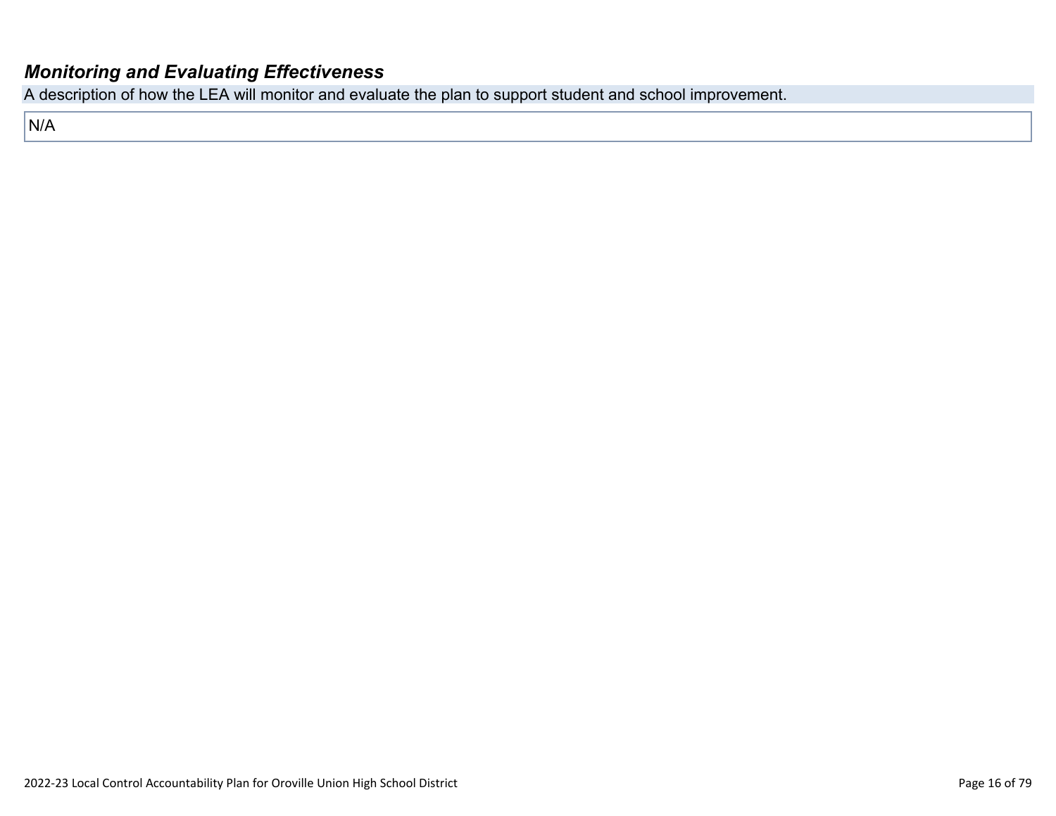## *Monitoring and Evaluating Effectiveness*

A description of how the LEA will monitor and evaluate the plan to support student and school improvement.

N/A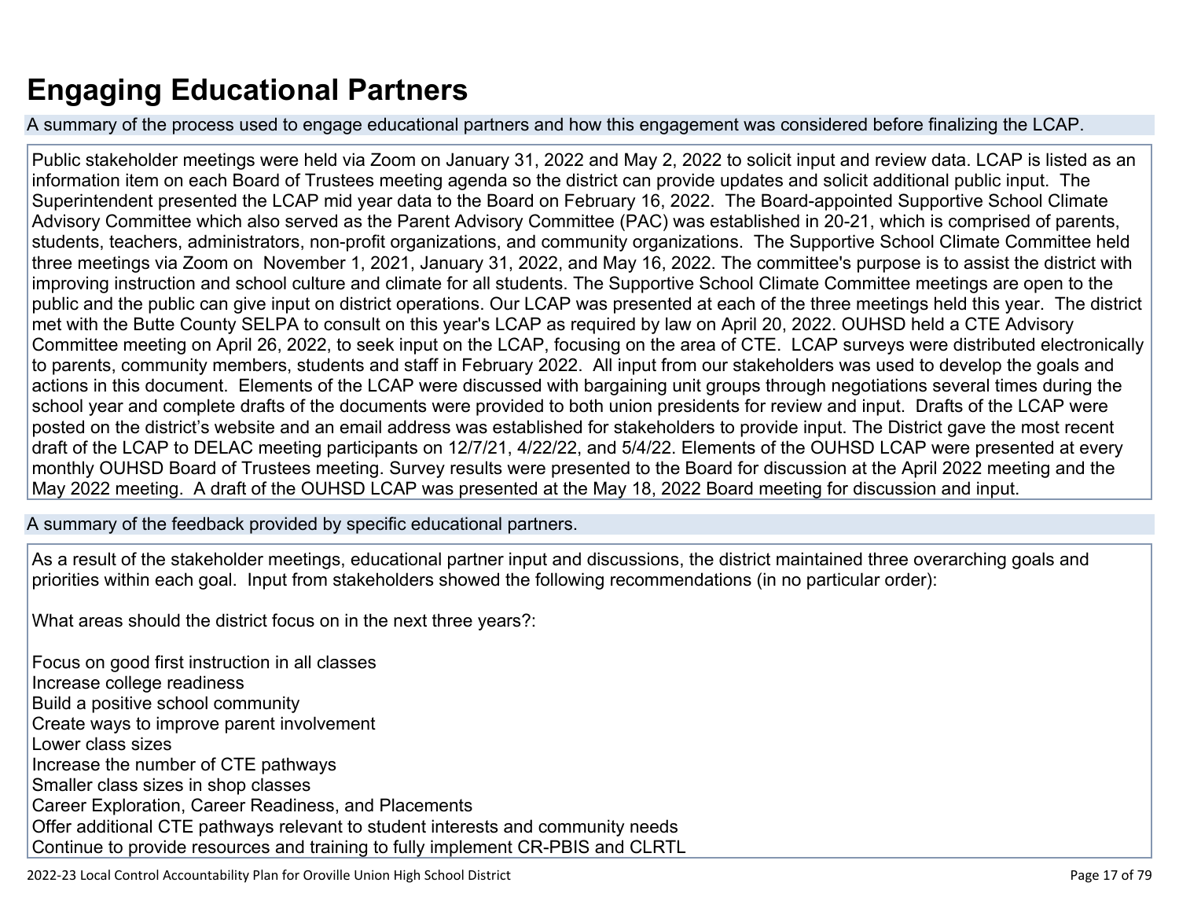# Engaging Educational Partners

A summary of the process used to engage educational partners and how this engagement was considered before finalizing the LCAP.

Public stakeholder meetings were held via Zoom on January 31, 2022 and May 2, 2022 to solicit input and review data. LCAP is listed as an information item on each Board of Trustees meeting agenda so the district can provide updates and solicit additional public input. The Superintendent presented the LCAP mid year data to the Board on February 16, 2022. The Board-appointed Supportive School Climate Advisory Committee which also served as the Parent Advisory Committee (PAC) was established in 20-21, which is comprised of parents, students, teachers, administrators, non-profit organizations, and community organizations. The Supportive School Climate Committee held three meetings via Zoom on November 1, 2021, January 31, 2022, and May 16, 2022. The committee's purpose is to assist the district with improving instruction and school culture and climate for all students. The Supportive School Climate Committee meetings are open to the public and the public can give input on district operations. Our LCAP was presented at each of the three meetings held this year. The district met with the Butte County SELPA to consult on this year's LCAP as required by law on April 20, 2022. OUHSD held a CTE Advisory Committee meeting on April 26, 2022, to seek input on the LCAP, focusing on the area of CTE. LCAP surveys were distributed electronically to parents, community members, students and staff in February 2022. All input from our stakeholders was used to develop the goals and actions in this document. Elements of the LCAP were discussed with bargaining unit groups through negotiations several times during the school year and complete drafts of the documents were provided to both union presidents for review and input. Drafts of the LCAP were posted on the district's website and an email address was established for stakeholders to provide input. The District gave the most recent draft of the LCAP to DELAC meeting participants on 12/7/21, 4/22/22, and 5/4/22. Elements of the OUHSD LCAP were presented at every monthly OUHSD Board of Trustees meeting. Survey results were presented to the Board for discussion at the April 2022 meeting and the May 2022 meeting. A draft of the OUHSD LCAP was presented at the May 18, 2022 Board meeting for discussion and input.

A summary of the feedback provided by specific educational partners.

As a result of the stakeholder meetings, educational partner input and discussions, the district maintained three overarching goals and priorities within each goal. Input from stakeholders showed the following recommendations (in no particular order):

What areas should the district focus on in the next three years?:

Focus on good first instruction in all classes
Increase college readiness
Build a positive school community
Create ways to improve parent involvement
Lower class sizes
Increase the number of CTE pathways
Smaller class sizes in shop classes
Career Exploration, Career Readiness, and Placements
Offer additional CTE pathways relevant to student interests and community needs
Continue to provide resources and training to fully implement CR-PBIS and CLRTL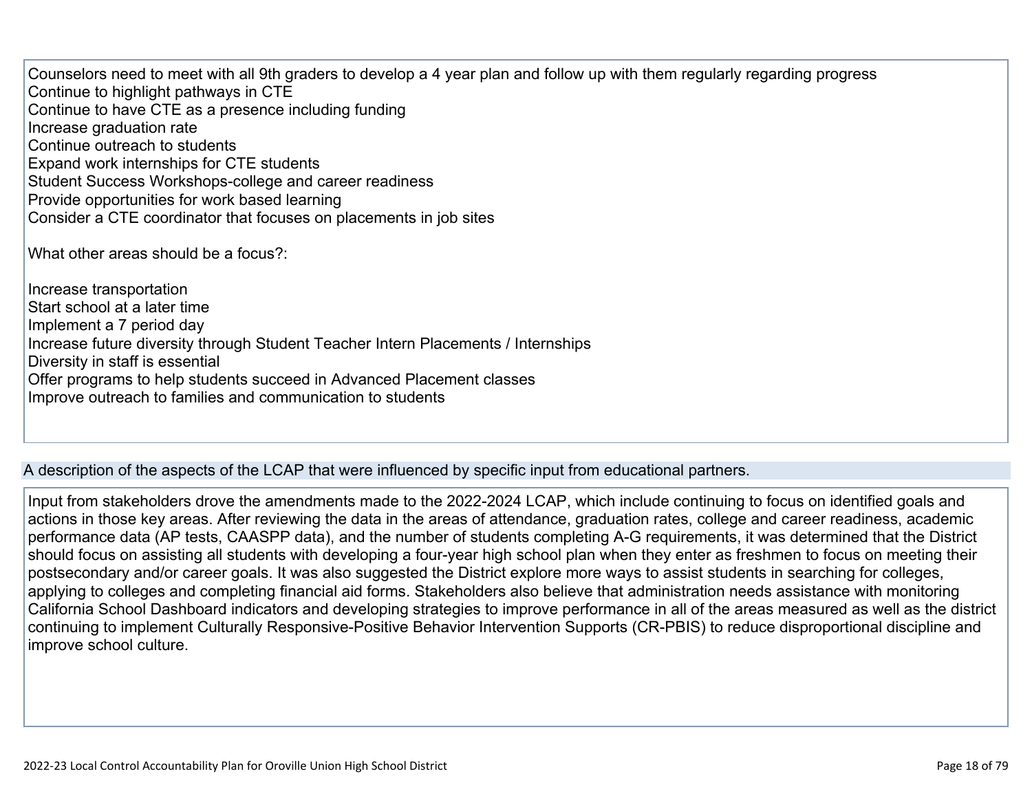Counselors need to meet with all 9th graders to develop a 4 year plan and follow up with them regularly regarding progress
Continue to highlight pathways in CTE
Continue to have CTE as a presence including funding
Increase graduation rate
Continue outreach to students
Expand work internships for CTE students
Student Success Workshops-college and career readiness
Provide opportunities for work based learning
Consider a CTE coordinator that focuses on placements in job sites

What other areas should be a focus?:

Increase transportation
Start school at a later time
Implement a 7 period day
Increase future diversity through Student Teacher Intern Placements / Internships
Diversity in staff is essential
Offer programs to help students succeed in Advanced Placement classes
Improve outreach to families and communication to students

A description of the aspects of the LCAP that were influenced by specific input from educational partners.

Input from stakeholders drove the amendments made to the 2022-2024 LCAP, which include continuing to focus on identified goals and actions in those key areas. After reviewing the data in the areas of attendance, graduation rates, college and career readiness, academic performance data (AP tests, CAASPP data), and the number of students completing A-G requirements, it was determined that the District should focus on assisting all students with developing a four-year high school plan when they enter as freshmen to focus on meeting their postsecondary and/or career goals. It was also suggested the District explore more ways to assist students in searching for colleges, applying to colleges and completing financial aid forms. Stakeholders also believe that administration needs assistance with monitoring California School Dashboard indicators and developing strategies to improve performance in all of the areas measured as well as the district continuing to implement Culturally Responsive-Positive Behavior Intervention Supports (CR-PBIS) to reduce disproportional discipline and improve school culture.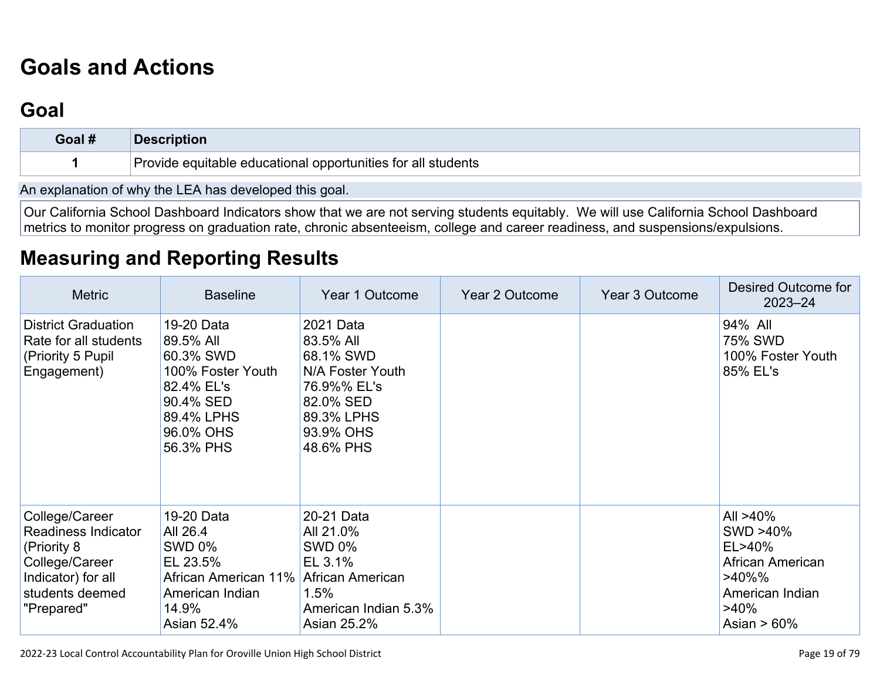# Goals and Actions

## Goal

| Goal # | Description |
|---|---|
| 1 | Provide equitable educational opportunities for all students |

An explanation of why the LEA has developed this goal.

Our California School Dashboard Indicators show that we are not serving students equitably. We will use California School Dashboard metrics to monitor progress on graduation rate, chronic absenteeism, college and career readiness, and suspensions/expulsions.

# Measuring and Reporting Results

| Metric | Baseline | Year 1 Outcome | Year 2 Outcome | Year 3 Outcome | Desired Outcome for 2023–24 |
|---|---|---|---|---|---|
| District Graduation Rate for all students (Priority 5 Pupil Engagement) | 19-20 Data<br>89.5% All<br>60.3% SWD<br>100% Foster Youth<br>82.4% EL's<br>90.4% SED<br>89.4% LPHS<br>96.0% OHS<br>56.3% PHS | 2021 Data<br>83.5% All<br>68.1% SWD<br>N/A Foster Youth<br>76.9%% EL's<br>82.0% SED<br>89.3% LPHS<br>93.9% OHS<br>48.6% PHS | | | 94% All<br>75% SWD<br>100% Foster Youth<br>85% EL's |
| College/Career Readiness Indicator (Priority 8 College/Career Indicator) for all students deemed "Prepared" | 19-20 Data<br>All 26.4<br>SWD 0%<br>EL 23.5%<br>African American 11%<br>American Indian 14.9%<br>Asian 52.4% | 20-21 Data<br>All 21.0%<br>SWD 0%<br>EL 3.1%<br>African American 1.5%<br>American Indian 5.3%<br>Asian 25.2% | | | All >40%<br>SWD >40%<br>EL>40%<br>African American >40%%<br>American Indian >40%<br>Asian > 60% |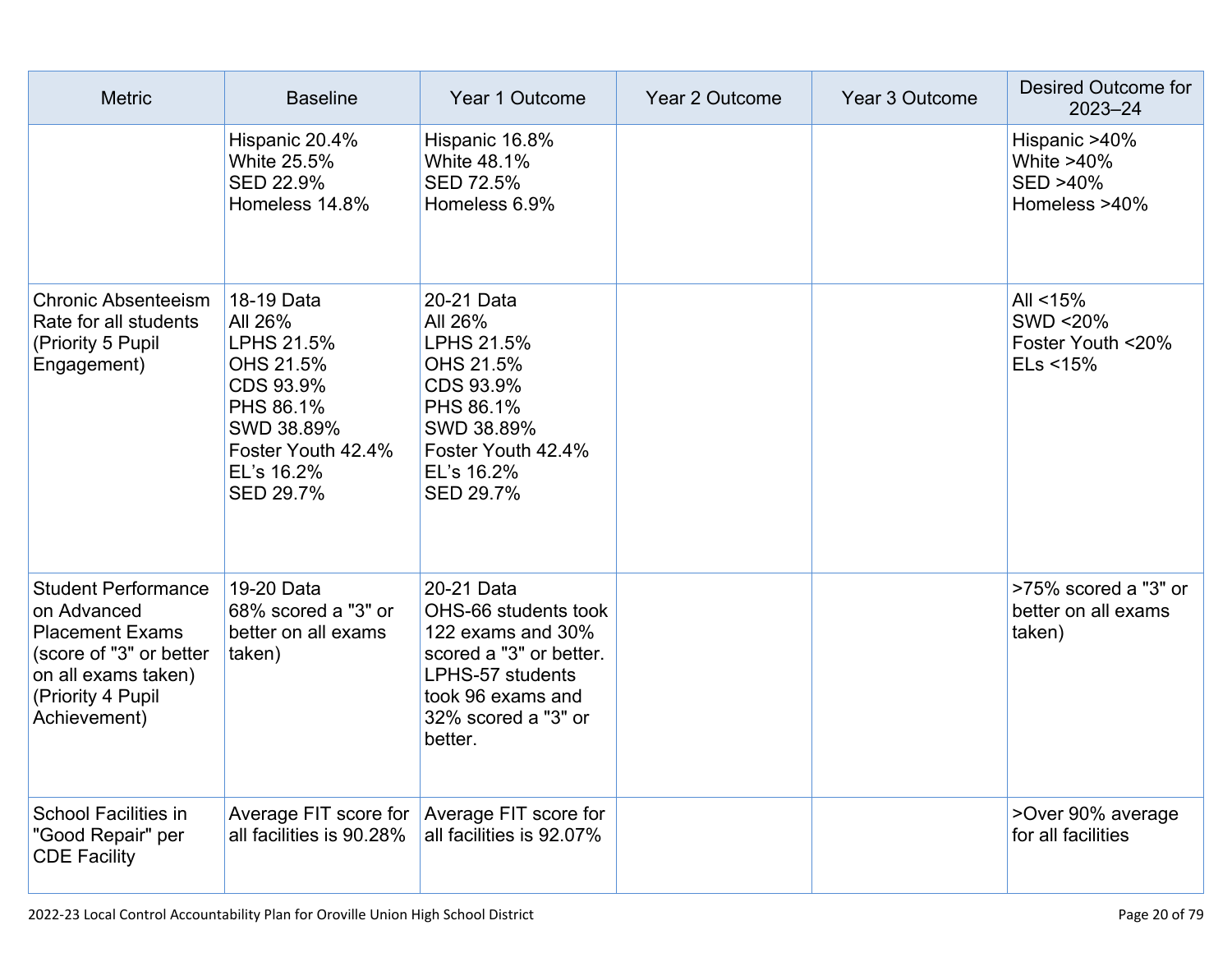| Metric | Baseline | Year 1 Outcome | Year 2 Outcome | Year 3 Outcome | Desired Outcome for 2023–24 |
|---|---|---|---|---|---|
| | Hispanic 20.4%<br>White 25.5%<br>SED 22.9%<br>Homeless 14.8% | Hispanic 16.8%<br>White 48.1%<br>SED 72.5%<br>Homeless 6.9% | | | Hispanic >40%<br>White >40%<br>SED >40%<br>Homeless >40% |
| Chronic Absenteeism Rate for all students (Priority 5 Pupil Engagement) | 18-19 Data<br>All 26%<br>LPHS 21.5%<br>OHS 21.5%<br>CDS 93.9%<br>PHS 86.1%<br>SWD 38.89%<br>Foster Youth 42.4%<br>EL's 16.2%<br>SED 29.7% | 20-21 Data<br>All 26%<br>LPHS 21.5%<br>OHS 21.5%<br>CDS 93.9%<br>PHS 86.1%<br>SWD 38.89%<br>Foster Youth 42.4%<br>EL's 16.2%<br>SED 29.7% | | | All <15%<br>SWD <20%<br>Foster Youth <20%<br>ELs <15% |
| Student Performance on Advanced Placement Exams (score of "3" or better on all exams taken) (Priority 4 Pupil Achievement) | 19-20 Data<br>68% scored a "3" or better on all exams taken) | 20-21 Data<br>OHS-66 students took 122 exams and 30% scored a "3" or better.<br>LPHS-57 students took 96 exams and 32% scored a "3" or better. | | | >75% scored a "3" or better on all exams taken) |
| School Facilities in "Good Repair" per CDE Facility | Average FIT score for all facilities is 90.28% | Average FIT score for all facilities is 92.07% | | | >Over 90% average for all facilities |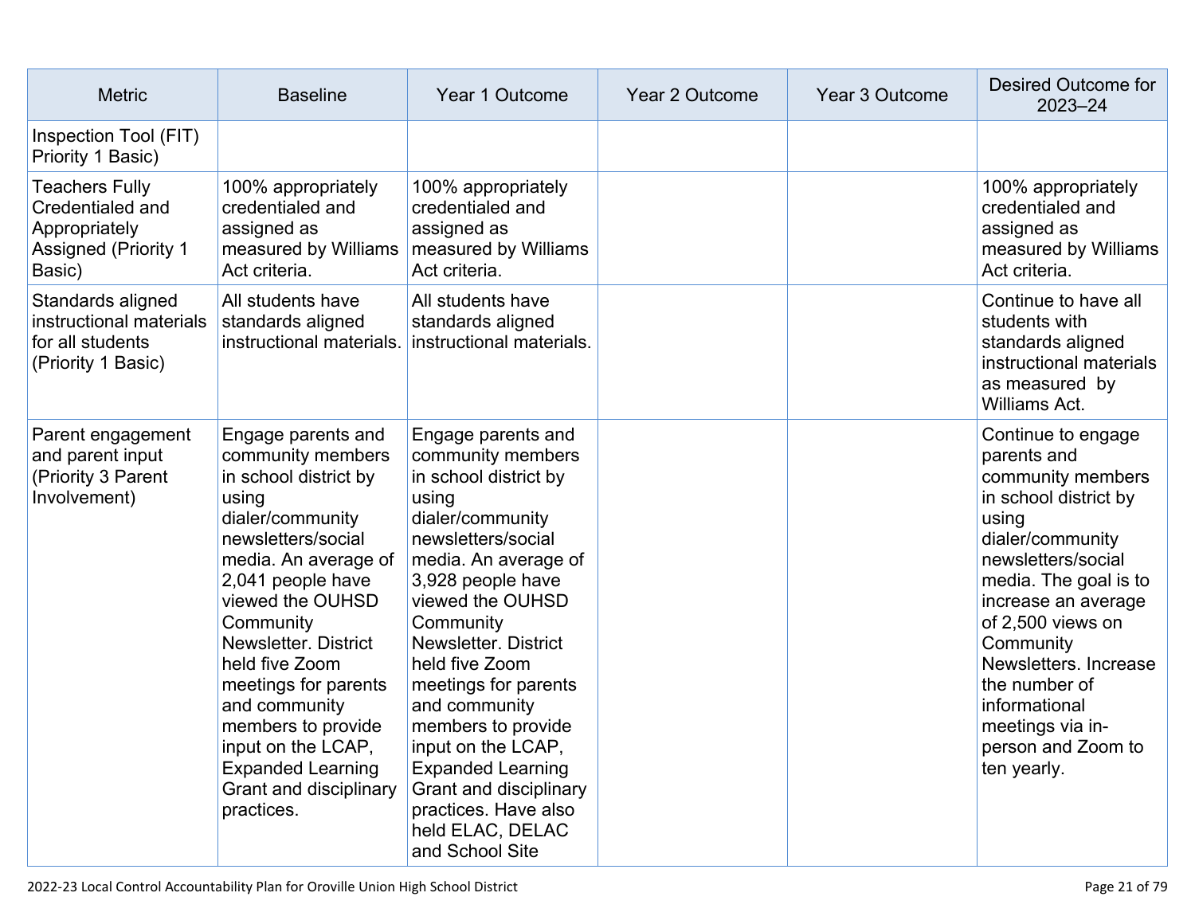| Metric | Baseline | Year 1 Outcome | Year 2 Outcome | Year 3 Outcome | Desired Outcome for 2023–24 |
|---|---|---|---|---|---|
| Inspection Tool (FIT) Priority 1 Basic) | | | | | |
| Teachers Fully Credentialed and Appropriately Assigned (Priority 1 Basic) | 100% appropriately credentialed and assigned as measured by Williams Act criteria. | 100% appropriately credentialed and assigned as measured by Williams Act criteria. | | | 100% appropriately credentialed and assigned as measured by Williams Act criteria. |
| Standards aligned instructional materials for all students (Priority 1 Basic) | All students have standards aligned instructional materials. | All students have standards aligned instructional materials. | | | Continue to have all students with standards aligned instructional materials as measured by Williams Act. |
| Parent engagement and parent input (Priority 3 Parent Involvement) | Engage parents and community members in school district by using dialer/community newsletters/social media. An average of 2,041 people have viewed the OUHSD Community Newsletter. District held five Zoom meetings for parents and community members to provide input on the LCAP, Expanded Learning Grant and disciplinary practices. | Engage parents and community members in school district by using dialer/community newsletters/social media. An average of 3,928 people have viewed the OUHSD Community Newsletter. District held five Zoom meetings for parents and community members to provide input on the LCAP, Expanded Learning Grant and disciplinary practices. Have also held ELAC, DELAC and School Site | | | Continue to engage parents and community members in school district by using dialer/community newsletters/social media. The goal is to increase an average of 2,500 views on Community Newsletters. Increase the number of informational meetings via in-person and Zoom to ten yearly. |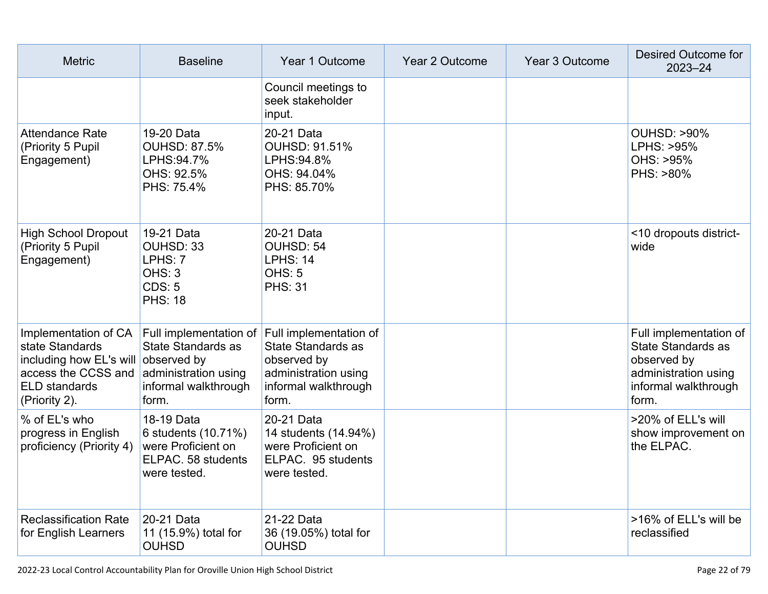| Metric | Baseline | Year 1 Outcome | Year 2 Outcome | Year 3 Outcome | Desired Outcome for 2023–24 |
|---|---|---|---|---|---|
| | | Council meetings to seek stakeholder input. | | | |
| Attendance Rate (Priority 5 Pupil Engagement) | 19-20 Data<br>OUHSD: 87.5%<br>LPHS:94.7%<br>OHS: 92.5%<br>PHS: 75.4% | 20-21 Data<br>OUHSD: 91.51%<br>LPHS:94.8%<br>OHS: 94.04%<br>PHS: 85.70% | | | OUHSD: >90%<br>LPHS: >95%<br>OHS: >95%<br>PHS: >80% |
| High School Dropout (Priority 5 Pupil Engagement) | 19-21 Data<br>OUHSD: 33<br>LPHS: 7<br>OHS: 3<br>CDS: 5<br>PHS: 18 | 20-21 Data<br>OUHSD: 54<br>LPHS: 14<br>OHS: 5<br>PHS: 31 | | | <10 dropouts district-wide |
| Implementation of CA state Standards including how EL's will access the CCSS and ELD standards (Priority 2). | Full implementation of State Standards as observed by administration using informal walkthrough form. | Full implementation of State Standards as observed by administration using informal walkthrough form. | | | Full implementation of State Standards as observed by administration using informal walkthrough form. |
| % of EL's who progress in English proficiency (Priority 4) | 18-19 Data<br>6 students (10.71%) were Proficient on ELPAC. 58 students were tested. | 20-21 Data<br>14 students (14.94%) were Proficient on ELPAC. 95 students were tested. | | | >20% of ELL's will show improvement on the ELPAC. |
| Reclassification Rate for English Learners | 20-21 Data<br>11 (15.9%) total for OUHSD | 21-22 Data<br>36 (19.05%) total for OUHSD | | | >16% of ELL's will be reclassified |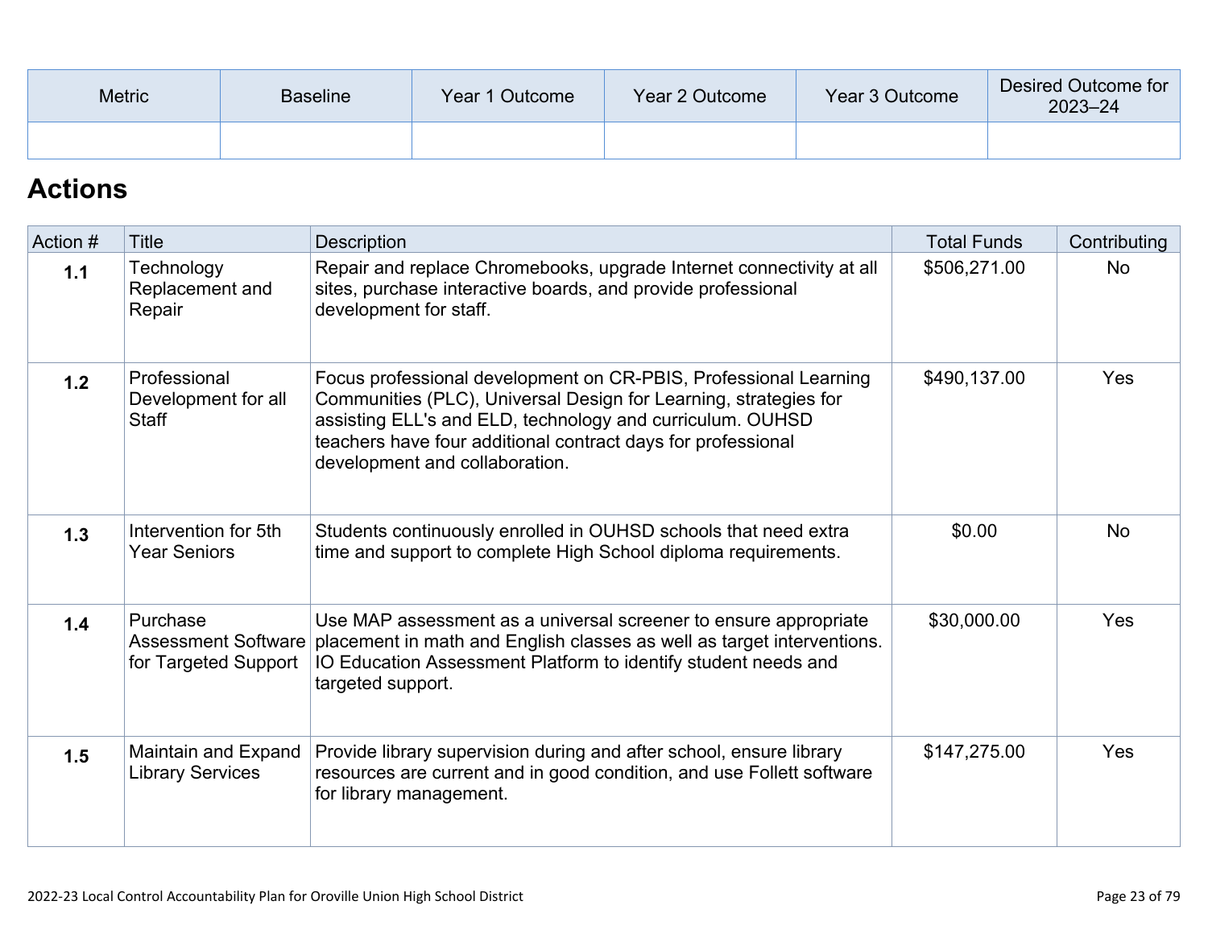| Metric | Baseline | Year 1 Outcome | Year 2 Outcome | Year 3 Outcome | Desired Outcome for 2023–24 |
| --- | --- | --- | --- | --- | --- |
| | | | | | |

## Actions

| Action # | Title | Description | Total Funds | Contributing |
| --- | --- | --- | --- | --- |
| **1.1** | Technology Replacement and Repair | Repair and replace Chromebooks, upgrade Internet connectivity at all sites, purchase interactive boards, and provide professional development for staff. | $506,271.00 | No |
| **1.2** | Professional Development for all Staff | Focus professional development on CR-PBIS, Professional Learning Communities (PLC), Universal Design for Learning, strategies for assisting ELL's and ELD, technology and curriculum. OUHSD teachers have four additional contract days for professional development and collaboration. | $490,137.00 | Yes |
| **1.3** | Intervention for 5th Year Seniors | Students continuously enrolled in OUHSD schools that need extra time and support to complete High School diploma requirements. | $0.00 | No |
| **1.4** | Purchase Assessment Software for Targeted Support | Use MAP assessment as a universal screener to ensure appropriate placement in math and English classes as well as target interventions. IO Education Assessment Platform to identify student needs and targeted support. | $30,000.00 | Yes |
| **1.5** | Maintain and Expand Library Services | Provide library supervision during and after school, ensure library resources are current and in good condition, and use Follett software for library management. | $147,275.00 | Yes |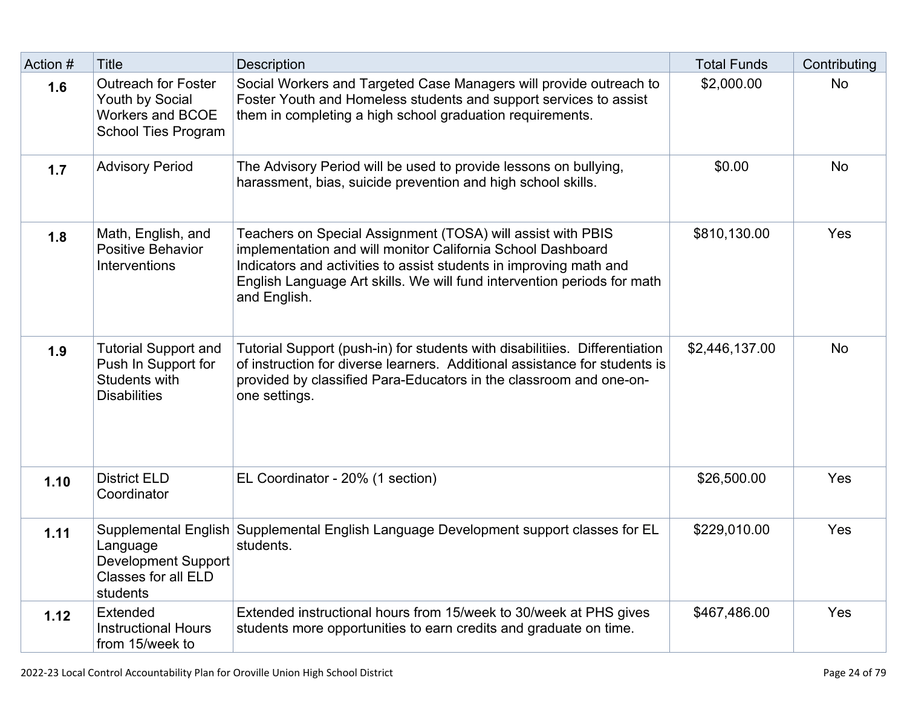| Action # | Title | Description | Total Funds | Contributing |
|---|---|---|---|---|
| **1.6** | Outreach for Foster Youth by Social Workers and BCOE School Ties Program | Social Workers and Targeted Case Managers will provide outreach to Foster Youth and Homeless students and support services to assist them in completing a high school graduation requirements. | $2,000.00 | No |
| **1.7** | Advisory Period | The Advisory Period will be used to provide lessons on bullying, harassment, bias, suicide prevention and high school skills. | $0.00 | No |
| **1.8** | Math, English, and Positive Behavior Interventions | Teachers on Special Assignment (TOSA) will assist with PBIS implementation and will monitor California School Dashboard Indicators and activities to assist students in improving math and English Language Art skills. We will fund intervention periods for math and English. | $810,130.00 | Yes |
| **1.9** | Tutorial Support and Push In Support for Students with Disabilities | Tutorial Support (push-in) for students with disabilitiies. Differentiation of instruction for diverse learners. Additional assistance for students is provided by classified Para-Educators in the classroom and one-on-one settings. | $2,446,137.00 | No |
| **1.10** | District ELD Coordinator | EL Coordinator - 20% (1 section) | $26,500.00 | Yes |
| **1.11** | Supplemental English Language Development Support Classes for all ELD students | Supplemental English Language Development support classes for EL students. | $229,010.00 | Yes |
| **1.12** | Extended Instructional Hours from 15/week to | Extended instructional hours from 15/week to 30/week at PHS gives students more opportunities to earn credits and graduate on time. | $467,486.00 | Yes |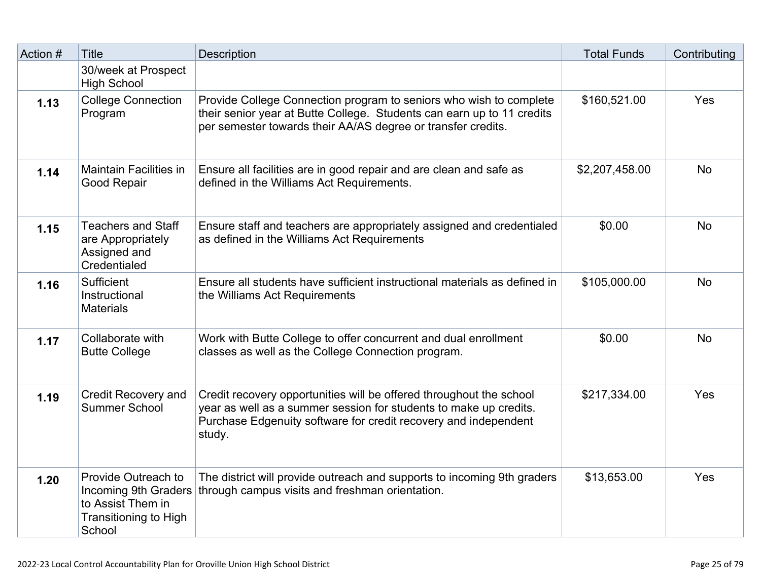| Action # | Title | Description | Total Funds | Contributing |
| --- | --- | --- | --- | --- |
| | 30/week at Prospect High School | | | |
| **1.13** | College Connection Program | Provide College Connection program to seniors who wish to complete their senior year at Butte College. Students can earn up to 11 credits per semester towards their AA/AS degree or transfer credits. | $160,521.00 | Yes |
| **1.14** | Maintain Facilities in Good Repair | Ensure all facilities are in good repair and are clean and safe as defined in the Williams Act Requirements. | $2,207,458.00 | No |
| **1.15** | Teachers and Staff are Appropriately Assigned and Credentialed | Ensure staff and teachers are appropriately assigned and credentialed as defined in the Williams Act Requirements | $0.00 | No |
| **1.16** | Sufficient Instructional Materials | Ensure all students have sufficient instructional materials as defined in the Williams Act Requirements | $105,000.00 | No |
| **1.17** | Collaborate with Butte College | Work with Butte College to offer concurrent and dual enrollment classes as well as the College Connection program. | $0.00 | No |
| **1.19** | Credit Recovery and Summer School | Credit recovery opportunities will be offered throughout the school year as well as a summer session for students to make up credits. Purchase Edgenuity software for credit recovery and independent study. | $217,334.00 | Yes |
| **1.20** | Provide Outreach to Incoming 9th Graders to Assist Them in Transitioning to High School | The district will provide outreach and supports to incoming 9th graders through campus visits and freshman orientation. | $13,653.00 | Yes |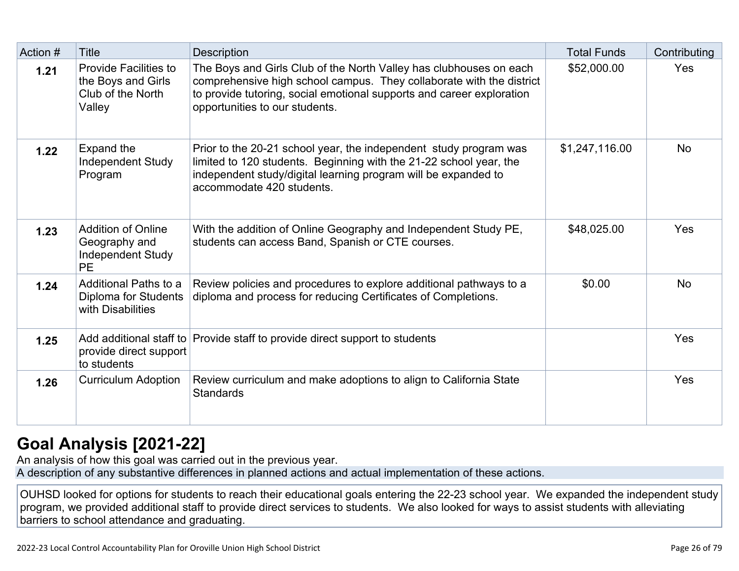| Action # | Title | Description | Total Funds | Contributing |
|---|---|---|---|---|
| **1.21** | Provide Facilities to the Boys and Girls Club of the North Valley | The Boys and Girls Club of the North Valley has clubhouses on each comprehensive high school campus. They collaborate with the district to provide tutoring, social emotional supports and career exploration opportunities to our students. | $52,000.00 | Yes |
| **1.22** | Expand the Independent Study Program | Prior to the 20-21 school year, the independent study program was limited to 120 students. Beginning with the 21-22 school year, the independent study/digital learning program will be expanded to accommodate 420 students. | $1,247,116.00 | No |
| **1.23** | Addition of Online Geography and Independent Study PE | With the addition of Online Geography and Independent Study PE, students can access Band, Spanish or CTE courses. | $48,025.00 | Yes |
| **1.24** | Additional Paths to a Diploma for Students with Disabilities | Review policies and procedures to explore additional pathways to a diploma and process for reducing Certificates of Completions. | $0.00 | No |
| **1.25** | Add additional staff to provide direct support to students | Provide staff to provide direct support to students | | Yes |
| **1.26** | Curriculum Adoption | Review curriculum and make adoptions to align to California State Standards | | Yes |

## Goal Analysis [2021-22]

An analysis of how this goal was carried out in the previous year.

A description of any substantive differences in planned actions and actual implementation of these actions.

OUHSD looked for options for students to reach their educational goals entering the 22-23 school year. We expanded the independent study program, we provided additional staff to provide direct services to students. We also looked for ways to assist students with alleviating barriers to school attendance and graduating.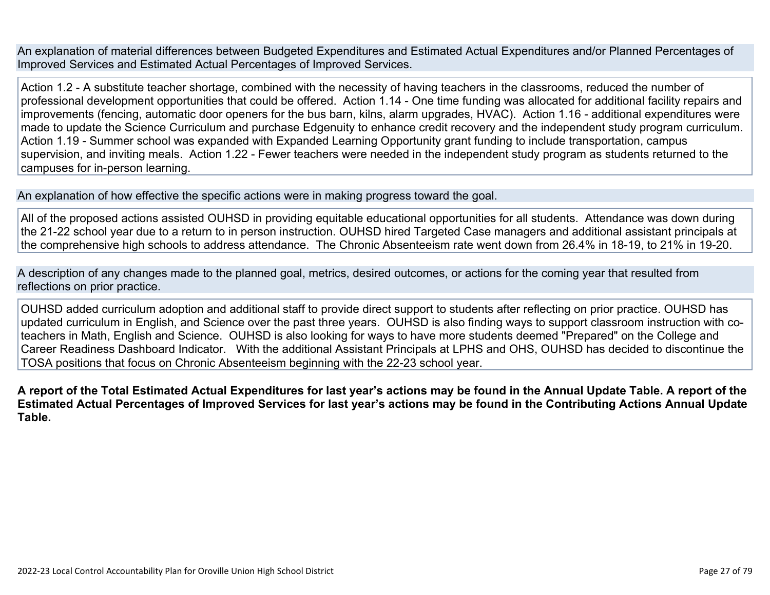An explanation of material differences between Budgeted Expenditures and Estimated Actual Expenditures and/or Planned Percentages of Improved Services and Estimated Actual Percentages of Improved Services.

Action 1.2 - A substitute teacher shortage, combined with the necessity of having teachers in the classrooms, reduced the number of professional development opportunities that could be offered. Action 1.14 - One time funding was allocated for additional facility repairs and improvements (fencing, automatic door openers for the bus barn, kilns, alarm upgrades, HVAC). Action 1.16 - additional expenditures were made to update the Science Curriculum and purchase Edgenuity to enhance credit recovery and the independent study program curriculum. Action 1.19 - Summer school was expanded with Expanded Learning Opportunity grant funding to include transportation, campus supervision, and inviting meals. Action 1.22 - Fewer teachers were needed in the independent study program as students returned to the campuses for in-person learning.

An explanation of how effective the specific actions were in making progress toward the goal.

All of the proposed actions assisted OUHSD in providing equitable educational opportunities for all students. Attendance was down during the 21-22 school year due to a return to in person instruction. OUHSD hired Targeted Case managers and additional assistant principals at the comprehensive high schools to address attendance. The Chronic Absenteeism rate went down from 26.4% in 18-19, to 21% in 19-20.

A description of any changes made to the planned goal, metrics, desired outcomes, or actions for the coming year that resulted from reflections on prior practice.

OUHSD added curriculum adoption and additional staff to provide direct support to students after reflecting on prior practice. OUHSD has updated curriculum in English, and Science over the past three years. OUHSD is also finding ways to support classroom instruction with co-teachers in Math, English and Science. OUHSD is also looking for ways to have more students deemed "Prepared" on the College and Career Readiness Dashboard Indicator. With the additional Assistant Principals at LPHS and OHS, OUHSD has decided to discontinue the TOSA positions that focus on Chronic Absenteeism beginning with the 22-23 school year.

**A report of the Total Estimated Actual Expenditures for last year's actions may be found in the Annual Update Table. A report of the Estimated Actual Percentages of Improved Services for last year's actions may be found in the Contributing Actions Annual Update Table.**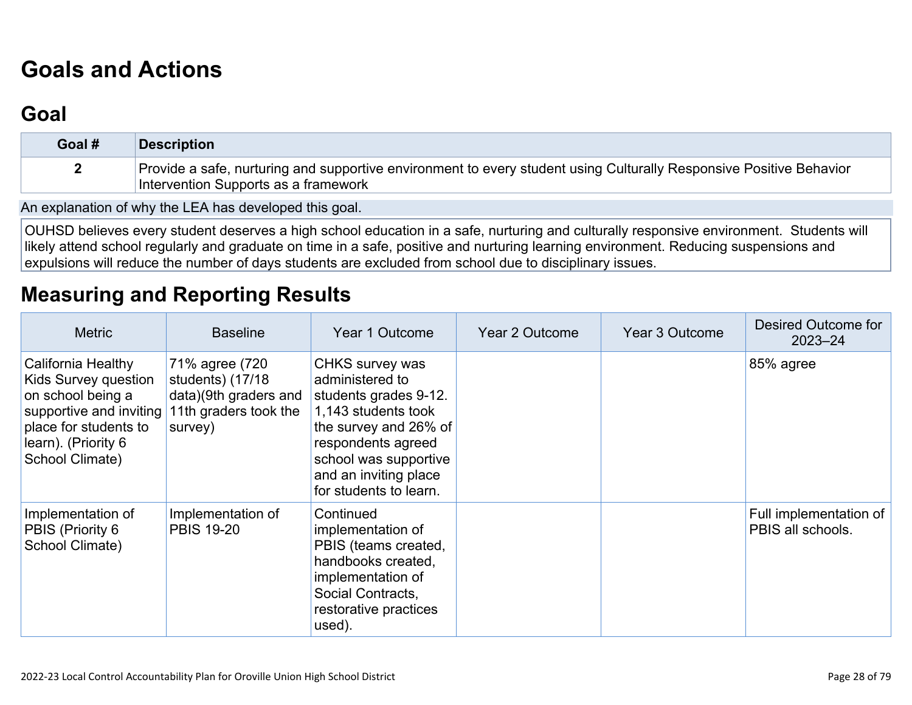# Goals and Actions

## Goal

| Goal # | Description |
| --- | --- |
| 2 | Provide a safe, nurturing and supportive environment to every student using Culturally Responsive Positive Behavior Intervention Supports as a framework |

An explanation of why the LEA has developed this goal.

OUHSD believes every student deserves a high school education in a safe, nurturing and culturally responsive environment. Students will likely attend school regularly and graduate on time in a safe, positive and nurturing learning environment. Reducing suspensions and expulsions will reduce the number of days students are excluded from school due to disciplinary issues.

# Measuring and Reporting Results

| Metric | Baseline | Year 1 Outcome | Year 2 Outcome | Year 3 Outcome | Desired Outcome for 2023–24 |
| --- | --- | --- | --- | --- | --- |
| California Healthy Kids Survey question on school being a supportive and inviting place for students to learn). (Priority 6 School Climate) | 71% agree (720 students) (17/18 data)(9th graders and 11th graders took the survey) | CHKS survey was administered to students grades 9-12. 1,143 students took the survey and 26% of respondents agreed school was supportive and an inviting place for students to learn. | | | 85% agree |
| Implementation of PBIS (Priority 6 School Climate) | Implementation of PBIS 19-20 | Continued implementation of PBIS (teams created, handbooks created, implementation of Social Contracts, restorative practices used). | | | Full implementation of PBIS all schools. |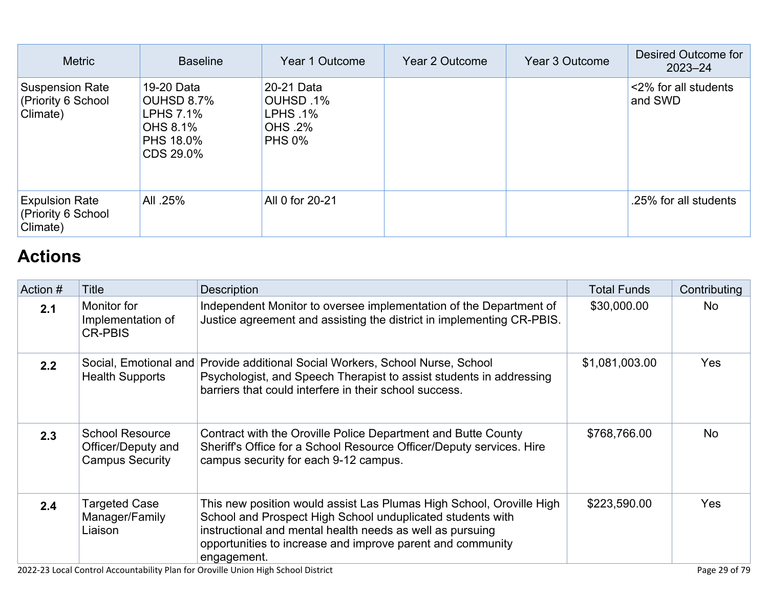| Metric | Baseline | Year 1 Outcome | Year 2 Outcome | Year 3 Outcome | Desired Outcome for 2023–24 |
|---|---|---|---|---|---|
| Suspension Rate (Priority 6 School Climate) | 19-20 Data<br>OUHSD 8.7%<br>LPHS 7.1%<br>OHS 8.1%<br>PHS 18.0%<br>CDS 29.0% | 20-21 Data<br>OUHSD .1%<br>LPHS .1%<br>OHS .2%<br>PHS 0% | | | <2% for all students and SWD |
| Expulsion Rate (Priority 6 School Climate) | All .25% | All 0 for 20-21 | | | .25% for all students |

# Actions

| Action # | Title | Description | Total Funds | Contributing |
|---|---|---|---|---|
| **2.1** | Monitor for Implementation of CR-PBIS | Independent Monitor to oversee implementation of the Department of Justice agreement and assisting the district in implementing CR-PBIS. | $30,000.00 | No |
| **2.2** | Social, Emotional and Health Supports | Provide additional Social Workers, School Nurse, School Psychologist, and Speech Therapist to assist students in addressing barriers that could interfere in their school success. | $1,081,003.00 | Yes |
| **2.3** | School Resource Officer/Deputy and Campus Security | Contract with the Oroville Police Department and Butte County Sheriff's Office for a School Resource Officer/Deputy services. Hire campus security for each 9-12 campus. | $768,766.00 | No |
| **2.4** | Targeted Case Manager/Family Liaison | This new position would assist Las Plumas High School, Oroville High School and Prospect High School unduplicated students with instructional and mental health needs as well as pursuing opportunities to increase and improve parent and community engagement. | $223,590.00 | Yes |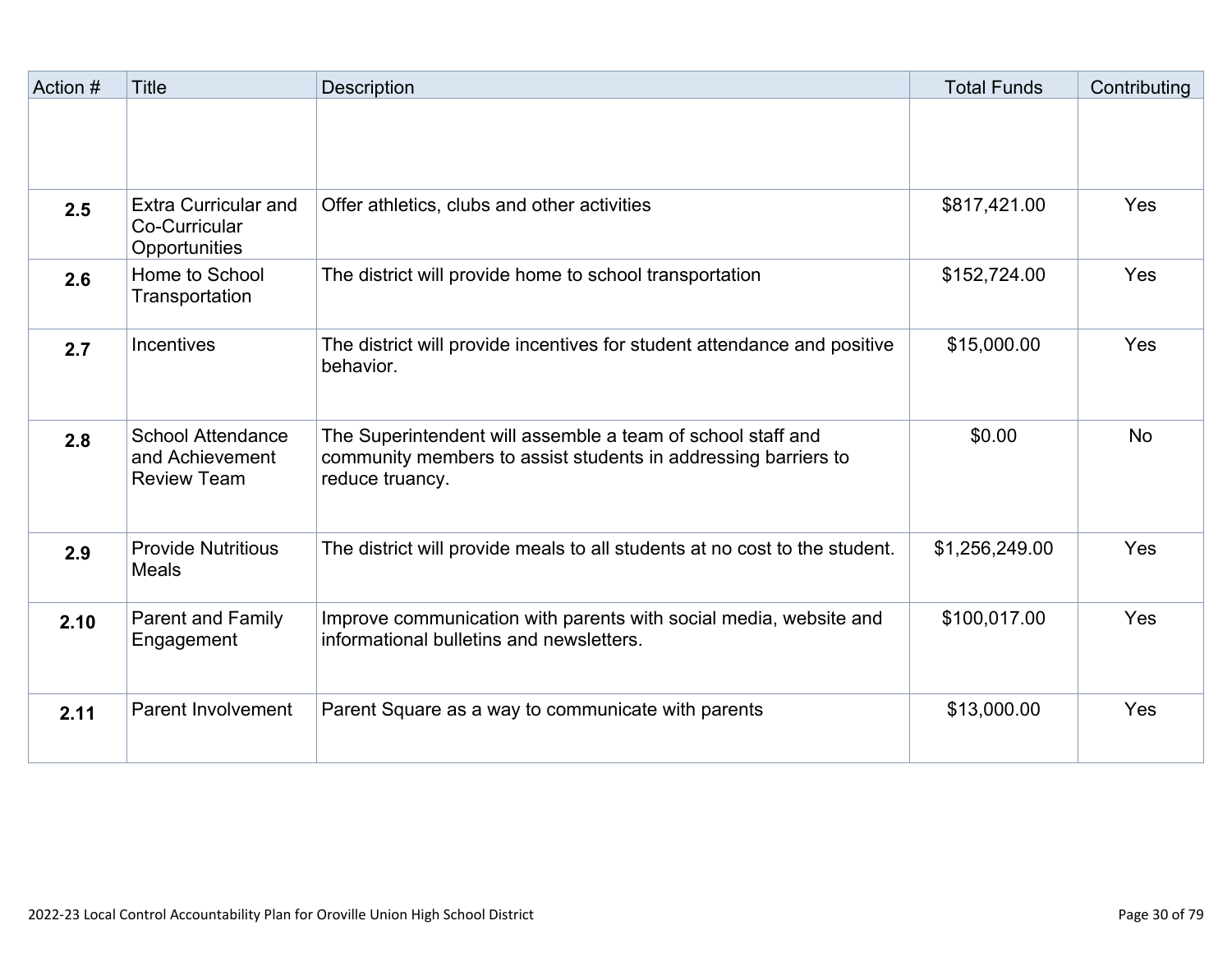| Action # | Title | Description | Total Funds | Contributing |
|---|---|---|---|---|
| | | | | |
| 2.5 | Extra Curricular and Co-Curricular Opportunities | Offer athletics, clubs and other activities | $817,421.00 | Yes |
| 2.6 | Home to School Transportation | The district will provide home to school transportation | $152,724.00 | Yes |
| 2.7 | Incentives | The district will provide incentives for student attendance and positive behavior. | $15,000.00 | Yes |
| 2.8 | School Attendance and Achievement Review Team | The Superintendent will assemble a team of school staff and community members to assist students in addressing barriers to reduce truancy. | $0.00 | No |
| 2.9 | Provide Nutritious Meals | The district will provide meals to all students at no cost to the student. | $1,256,249.00 | Yes |
| 2.10 | Parent and Family Engagement | Improve communication with parents with social media, website and informational bulletins and newsletters. | $100,017.00 | Yes |
| 2.11 | Parent Involvement | Parent Square as a way to communicate with parents | $13,000.00 | Yes |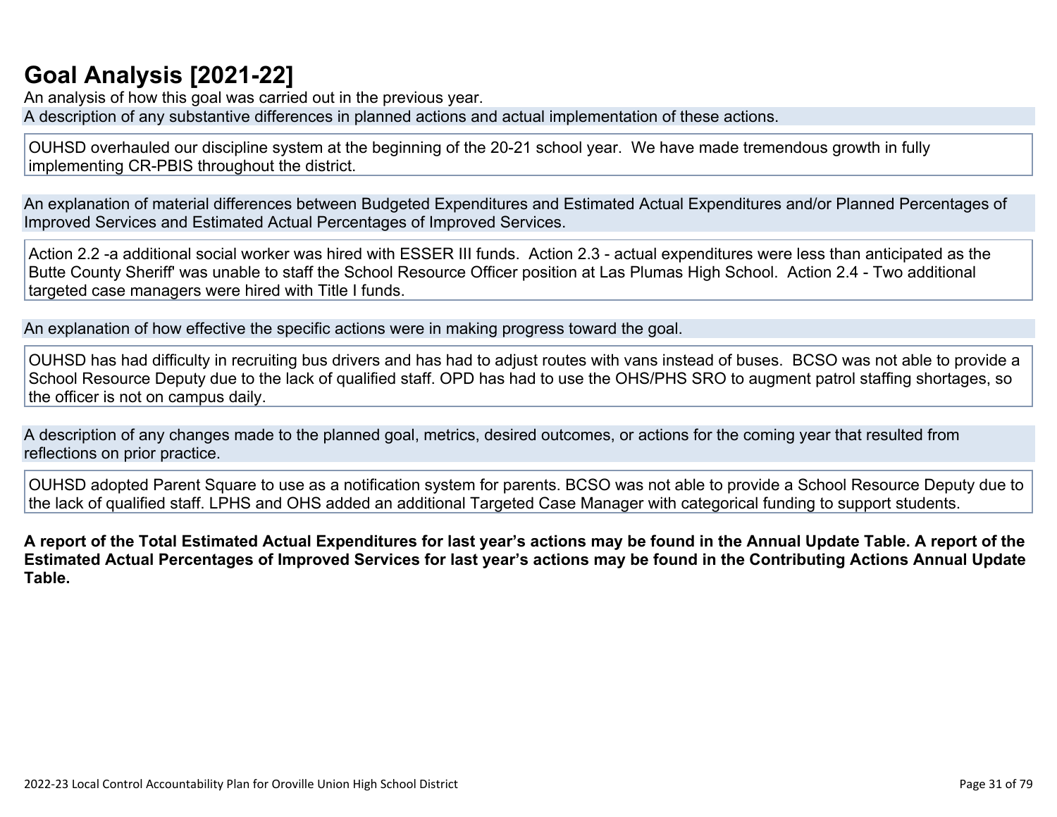# Goal Analysis [2021-22]

An analysis of how this goal was carried out in the previous year.

A description of any substantive differences in planned actions and actual implementation of these actions.

OUHSD overhauled our discipline system at the beginning of the 20-21 school year. We have made tremendous growth in fully implementing CR-PBIS throughout the district.

An explanation of material differences between Budgeted Expenditures and Estimated Actual Expenditures and/or Planned Percentages of Improved Services and Estimated Actual Percentages of Improved Services.

Action 2.2 -a additional social worker was hired with ESSER III funds. Action 2.3 - actual expenditures were less than anticipated as the Butte County Sheriff' was unable to staff the School Resource Officer position at Las Plumas High School. Action 2.4 - Two additional targeted case managers were hired with Title I funds.

An explanation of how effective the specific actions were in making progress toward the goal.

OUHSD has had difficulty in recruiting bus drivers and has had to adjust routes with vans instead of buses. BCSO was not able to provide a School Resource Deputy due to the lack of qualified staff. OPD has had to use the OHS/PHS SRO to augment patrol staffing shortages, so the officer is not on campus daily.

A description of any changes made to the planned goal, metrics, desired outcomes, or actions for the coming year that resulted from reflections on prior practice.

OUHSD adopted Parent Square to use as a notification system for parents. BCSO was not able to provide a School Resource Deputy due to the lack of qualified staff. LPHS and OHS added an additional Targeted Case Manager with categorical funding to support students.

**A report of the Total Estimated Actual Expenditures for last year's actions may be found in the Annual Update Table. A report of the Estimated Actual Percentages of Improved Services for last year's actions may be found in the Contributing Actions Annual Update Table.**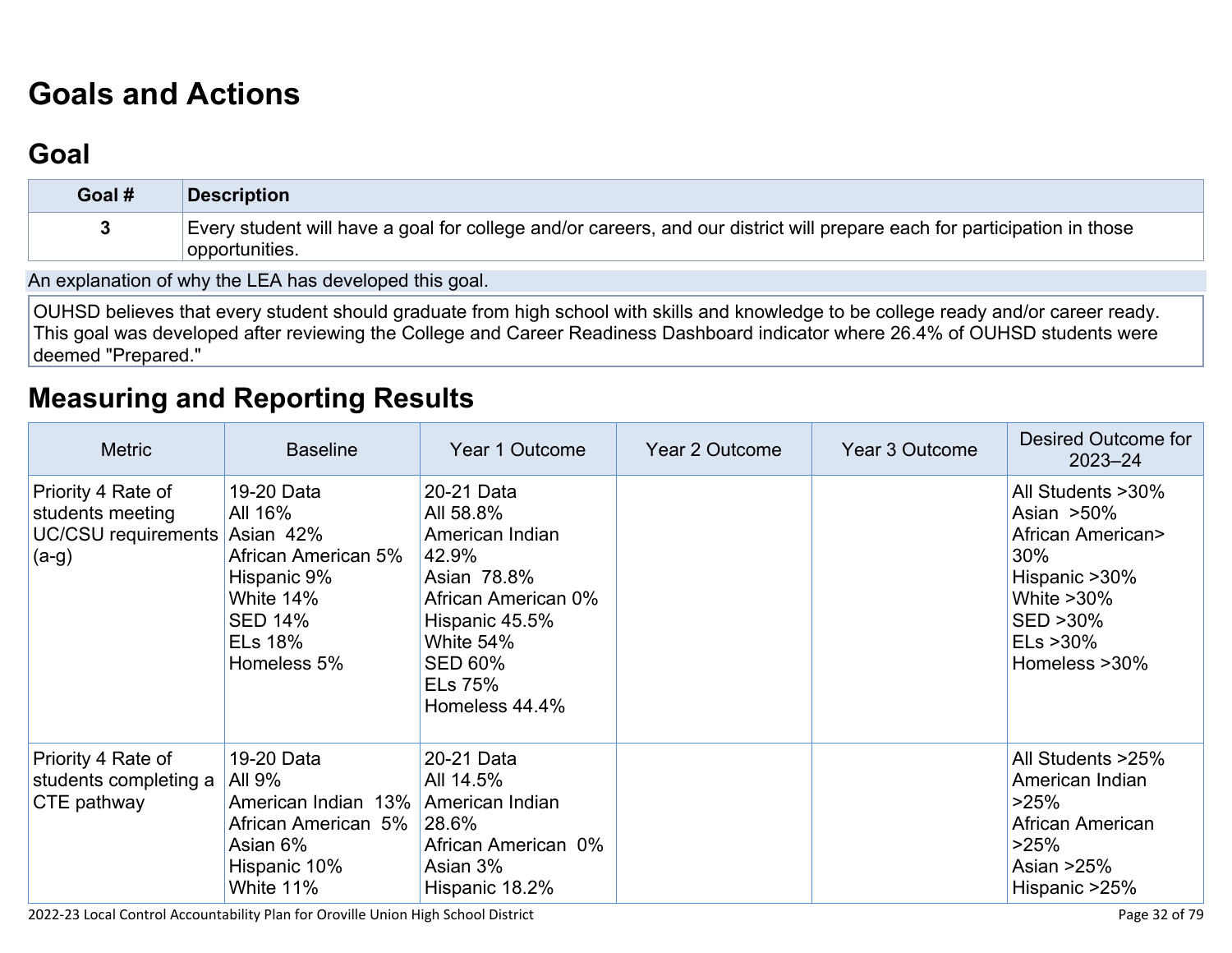# Goals and Actions

## Goal

| Goal # | Description |
|---|---|
| 3 | Every student will have a goal for college and/or careers, and our district will prepare each for participation in those opportunities. |

An explanation of why the LEA has developed this goal.

OUHSD believes that every student should graduate from high school with skills and knowledge to be college ready and/or career ready. This goal was developed after reviewing the College and Career Readiness Dashboard indicator where 26.4% of OUHSD students were deemed "Prepared."

## Measuring and Reporting Results

| Metric | Baseline | Year 1 Outcome | Year 2 Outcome | Year 3 Outcome | Desired Outcome for 2023–24 |
|---|---|---|---|---|---|
| Priority 4 Rate of students meeting UC/CSU requirements (a-g) | 19-20 Data<br>All 16%<br>Asian 42%<br>African American 5%<br>Hispanic 9%<br>White 14%<br>SED 14%<br>ELs 18%<br>Homeless 5% | 20-21 Data<br>All 58.8%<br>American Indian 42.9%<br>Asian 78.8%<br>African American 0%<br>Hispanic 45.5%<br>White 54%<br>SED 60%<br>ELs 75%<br>Homeless 44.4% | | | All Students >30%<br>Asian >50%<br>African American> 30%<br>Hispanic >30%<br>White >30%<br>SED >30%<br>ELs >30%<br>Homeless >30% |
| Priority 4 Rate of students completing a CTE pathway | 19-20 Data<br>All 9%<br>American Indian 13%<br>African American 5%<br>Asian 6%<br>Hispanic 10%<br>White 11% | 20-21 Data<br>All 14.5%<br>American Indian 28.6%<br>African American 0%<br>Asian 3%<br>Hispanic 18.2% | | | All Students >25%<br>American Indian >25%<br>African American >25%<br>Asian >25%<br>Hispanic >25% |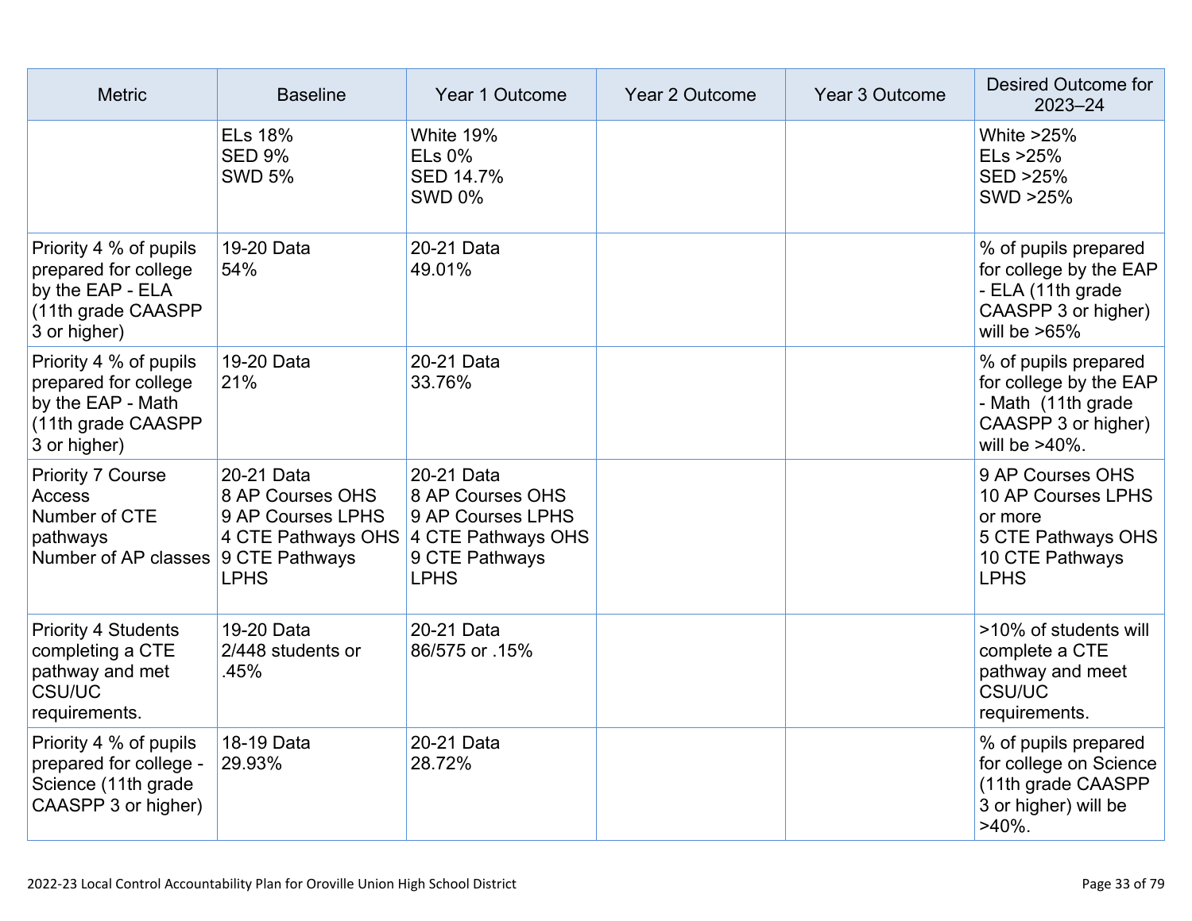| Metric | Baseline | Year 1 Outcome | Year 2 Outcome | Year 3 Outcome | Desired Outcome for 2023–24 |
|---|---|---|---|---|---|
| | ELs 18%<br>SED 9%<br>SWD 5% | White 19%<br>ELs 0%<br>SED 14.7%<br>SWD 0% | | | White >25%<br>ELs >25%<br>SED >25%<br>SWD >25% |
| Priority 4 % of pupils prepared for college by the EAP - ELA (11th grade CAASPP 3 or higher) | 19-20 Data<br>54% | 20-21 Data<br>49.01% | | | % of pupils prepared for college by the EAP - ELA (11th grade CAASPP 3 or higher) will be >65% |
| Priority 4 % of pupils prepared for college by the EAP - Math (11th grade CAASPP 3 or higher) | 19-20 Data<br>21% | 20-21 Data<br>33.76% | | | % of pupils prepared for college by the EAP - Math (11th grade CAASPP 3 or higher) will be >40%. |
| Priority 7 Course Access<br>Number of CTE pathways<br>Number of AP classes | 20-21 Data<br>8 AP Courses OHS<br>9 AP Courses LPHS<br>4 CTE Pathways OHS<br>9 CTE Pathways LPHS | 20-21 Data<br>8 AP Courses OHS<br>9 AP Courses LPHS<br>4 CTE Pathways OHS<br>9 CTE Pathways LPHS | | | 9 AP Courses OHS<br>10 AP Courses LPHS or more<br>5 CTE Pathways OHS<br>10 CTE Pathways LPHS |
| Priority 4 Students completing a CTE pathway and met CSU/UC requirements. | 19-20 Data<br>2/448 students or .45% | 20-21 Data<br>86/575 or .15% | | | >10% of students will complete a CTE pathway and meet CSU/UC requirements. |
| Priority 4 % of pupils prepared for college - Science (11th grade CAASPP 3 or higher) | 18-19 Data<br>29.93% | 20-21 Data<br>28.72% | | | % of pupils prepared for college on Science (11th grade CAASPP 3 or higher) will be >40%. |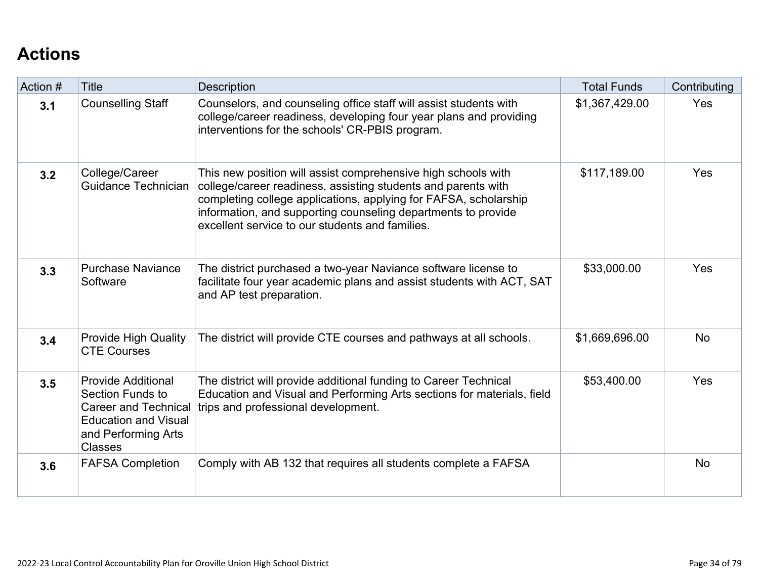## Actions

| Action # | Title | Description | Total Funds | Contributing |
|---|---|---|---|---|
| **3.1** | Counselling Staff | Counselors, and counseling office staff will assist students with college/career readiness, developing four year plans and providing interventions for the schools' CR-PBIS program. | $1,367,429.00 | Yes |
| **3.2** | College/Career Guidance Technician | This new position will assist comprehensive high schools with college/career readiness, assisting students and parents with completing college applications, applying for FAFSA, scholarship information, and supporting counseling departments to provide excellent service to our students and families. | $117,189.00 | Yes |
| **3.3** | Purchase Naviance Software | The district purchased a two-year Naviance software license to facilitate four year academic plans and assist students with ACT, SAT and AP test preparation. | $33,000.00 | Yes |
| **3.4** | Provide High Quality CTE Courses | The district will provide CTE courses and pathways at all schools. | $1,669,696.00 | No |
| **3.5** | Provide Additional Section Funds to Career and Technical Education and Visual and Performing Arts Classes | The district will provide additional funding to Career Technical Education and Visual and Performing Arts sections for materials, field trips and professional development. | $53,400.00 | Yes |
| **3.6** | FAFSA Completion | Comply with AB 132 that requires all students complete a FAFSA | | No |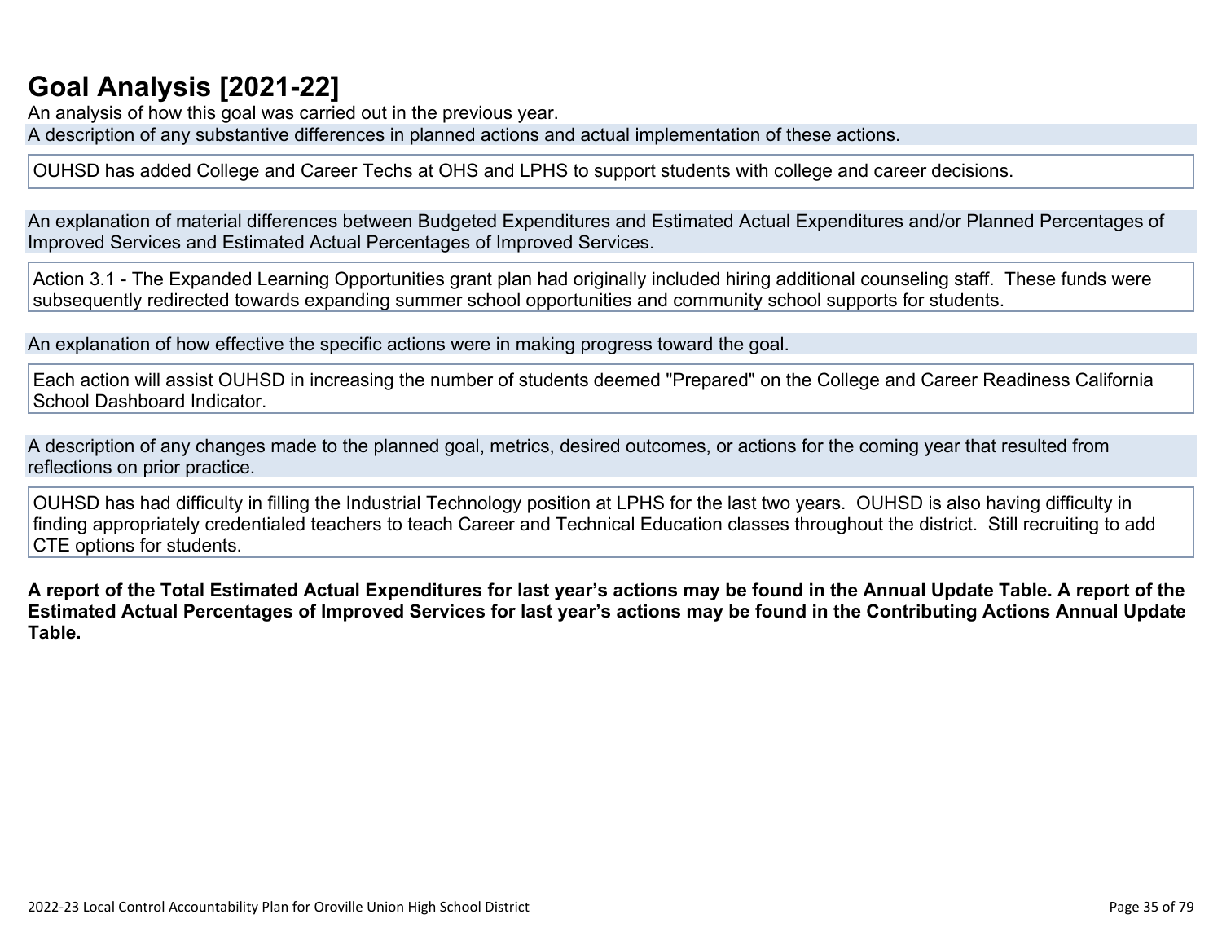# Goal Analysis [2021-22]

An analysis of how this goal was carried out in the previous year.

A description of any substantive differences in planned actions and actual implementation of these actions.

OUHSD has added College and Career Techs at OHS and LPHS to support students with college and career decisions.

An explanation of material differences between Budgeted Expenditures and Estimated Actual Expenditures and/or Planned Percentages of Improved Services and Estimated Actual Percentages of Improved Services.

Action 3.1 - The Expanded Learning Opportunities grant plan had originally included hiring additional counseling staff. These funds were subsequently redirected towards expanding summer school opportunities and community school supports for students.

An explanation of how effective the specific actions were in making progress toward the goal.

Each action will assist OUHSD in increasing the number of students deemed "Prepared" on the College and Career Readiness California School Dashboard Indicator.

A description of any changes made to the planned goal, metrics, desired outcomes, or actions for the coming year that resulted from reflections on prior practice.

OUHSD has had difficulty in filling the Industrial Technology position at LPHS for the last two years. OUHSD is also having difficulty in finding appropriately credentialed teachers to teach Career and Technical Education classes throughout the district. Still recruiting to add CTE options for students.

**A report of the Total Estimated Actual Expenditures for last year's actions may be found in the Annual Update Table. A report of the Estimated Actual Percentages of Improved Services for last year's actions may be found in the Contributing Actions Annual Update Table.**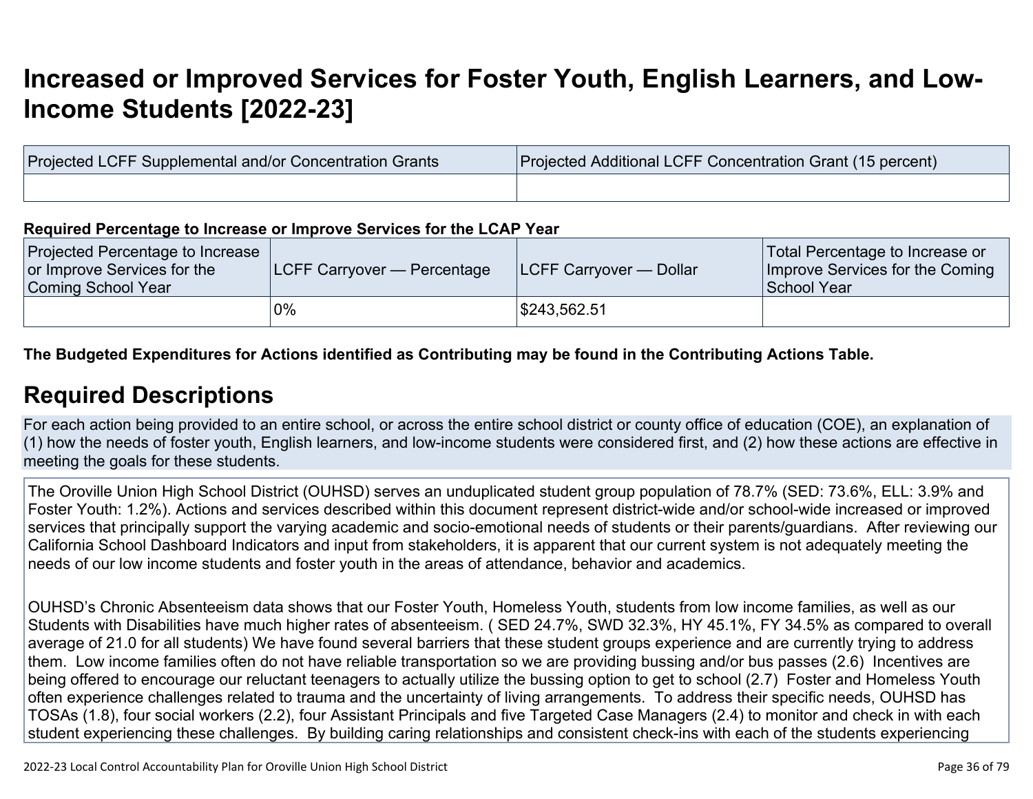# Increased or Improved Services for Foster Youth, English Learners, and Low-Income Students [2022-23]

| Projected LCFF Supplemental and/or Concentration Grants | Projected Additional LCFF Concentration Grant (15 percent) |
| --- | --- |
| | |

**Required Percentage to Increase or Improve Services for the LCAP Year**

| Projected Percentage to Increase or Improve Services for the Coming School Year | LCFF Carryover — Percentage | LCFF Carryover — Dollar | Total Percentage to Increase or Improve Services for the Coming School Year |
| --- | --- | --- | --- |
| | 0% | $243,562.51 | |

**The Budgeted Expenditures for Actions identified as Contributing may be found in the Contributing Actions Table.**

## Required Descriptions

For each action being provided to an entire school, or across the entire school district or county office of education (COE), an explanation of (1) how the needs of foster youth, English learners, and low-income students were considered first, and (2) how these actions are effective in meeting the goals for these students.

The Oroville Union High School District (OUHSD) serves an unduplicated student group population of 78.7% (SED: 73.6%, ELL: 3.9% and Foster Youth: 1.2%). Actions and services described within this document represent district-wide and/or school-wide increased or improved services that principally support the varying academic and socio-emotional needs of students or their parents/guardians. After reviewing our California School Dashboard Indicators and input from stakeholders, it is apparent that our current system is not adequately meeting the needs of our low income students and foster youth in the areas of attendance, behavior and academics.

OUHSD's Chronic Absenteeism data shows that our Foster Youth, Homeless Youth, students from low income families, as well as our Students with Disabilities have much higher rates of absenteeism. ( SED 24.7%, SWD 32.3%, HY 45.1%, FY 34.5% as compared to overall average of 21.0 for all students) We have found several barriers that these student groups experience and are currently trying to address them. Low income families often do not have reliable transportation so we are providing bussing and/or bus passes (2.6) Incentives are being offered to encourage our reluctant teenagers to actually utilize the bussing option to get to school (2.7) Foster and Homeless Youth often experience challenges related to trauma and the uncertainty of living arrangements. To address their specific needs, OUHSD has TOSAs (1.8), four social workers (2.2), four Assistant Principals and five Targeted Case Managers (2.4) to monitor and check in with each student experiencing these challenges. By building caring relationships and consistent check-ins with each of the students experiencing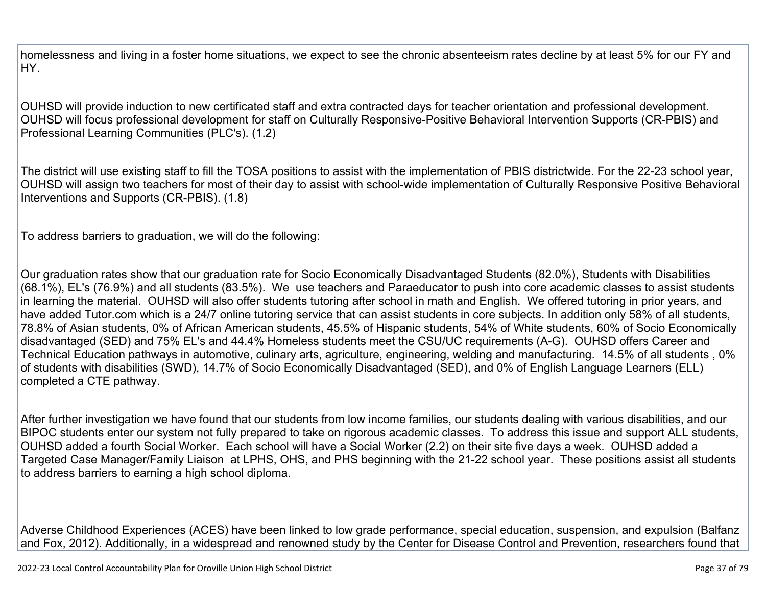homelessness and living in a foster home situations, we expect to see the chronic absenteeism rates decline by at least 5% for our FY and HY.

OUHSD will provide induction to new certificated staff and extra contracted days for teacher orientation and professional development. OUHSD will focus professional development for staff on Culturally Responsive-Positive Behavioral Intervention Supports (CR-PBIS) and Professional Learning Communities (PLC's). (1.2)

The district will use existing staff to fill the TOSA positions to assist with the implementation of PBIS districtwide. For the 22-23 school year, OUHSD will assign two teachers for most of their day to assist with school-wide implementation of Culturally Responsive Positive Behavioral Interventions and Supports (CR-PBIS). (1.8)

To address barriers to graduation, we will do the following:

Our graduation rates show that our graduation rate for Socio Economically Disadvantaged Students (82.0%), Students with Disabilities (68.1%), EL's (76.9%) and all students (83.5%). We use teachers and Paraeducator to push into core academic classes to assist students in learning the material. OUHSD will also offer students tutoring after school in math and English. We offered tutoring in prior years, and have added Tutor.com which is a 24/7 online tutoring service that can assist students in core subjects. In addition only 58% of all students, 78.8% of Asian students, 0% of African American students, 45.5% of Hispanic students, 54% of White students, 60% of Socio Economically disadvantaged (SED) and 75% EL's and 44.4% Homeless students meet the CSU/UC requirements (A-G). OUHSD offers Career and Technical Education pathways in automotive, culinary arts, agriculture, engineering, welding and manufacturing. 14.5% of all students , 0% of students with disabilities (SWD), 14.7% of Socio Economically Disadvantaged (SED), and 0% of English Language Learners (ELL) completed a CTE pathway.

After further investigation we have found that our students from low income families, our students dealing with various disabilities, and our BIPOC students enter our system not fully prepared to take on rigorous academic classes. To address this issue and support ALL students, OUHSD added a fourth Social Worker. Each school will have a Social Worker (2.2) on their site five days a week. OUHSD added a Targeted Case Manager/Family Liaison at LPHS, OHS, and PHS beginning with the 21-22 school year. These positions assist all students to address barriers to earning a high school diploma.

Adverse Childhood Experiences (ACES) have been linked to low grade performance, special education, suspension, and expulsion (Balfanz and Fox, 2012). Additionally, in a widespread and renowned study by the Center for Disease Control and Prevention, researchers found that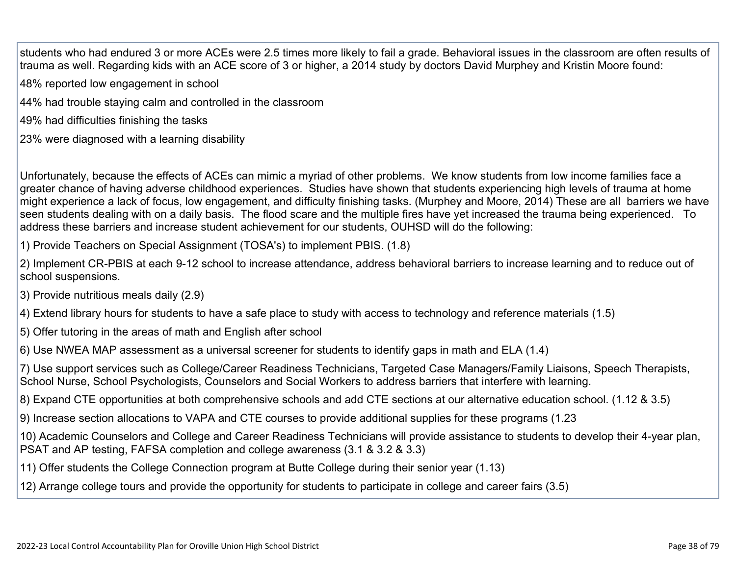students who had endured 3 or more ACEs were 2.5 times more likely to fail a grade. Behavioral issues in the classroom are often results of trauma as well. Regarding kids with an ACE score of 3 or higher, a 2014 study by doctors David Murphey and Kristin Moore found:

48% reported low engagement in school

44% had trouble staying calm and controlled in the classroom

49% had difficulties finishing the tasks

23% were diagnosed with a learning disability

Unfortunately, because the effects of ACEs can mimic a myriad of other problems. We know students from low income families face a greater chance of having adverse childhood experiences. Studies have shown that students experiencing high levels of trauma at home might experience a lack of focus, low engagement, and difficulty finishing tasks. (Murphey and Moore, 2014) These are all barriers we have seen students dealing with on a daily basis. The flood scare and the multiple fires have yet increased the trauma being experienced. To address these barriers and increase student achievement for our students, OUHSD will do the following:

1) Provide Teachers on Special Assignment (TOSA's) to implement PBIS. (1.8)

2) Implement CR-PBIS at each 9-12 school to increase attendance, address behavioral barriers to increase learning and to reduce out of school suspensions.

3) Provide nutritious meals daily (2.9)

4) Extend library hours for students to have a safe place to study with access to technology and reference materials (1.5)

5) Offer tutoring in the areas of math and English after school

6) Use NWEA MAP assessment as a universal screener for students to identify gaps in math and ELA (1.4)

7) Use support services such as College/Career Readiness Technicians, Targeted Case Managers/Family Liaisons, Speech Therapists, School Nurse, School Psychologists, Counselors and Social Workers to address barriers that interfere with learning.

8) Expand CTE opportunities at both comprehensive schools and add CTE sections at our alternative education school. (1.12 & 3.5)

9) Increase section allocations to VAPA and CTE courses to provide additional supplies for these programs (1.23

10) Academic Counselors and College and Career Readiness Technicians will provide assistance to students to develop their 4-year plan, PSAT and AP testing, FAFSA completion and college awareness (3.1 & 3.2 & 3.3)

11) Offer students the College Connection program at Butte College during their senior year (1.13)

12) Arrange college tours and provide the opportunity for students to participate in college and career fairs (3.5)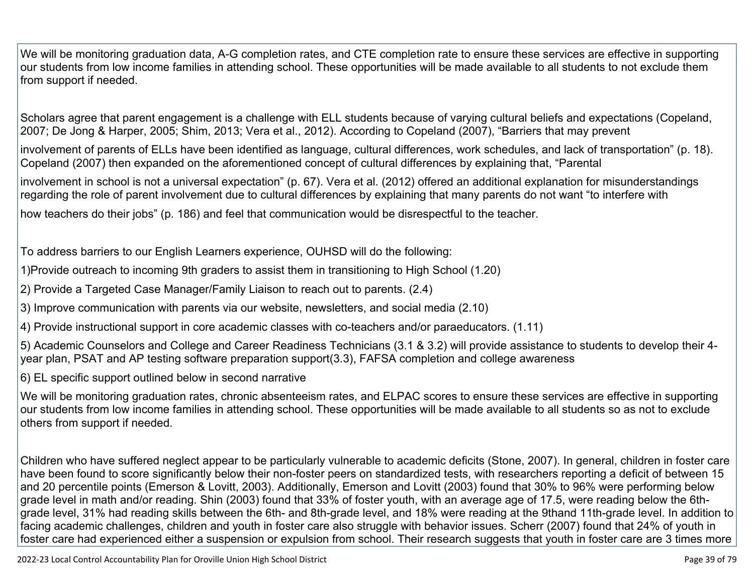We will be monitoring graduation data, A-G completion rates, and CTE completion rate to ensure these services are effective in supporting our students from low income families in attending school. These opportunities will be made available to all students to not exclude them from support if needed.

Scholars agree that parent engagement is a challenge with ELL students because of varying cultural beliefs and expectations (Copeland, 2007; De Jong & Harper, 2005; Shim, 2013; Vera et al., 2012). According to Copeland (2007), "Barriers that may prevent

involvement of parents of ELLs have been identified as language, cultural differences, work schedules, and lack of transportation" (p. 18). Copeland (2007) then expanded on the aforementioned concept of cultural differences by explaining that, "Parental

involvement in school is not a universal expectation" (p. 67). Vera et al. (2012) offered an additional explanation for misunderstandings regarding the role of parent involvement due to cultural differences by explaining that many parents do not want "to interfere with

how teachers do their jobs" (p. 186) and feel that communication would be disrespectful to the teacher.

To address barriers to our English Learners experience, OUHSD will do the following:

1)Provide outreach to incoming 9th graders to assist them in transitioning to High School (1.20)

2) Provide a Targeted Case Manager/Family Liaison to reach out to parents. (2.4)

3) Improve communication with parents via our website, newsletters, and social media (2.10)

4) Provide instructional support in core academic classes with co-teachers and/or paraeducators. (1.11)

5) Academic Counselors and College and Career Readiness Technicians (3.1 & 3.2) will provide assistance to students to develop their 4-year plan, PSAT and AP testing software preparation support(3.3), FAFSA completion and college awareness

6) EL specific support outlined below in second narrative

We will be monitoring graduation rates, chronic absenteeism rates, and ELPAC scores to ensure these services are effective in supporting our students from low income families in attending school. These opportunities will be made available to all students so as not to exclude others from support if needed.

Children who have suffered neglect appear to be particularly vulnerable to academic deficits (Stone, 2007). In general, children in foster care have been found to score significantly below their non-foster peers on standardized tests, with researchers reporting a deficit of between 15 and 20 percentile points (Emerson & Lovitt, 2003). Additionally, Emerson and Lovitt (2003) found that 30% to 96% were performing below grade level in math and/or reading. Shin (2003) found that 33% of foster youth, with an average age of 17.5, were reading below the 6th-grade level, 31% had reading skills between the 6th- and 8th-grade level, and 18% were reading at the 9thand 11th-grade level. In addition to facing academic challenges, children and youth in foster care also struggle with behavior issues. Scherr (2007) found that 24% of youth in foster care had experienced either a suspension or expulsion from school. Their research suggests that youth in foster care are 3 times more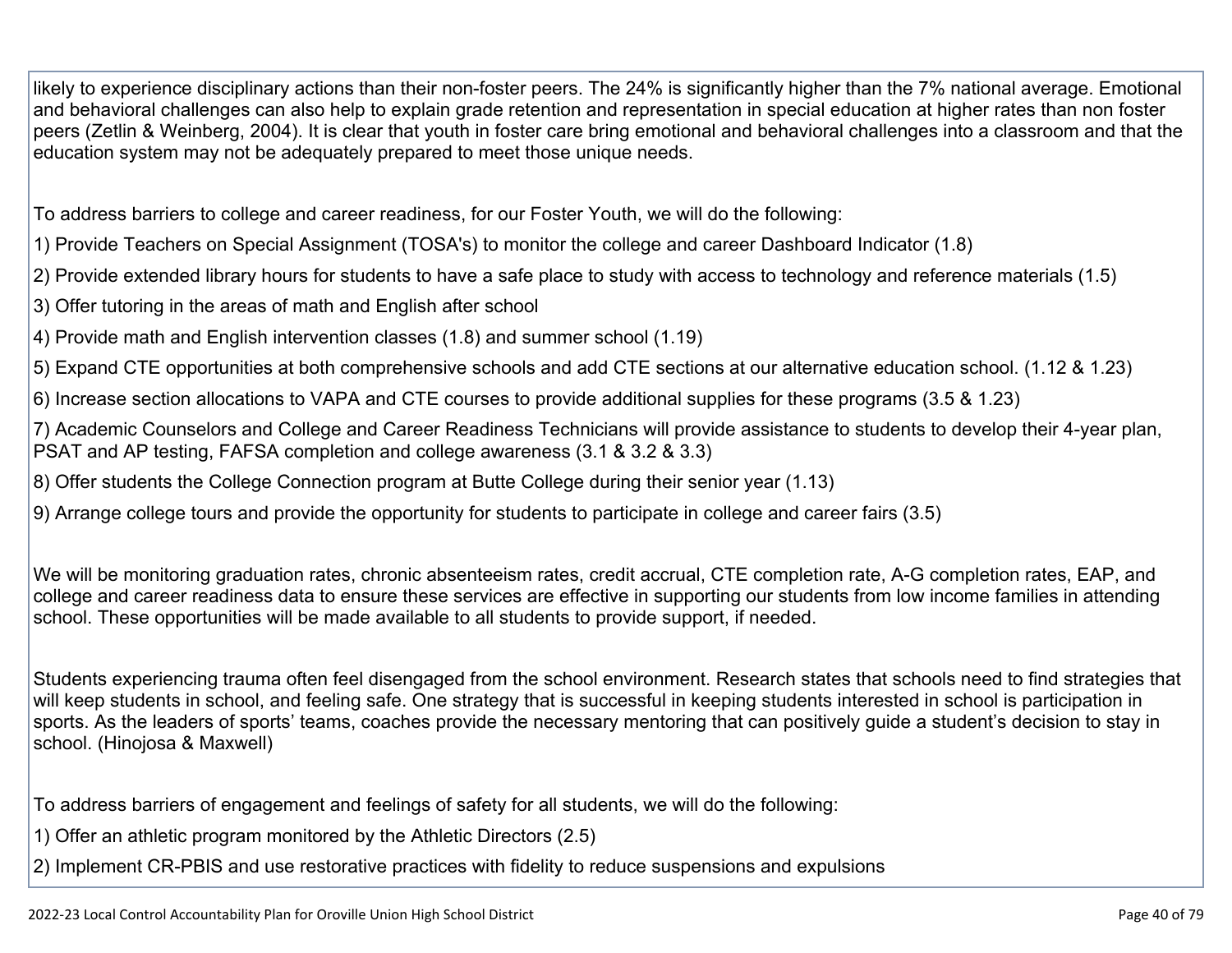likely to experience disciplinary actions than their non-foster peers. The 24% is significantly higher than the 7% national average. Emotional and behavioral challenges can also help to explain grade retention and representation in special education at higher rates than non foster peers (Zetlin & Weinberg, 2004). It is clear that youth in foster care bring emotional and behavioral challenges into a classroom and that the education system may not be adequately prepared to meet those unique needs.

To address barriers to college and career readiness, for our Foster Youth, we will do the following:

1) Provide Teachers on Special Assignment (TOSA's) to monitor the college and career Dashboard Indicator (1.8)

2) Provide extended library hours for students to have a safe place to study with access to technology and reference materials (1.5)

3) Offer tutoring in the areas of math and English after school

4) Provide math and English intervention classes (1.8) and summer school (1.19)

5) Expand CTE opportunities at both comprehensive schools and add CTE sections at our alternative education school. (1.12 & 1.23)

6) Increase section allocations to VAPA and CTE courses to provide additional supplies for these programs (3.5 & 1.23)

7) Academic Counselors and College and Career Readiness Technicians will provide assistance to students to develop their 4-year plan, PSAT and AP testing, FAFSA completion and college awareness (3.1 & 3.2 & 3.3)

8) Offer students the College Connection program at Butte College during their senior year (1.13)

9) Arrange college tours and provide the opportunity for students to participate in college and career fairs (3.5)

We will be monitoring graduation rates, chronic absenteeism rates, credit accrual, CTE completion rate, A-G completion rates, EAP, and college and career readiness data to ensure these services are effective in supporting our students from low income families in attending school. These opportunities will be made available to all students to provide support, if needed.

Students experiencing trauma often feel disengaged from the school environment. Research states that schools need to find strategies that will keep students in school, and feeling safe. One strategy that is successful in keeping students interested in school is participation in sports. As the leaders of sports' teams, coaches provide the necessary mentoring that can positively guide a student's decision to stay in school. (Hinojosa & Maxwell)

To address barriers of engagement and feelings of safety for all students, we will do the following:

1) Offer an athletic program monitored by the Athletic Directors (2.5)

2) Implement CR-PBIS and use restorative practices with fidelity to reduce suspensions and expulsions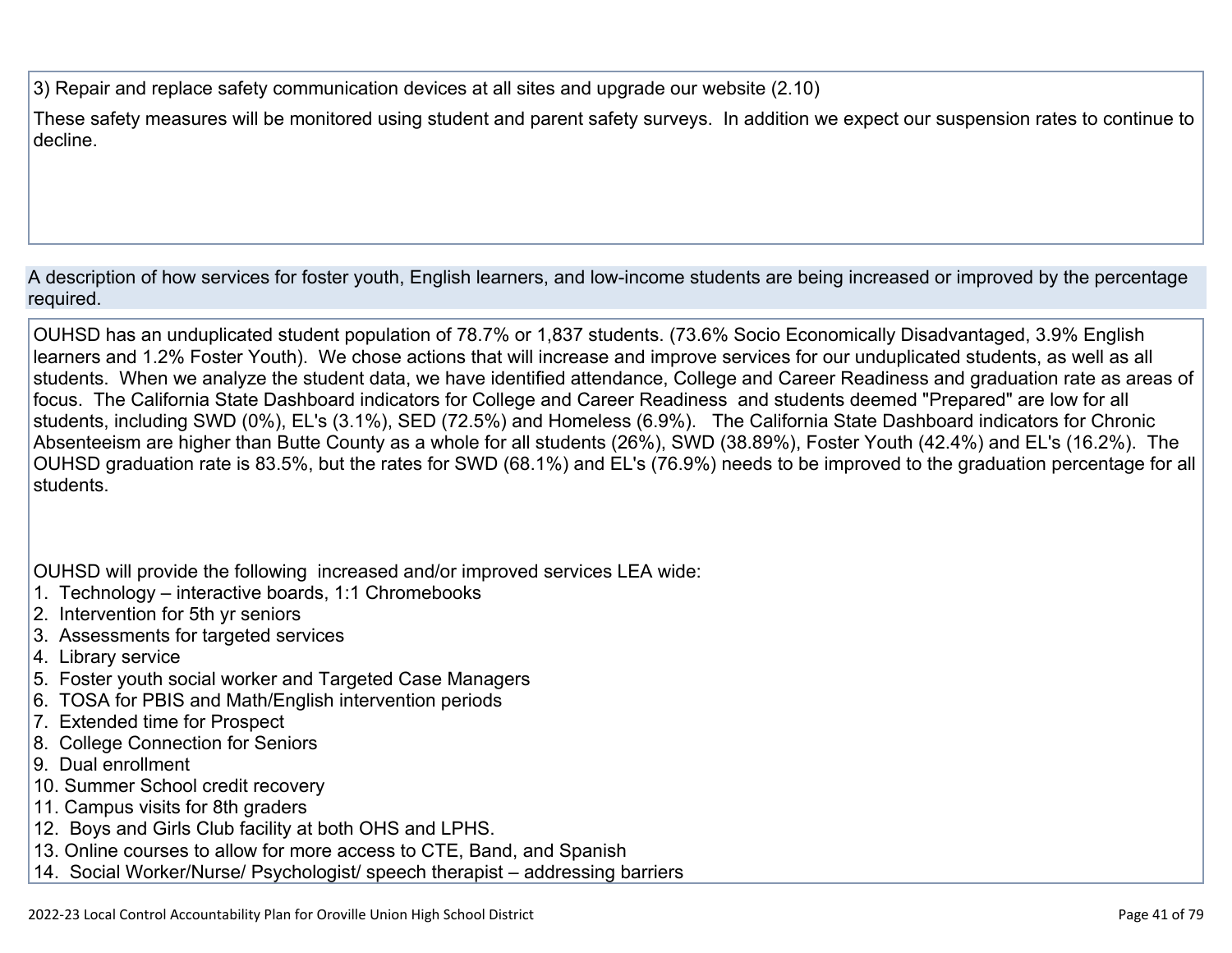3) Repair and replace safety communication devices at all sites and upgrade our website (2.10)

These safety measures will be monitored using student and parent safety surveys. In addition we expect our suspension rates to continue to decline.

A description of how services for foster youth, English learners, and low-income students are being increased or improved by the percentage required.

OUHSD has an unduplicated student population of 78.7% or 1,837 students. (73.6% Socio Economically Disadvantaged, 3.9% English learners and 1.2% Foster Youth). We chose actions that will increase and improve services for our unduplicated students, as well as all students. When we analyze the student data, we have identified attendance, College and Career Readiness and graduation rate as areas of focus. The California State Dashboard indicators for College and Career Readiness and students deemed "Prepared" are low for all students, including SWD (0%), EL's (3.1%), SED (72.5%) and Homeless (6.9%). The California State Dashboard indicators for Chronic Absenteeism are higher than Butte County as a whole for all students (26%), SWD (38.89%), Foster Youth (42.4%) and EL's (16.2%). The OUHSD graduation rate is 83.5%, but the rates for SWD (68.1%) and EL's (76.9%) needs to be improved to the graduation percentage for all students.

OUHSD will provide the following increased and/or improved services LEA wide:

1. Technology – interactive boards, 1:1 Chromebooks
2. Intervention for 5th yr seniors
3. Assessments for targeted services
4. Library service
5. Foster youth social worker and Targeted Case Managers
6. TOSA for PBIS and Math/English intervention periods
7. Extended time for Prospect
8. College Connection for Seniors
9. Dual enrollment
10. Summer School credit recovery
11. Campus visits for 8th graders
12. Boys and Girls Club facility at both OHS and LPHS.
13. Online courses to allow for more access to CTE, Band, and Spanish
14. Social Worker/Nurse/ Psychologist/ speech therapist – addressing barriers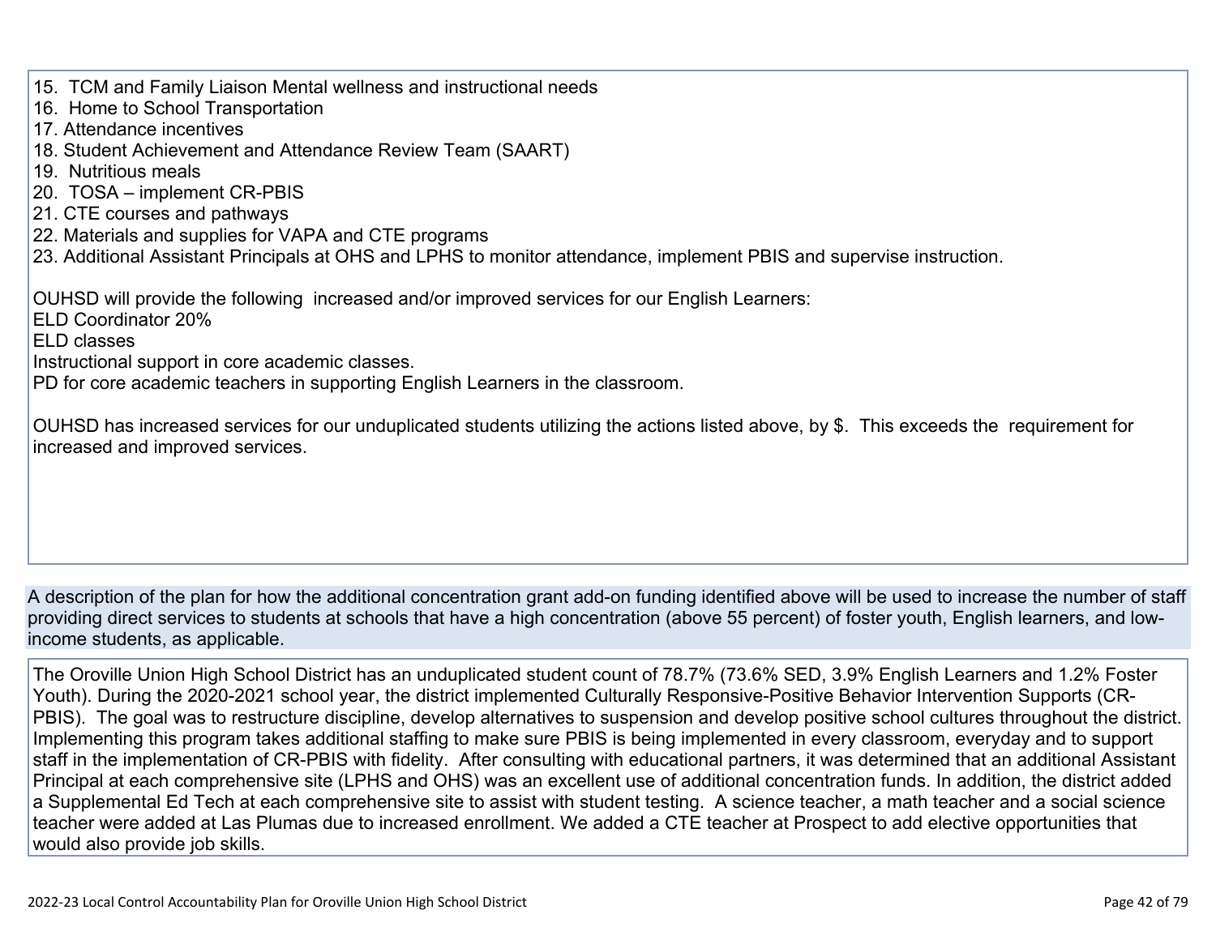15. TCM and Family Liaison Mental wellness and instructional needs
16. Home to School Transportation
17. Attendance incentives
18. Student Achievement and Attendance Review Team (SAART)
19. Nutritious meals
20. TOSA – implement CR-PBIS
21. CTE courses and pathways
22. Materials and supplies for VAPA and CTE programs
23. Additional Assistant Principals at OHS and LPHS to monitor attendance, implement PBIS and supervise instruction.

OUHSD will provide the following increased and/or improved services for our English Learners:
ELD Coordinator 20%
ELD classes
Instructional support in core academic classes.
PD for core academic teachers in supporting English Learners in the classroom.

OUHSD has increased services for our unduplicated students utilizing the actions listed above, by $. This exceeds the requirement for increased and improved services.

A description of the plan for how the additional concentration grant add-on funding identified above will be used to increase the number of staff providing direct services to students at schools that have a high concentration (above 55 percent) of foster youth, English learners, and low-income students, as applicable.

The Oroville Union High School District has an unduplicated student count of 78.7% (73.6% SED, 3.9% English Learners and 1.2% Foster Youth). During the 2020-2021 school year, the district implemented Culturally Responsive-Positive Behavior Intervention Supports (CR-PBIS). The goal was to restructure discipline, develop alternatives to suspension and develop positive school cultures throughout the district. Implementing this program takes additional staffing to make sure PBIS is being implemented in every classroom, everyday and to support staff in the implementation of CR-PBIS with fidelity. After consulting with educational partners, it was determined that an additional Assistant Principal at each comprehensive site (LPHS and OHS) was an excellent use of additional concentration funds. In addition, the district added a Supplemental Ed Tech at each comprehensive site to assist with student testing. A science teacher, a math teacher and a social science teacher were added at Las Plumas due to increased enrollment. We added a CTE teacher at Prospect to add elective opportunities that would also provide job skills.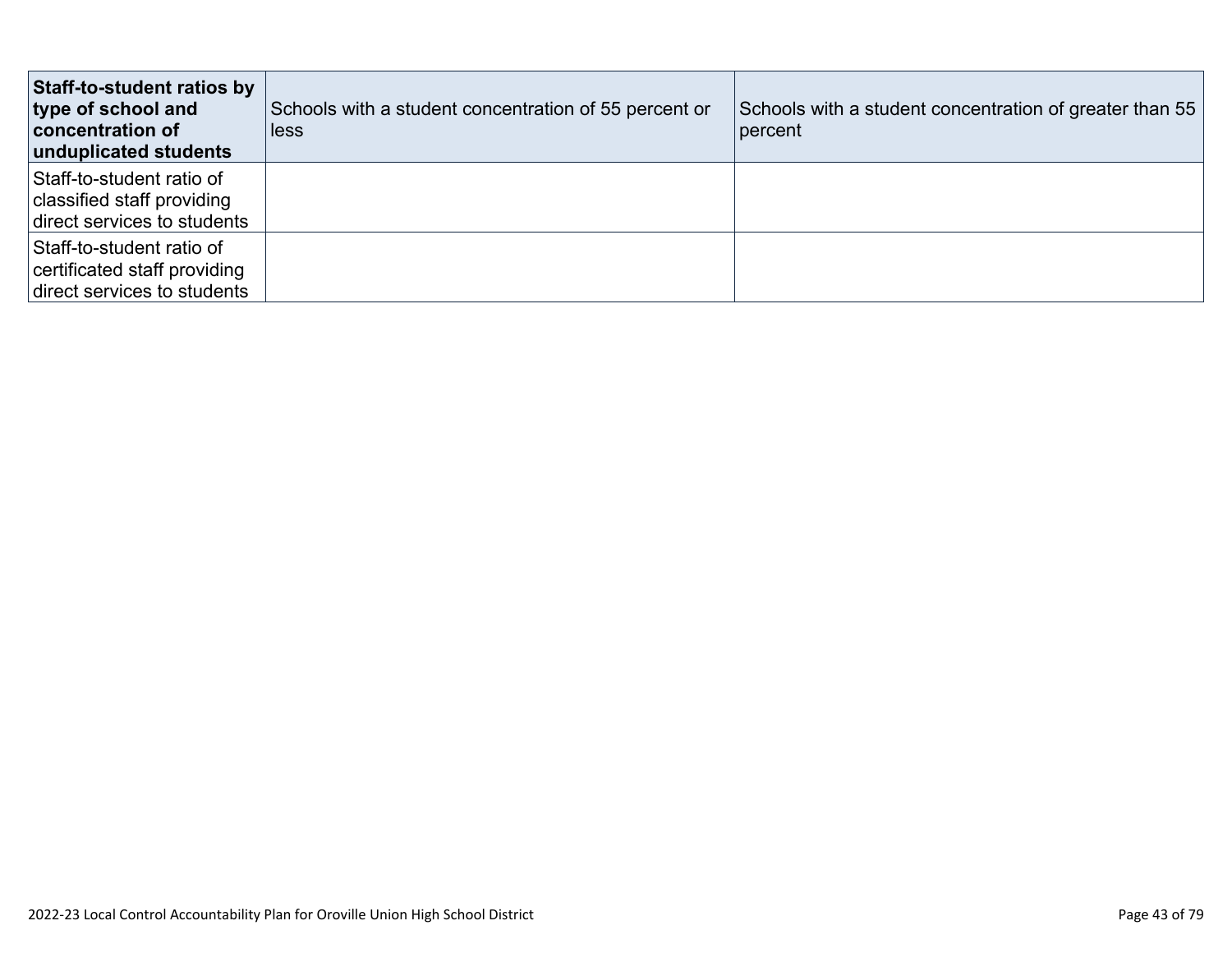| **Staff-to-student ratios by type of school and concentration of unduplicated students** | Schools with a student concentration of 55 percent or less | Schools with a student concentration of greater than 55 percent |
|---|---|---|
| Staff-to-student ratio of classified staff providing direct services to students | | |
| Staff-to-student ratio of certificated staff providing direct services to students | | |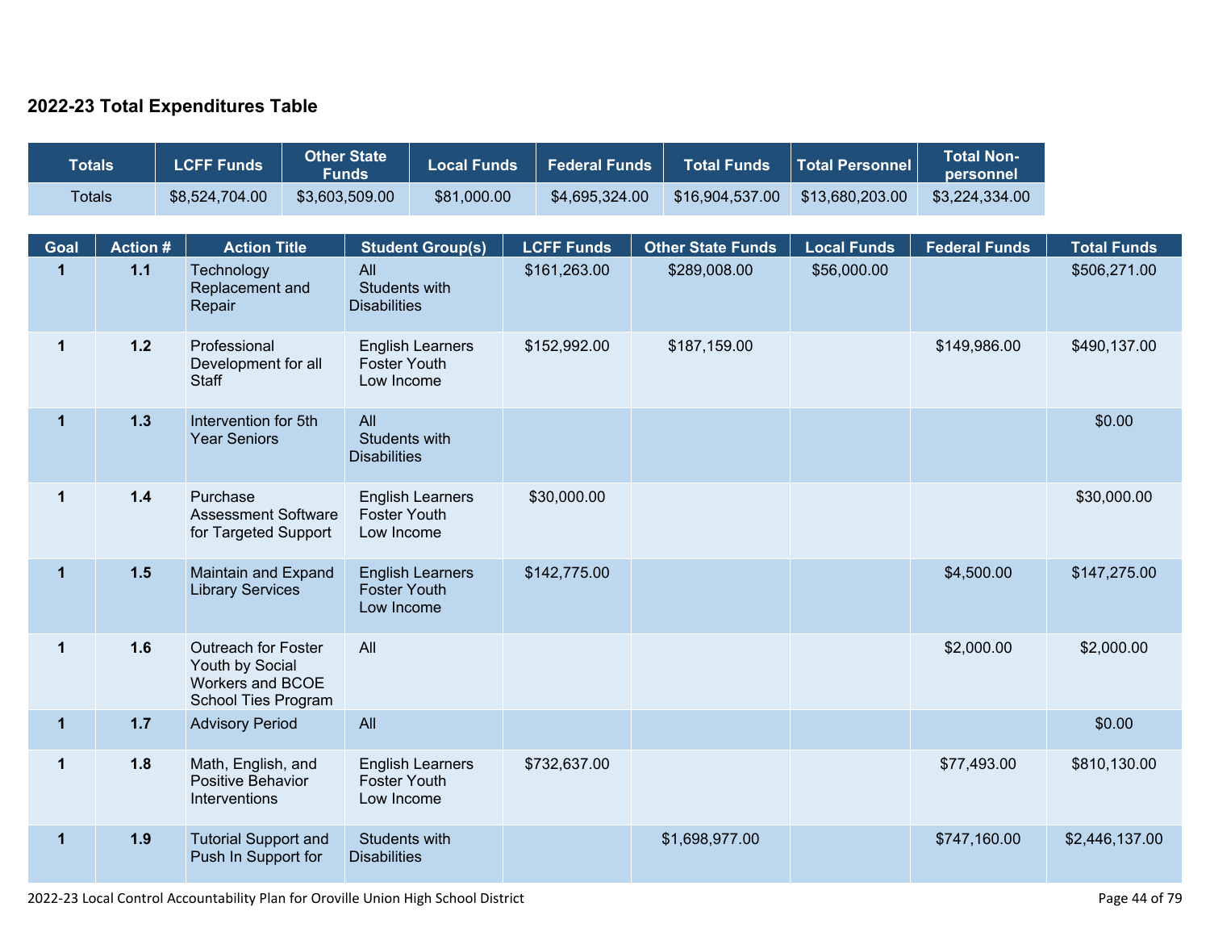## 2022-23 Total Expenditures Table

| Totals | LCFF Funds | Other State Funds | Local Funds | Federal Funds | Total Funds | Total Personnel | Total Non-personnel |
|---|---|---|---|---|---|---|---|
| Totals | $8,524,704.00 | $3,603,509.00 | $81,000.00 | $4,695,324.00 | $16,904,537.00 | $13,680,203.00 | $3,224,334.00 |

| Goal | Action # | Action Title | Student Group(s) | LCFF Funds | Other State Funds | Local Funds | Federal Funds | Total Funds |
|---|---|---|---|---|---|---|---|---|
| 1 | 1.1 | Technology Replacement and Repair | All<br>Students with Disabilities | $161,263.00 | $289,008.00 | $56,000.00 | | $506,271.00 |
| 1 | 1.2 | Professional Development for all Staff | English Learners<br>Foster Youth<br>Low Income | $152,992.00 | $187,159.00 | | $149,986.00 | $490,137.00 |
| 1 | 1.3 | Intervention for 5th Year Seniors | All<br>Students with Disabilities | | | | | $0.00 |
| 1 | 1.4 | Purchase Assessment Software for Targeted Support | English Learners<br>Foster Youth<br>Low Income | $30,000.00 | | | | $30,000.00 |
| 1 | 1.5 | Maintain and Expand Library Services | English Learners<br>Foster Youth<br>Low Income | $142,775.00 | | | $4,500.00 | $147,275.00 |
| 1 | 1.6 | Outreach for Foster Youth by Social Workers and BCOE School Ties Program | All | | | | $2,000.00 | $2,000.00 |
| 1 | 1.7 | Advisory Period | All | | | | | $0.00 |
| 1 | 1.8 | Math, English, and Positive Behavior Interventions | English Learners<br>Foster Youth<br>Low Income | $732,637.00 | | | $77,493.00 | $810,130.00 |
| 1 | 1.9 | Tutorial Support and Push In Support for | Students with Disabilities | | $1,698,977.00 | | $747,160.00 | $2,446,137.00 |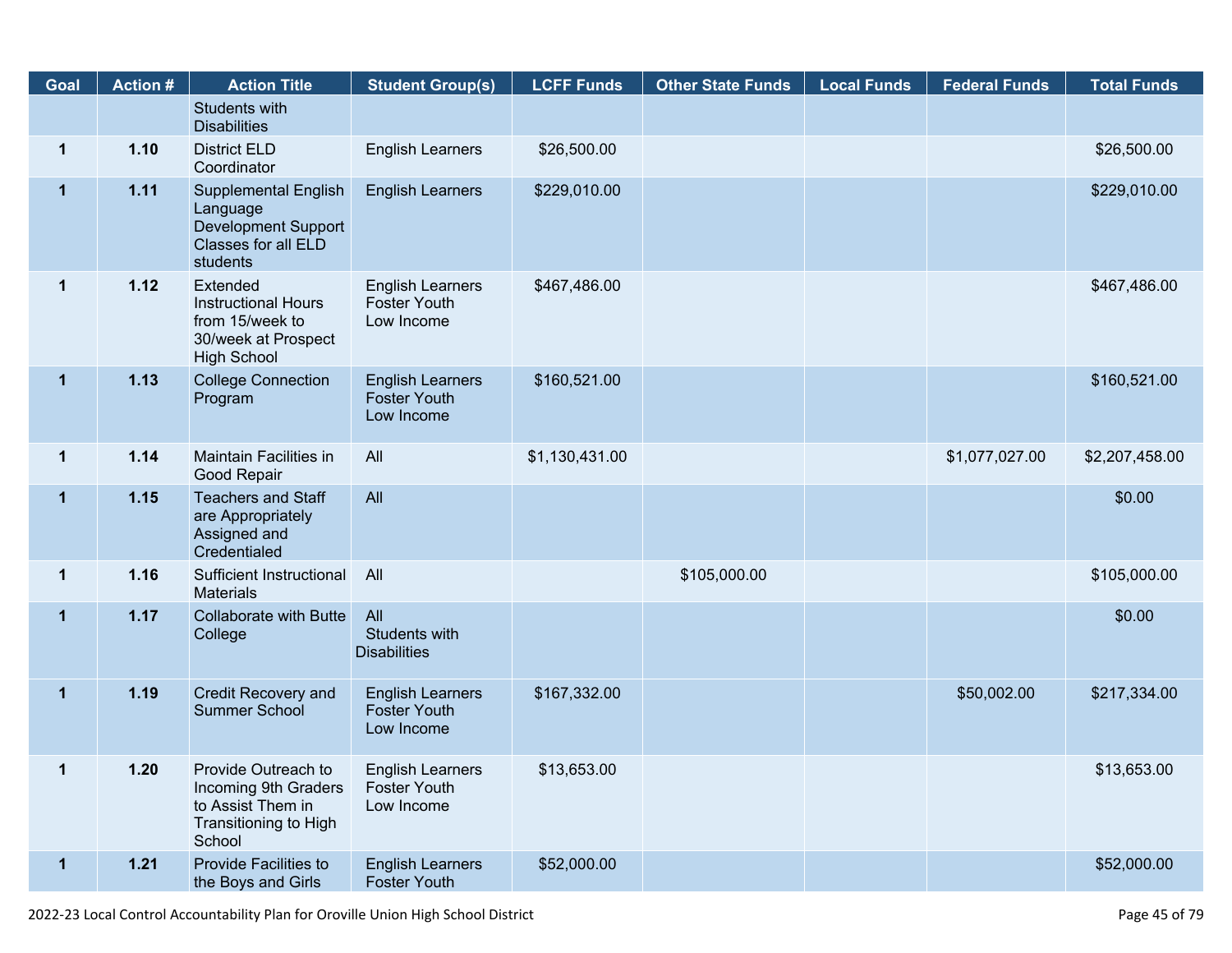| Goal | Action # | Action Title | Student Group(s) | LCFF Funds | Other State Funds | Local Funds | Federal Funds | Total Funds |
|---|---|---|---|---|---|---|---|---|
| | | | Students with Disabilities | | | | | |
| 1 | 1.10 | District ELD Coordinator | English Learners | $26,500.00 | | | | $26,500.00 |
| 1 | 1.11 | Supplemental English Language Development Support Classes for all ELD students | English Learners | $229,010.00 | | | | $229,010.00 |
| 1 | 1.12 | Extended Instructional Hours from 15/week to 30/week at Prospect High School | English Learners Foster Youth Low Income | $467,486.00 | | | | $467,486.00 |
| 1 | 1.13 | College Connection Program | English Learners Foster Youth Low Income | $160,521.00 | | | | $160,521.00 |
| 1 | 1.14 | Maintain Facilities in Good Repair | All | $1,130,431.00 | | | $1,077,027.00 | $2,207,458.00 |
| 1 | 1.15 | Teachers and Staff are Appropriately Assigned and Credentialed | All | | | | | $0.00 |
| 1 | 1.16 | Sufficient Instructional Materials | All | | $105,000.00 | | | $105,000.00 |
| 1 | 1.17 | Collaborate with Butte College | All Students with Disabilities | | | | | $0.00 |
| 1 | 1.19 | Credit Recovery and Summer School | English Learners Foster Youth Low Income | $167,332.00 | | | $50,002.00 | $217,334.00 |
| 1 | 1.20 | Provide Outreach to Incoming 9th Graders to Assist Them in Transitioning to High School | English Learners Foster Youth Low Income | $13,653.00 | | | | $13,653.00 |
| 1 | 1.21 | Provide Facilities to the Boys and Girls | English Learners Foster Youth | $52,000.00 | | | | $52,000.00 |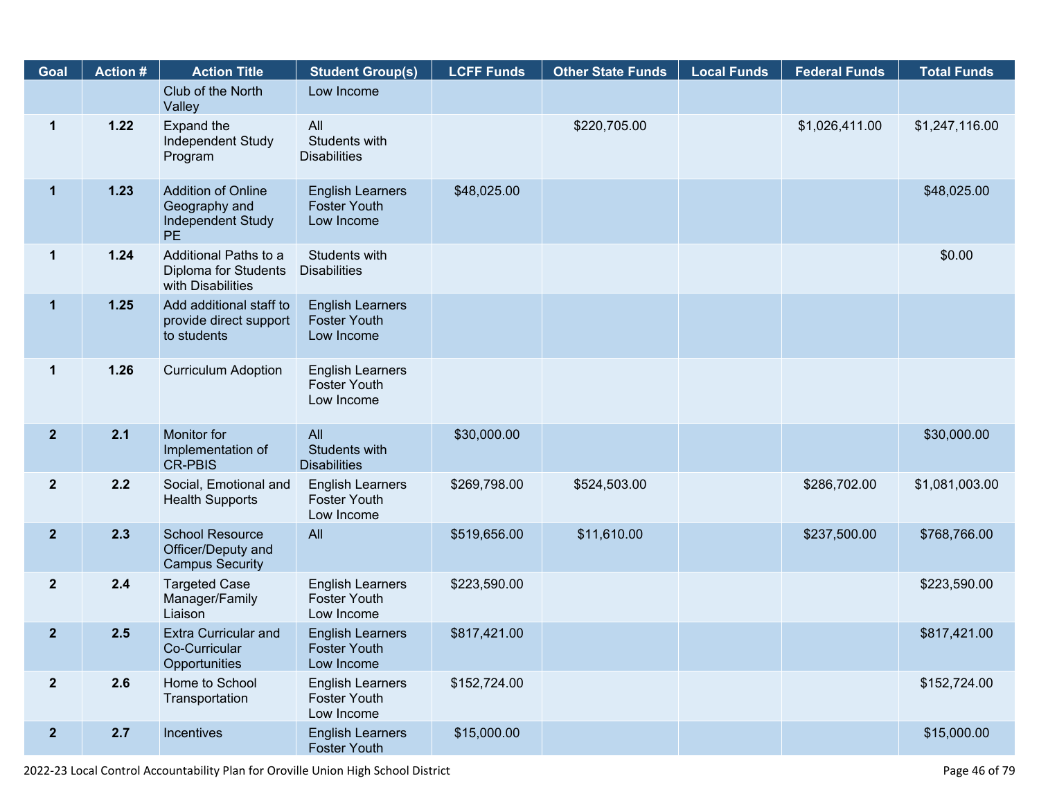| Goal | Action # | Action Title | Student Group(s) | LCFF Funds | Other State Funds | Local Funds | Federal Funds | Total Funds |
|---|---|---|---|---|---|---|---|---|
| | | Club of the North Valley | Low Income | | | | | |
| 1 | 1.22 | Expand the Independent Study Program | All Students with Disabilities | | $220,705.00 | | $1,026,411.00 | $1,247,116.00 |
| 1 | 1.23 | Addition of Online Geography and Independent Study PE | English Learners Foster Youth Low Income | $48,025.00 | | | | $48,025.00 |
| 1 | 1.24 | Additional Paths to a Diploma for Students with Disabilities | Students with Disabilities | | | | | $0.00 |
| 1 | 1.25 | Add additional staff to provide direct support to students | English Learners Foster Youth Low Income | | | | | |
| 1 | 1.26 | Curriculum Adoption | English Learners Foster Youth Low Income | | | | | |
| 2 | 2.1 | Monitor for Implementation of CR-PBIS | All Students with Disabilities | $30,000.00 | | | | $30,000.00 |
| 2 | 2.2 | Social, Emotional and Health Supports | English Learners Foster Youth Low Income | $269,798.00 | $524,503.00 | | $286,702.00 | $1,081,003.00 |
| 2 | 2.3 | School Resource Officer/Deputy and Campus Security | All | $519,656.00 | $11,610.00 | | $237,500.00 | $768,766.00 |
| 2 | 2.4 | Targeted Case Manager/Family Liaison | English Learners Foster Youth Low Income | $223,590.00 | | | | $223,590.00 |
| 2 | 2.5 | Extra Curricular and Co-Curricular Opportunities | English Learners Foster Youth Low Income | $817,421.00 | | | | $817,421.00 |
| 2 | 2.6 | Home to School Transportation | English Learners Foster Youth Low Income | $152,724.00 | | | | $152,724.00 |
| 2 | 2.7 | Incentives | English Learners Foster Youth | $15,000.00 | | | | $15,000.00 |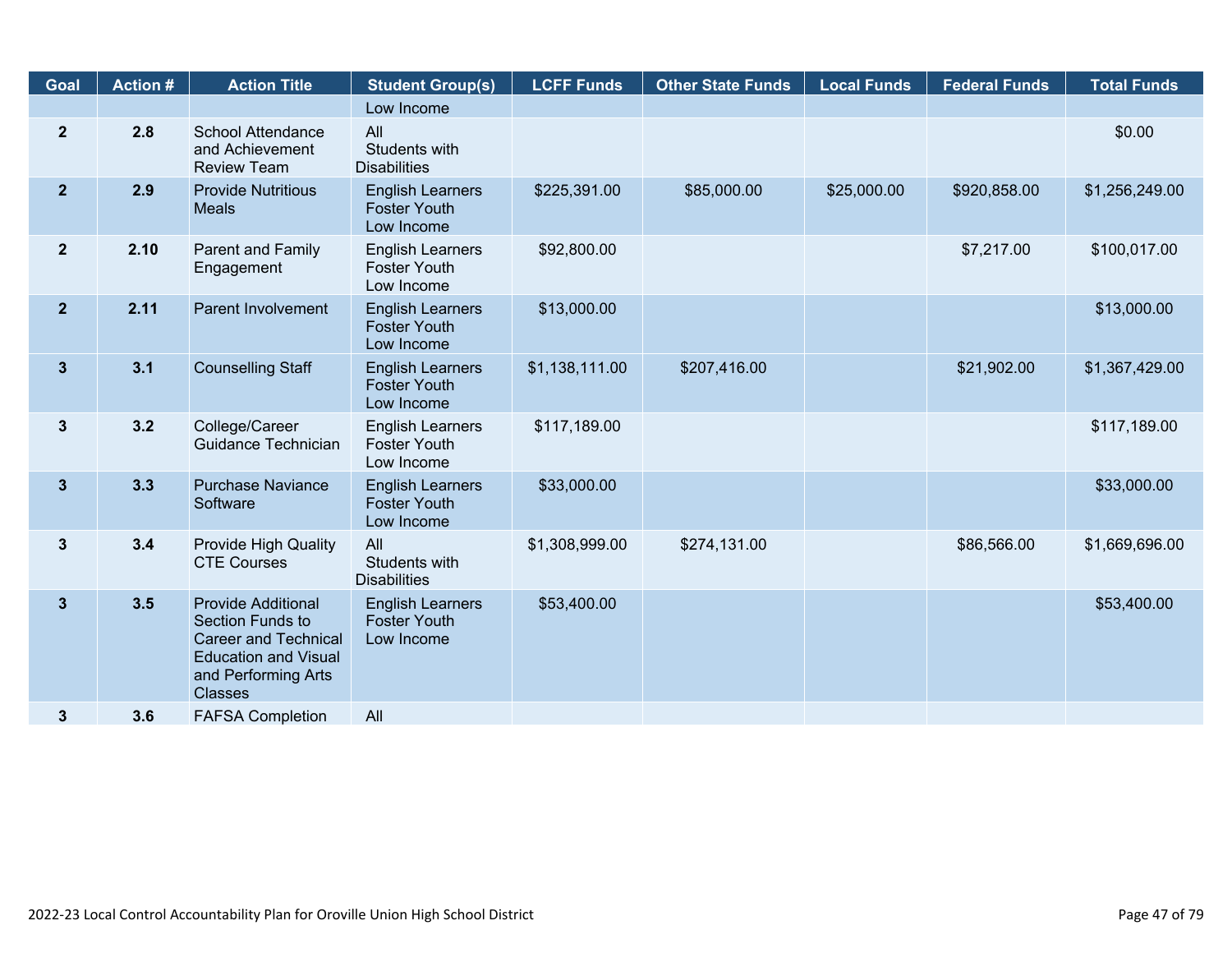| Goal | Action # | Action Title | Student Group(s) | LCFF Funds | Other State Funds | Local Funds | Federal Funds | Total Funds |
|---|---|---|---|---|---|---|---|---|
| | | | Low Income | | | | | |
| 2 | 2.8 | School Attendance and Achievement Review Team | All<br>Students with Disabilities | | | | | $0.00 |
| 2 | 2.9 | Provide Nutritious Meals | English Learners<br>Foster Youth<br>Low Income | $225,391.00 | $85,000.00 | $25,000.00 | $920,858.00 | $1,256,249.00 |
| 2 | 2.10 | Parent and Family Engagement | English Learners<br>Foster Youth<br>Low Income | $92,800.00 | | | $7,217.00 | $100,017.00 |
| 2 | 2.11 | Parent Involvement | English Learners<br>Foster Youth<br>Low Income | $13,000.00 | | | | $13,000.00 |
| 3 | 3.1 | Counselling Staff | English Learners<br>Foster Youth<br>Low Income | $1,138,111.00 | $207,416.00 | | $21,902.00 | $1,367,429.00 |
| 3 | 3.2 | College/Career Guidance Technician | English Learners<br>Foster Youth<br>Low Income | $117,189.00 | | | | $117,189.00 |
| 3 | 3.3 | Purchase Naviance Software | English Learners<br>Foster Youth<br>Low Income | $33,000.00 | | | | $33,000.00 |
| 3 | 3.4 | Provide High Quality CTE Courses | All<br>Students with Disabilities | $1,308,999.00 | $274,131.00 | | $86,566.00 | $1,669,696.00 |
| 3 | 3.5 | Provide Additional Section Funds to Career and Technical Education and Visual and Performing Arts Classes | English Learners<br>Foster Youth<br>Low Income | $53,400.00 | | | | $53,400.00 |
| 3 | 3.6 | FAFSA Completion | All | | | | | |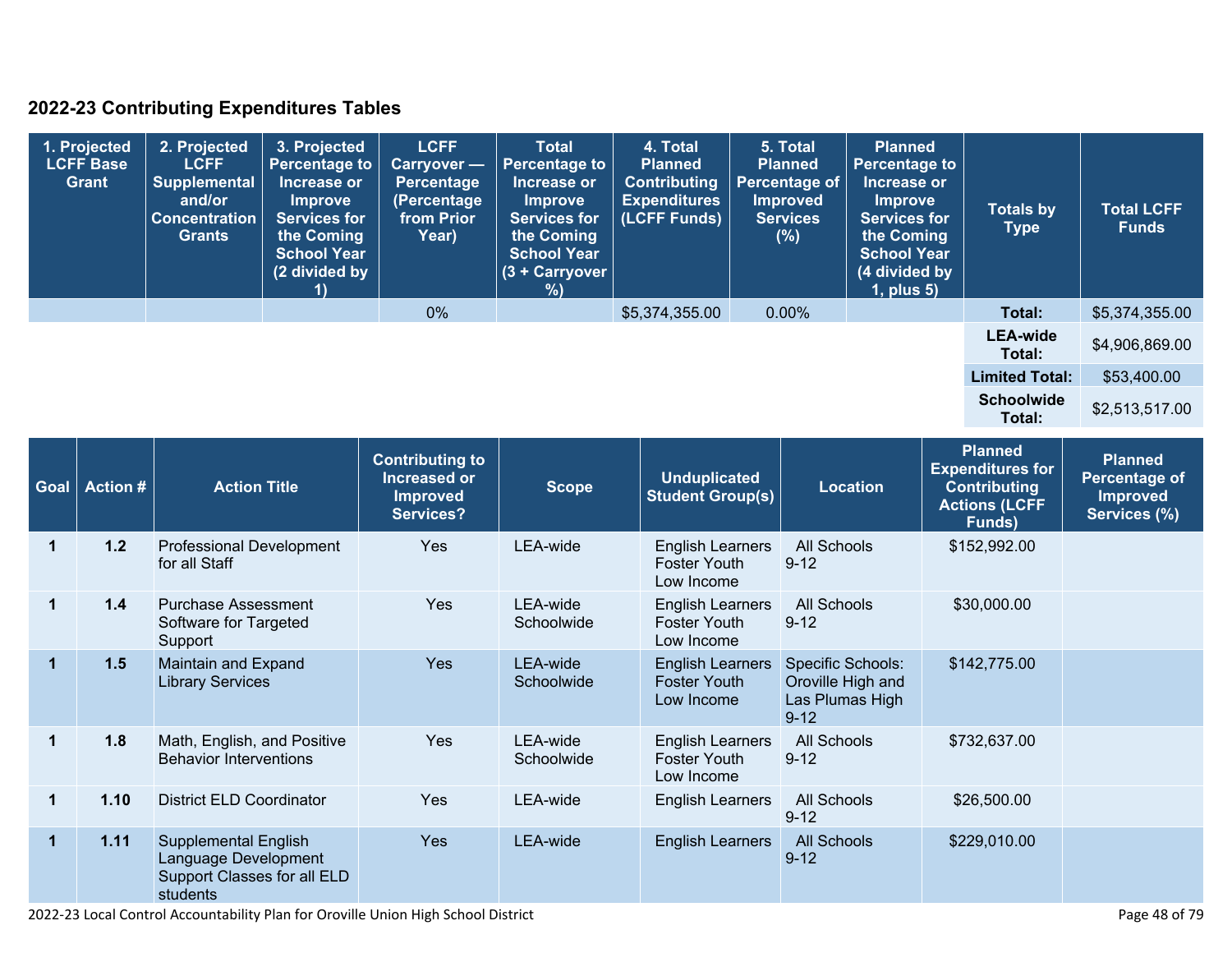## 2022-23 Contributing Expenditures Tables

| 1. Projected LCFF Base Grant | 2. Projected LCFF Supplemental and/or Concentration Grants | 3. Projected Percentage to Increase or Improve Services for the Coming School Year (2 divided by 1) | LCFF Carryover — Percentage (Percentage from Prior Year) | Total Percentage to Increase or Improve Services for the Coming School Year (3 + Carryover %) | 4. Total Planned Contributing Expenditures (LCFF Funds) | 5. Total Planned Percentage of Improved Services (%) | Planned Percentage to Increase or Improve Services for the Coming School Year (4 divided by 1, plus 5) | Totals by Type | Total LCFF Funds |
|---|---|---|---|---|---|---|---|---|---|
| | | | 0% | | $5,374,355.00 | 0.00% | | **Total:** | $5,374,355.00 |
| | | | | | | | | **LEA-wide Total:** | $4,906,869.00 |
| | | | | | | | | **Limited Total:** | $53,400.00 |
| | | | | | | | | **Schoolwide Total:** | $2,513,517.00 |

| Goal | Action # | Action Title | Contributing to Increased or Improved Services? | Scope | Unduplicated Student Group(s) | Location | Planned Expenditures for Contributing Actions (LCFF Funds) | Planned Percentage of Improved Services (%) |
|---|---|---|---|---|---|---|---|---|
| **1** | **1.2** | Professional Development for all Staff | Yes | LEA-wide | English Learners Foster Youth Low Income | All Schools 9-12 | $152,992.00 | |
| **1** | **1.4** | Purchase Assessment Software for Targeted Support | Yes | LEA-wide Schoolwide | English Learners Foster Youth Low Income | All Schools 9-12 | $30,000.00 | |
| **1** | **1.5** | Maintain and Expand Library Services | Yes | LEA-wide Schoolwide | English Learners Foster Youth Low Income | Specific Schools: Oroville High and Las Plumas High 9-12 | $142,775.00 | |
| **1** | **1.8** | Math, English, and Positive Behavior Interventions | Yes | LEA-wide Schoolwide | English Learners Foster Youth Low Income | All Schools 9-12 | $732,637.00 | |
| **1** | **1.10** | District ELD Coordinator | Yes | LEA-wide | English Learners | All Schools 9-12 | $26,500.00 | |
| **1** | **1.11** | Supplemental English Language Development Support Classes for all ELD students | Yes | LEA-wide | English Learners | All Schools 9-12 | $229,010.00 | |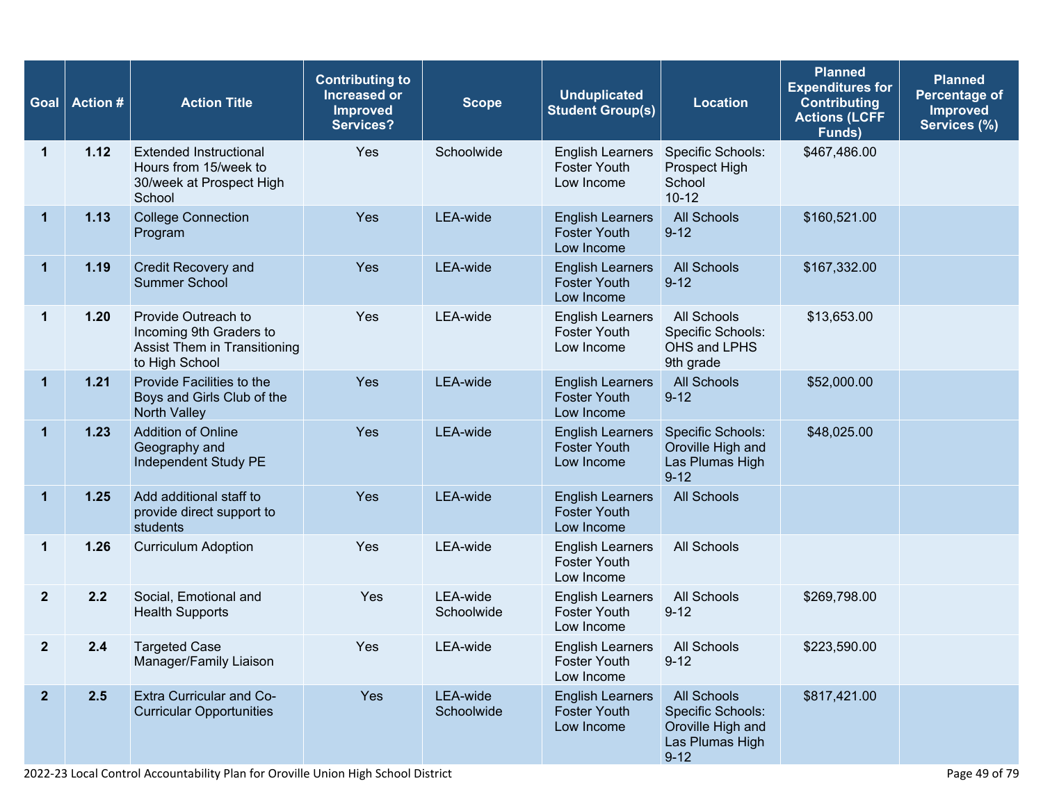| Goal | Action # | Action Title | Contributing to Increased or Improved Services? | Scope | Unduplicated Student Group(s) | Location | Planned Expenditures for Contributing Actions (LCFF Funds) | Planned Percentage of Improved Services (%) |
|---|---|---|---|---|---|---|---|---|
| 1 | 1.12 | Extended Instructional Hours from 15/week to 30/week at Prospect High School | Yes | Schoolwide | English Learners<br>Foster Youth<br>Low Income | Specific Schools: Prospect High School<br>10-12 | $467,486.00 | |
| 1 | 1.13 | College Connection Program | Yes | LEA-wide | English Learners<br>Foster Youth<br>Low Income | All Schools<br>9-12 | $160,521.00 | |
| 1 | 1.19 | Credit Recovery and Summer School | Yes | LEA-wide | English Learners<br>Foster Youth<br>Low Income | All Schools<br>9-12 | $167,332.00 | |
| 1 | 1.20 | Provide Outreach to Incoming 9th Graders to Assist Them in Transitioning to High School | Yes | LEA-wide | English Learners<br>Foster Youth<br>Low Income | All Schools<br>Specific Schools: OHS and LPHS<br>9th grade | $13,653.00 | |
| 1 | 1.21 | Provide Facilities to the Boys and Girls Club of the North Valley | Yes | LEA-wide | English Learners<br>Foster Youth<br>Low Income | All Schools<br>9-12 | $52,000.00 | |
| 1 | 1.23 | Addition of Online Geography and Independent Study PE | Yes | LEA-wide | English Learners<br>Foster Youth<br>Low Income | Specific Schools: Oroville High and Las Plumas High<br>9-12 | $48,025.00 | |
| 1 | 1.25 | Add additional staff to provide direct support to students | Yes | LEA-wide | English Learners<br>Foster Youth<br>Low Income | All Schools | | |
| 1 | 1.26 | Curriculum Adoption | Yes | LEA-wide | English Learners<br>Foster Youth<br>Low Income | All Schools | | |
| 2 | 2.2 | Social, Emotional and Health Supports | Yes | LEA-wide<br>Schoolwide | English Learners<br>Foster Youth<br>Low Income | All Schools<br>9-12 | $269,798.00 | |
| 2 | 2.4 | Targeted Case Manager/Family Liaison | Yes | LEA-wide | English Learners<br>Foster Youth<br>Low Income | All Schools<br>9-12 | $223,590.00 | |
| 2 | 2.5 | Extra Curricular and Co-Curricular Opportunities | Yes | LEA-wide<br>Schoolwide | English Learners<br>Foster Youth<br>Low Income | All Schools<br>Specific Schools: Oroville High and Las Plumas High<br>9-12 | $817,421.00 | |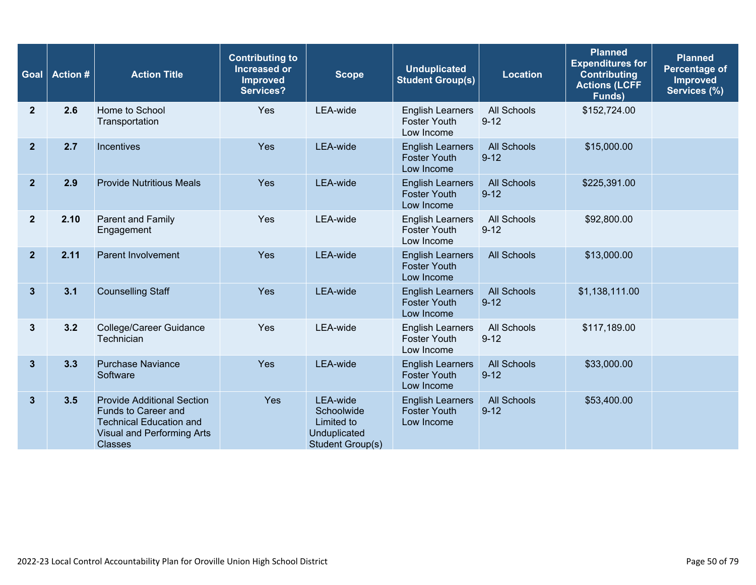| Goal | Action # | Action Title | Contributing to Increased or Improved Services? | Scope | Unduplicated Student Group(s) | Location | Planned Expenditures for Contributing Actions (LCFF Funds) | Planned Percentage of Improved Services (%) |
|---|---|---|---|---|---|---|---|---|
| 2 | 2.6 | Home to School Transportation | Yes | LEA-wide | English Learners Foster Youth Low Income | All Schools 9-12 | $152,724.00 | |
| 2 | 2.7 | Incentives | Yes | LEA-wide | English Learners Foster Youth Low Income | All Schools 9-12 | $15,000.00 | |
| 2 | 2.9 | Provide Nutritious Meals | Yes | LEA-wide | English Learners Foster Youth Low Income | All Schools 9-12 | $225,391.00 | |
| 2 | 2.10 | Parent and Family Engagement | Yes | LEA-wide | English Learners Foster Youth Low Income | All Schools 9-12 | $92,800.00 | |
| 2 | 2.11 | Parent Involvement | Yes | LEA-wide | English Learners Foster Youth Low Income | All Schools | $13,000.00 | |
| 3 | 3.1 | Counselling Staff | Yes | LEA-wide | English Learners Foster Youth Low Income | All Schools 9-12 | $1,138,111.00 | |
| 3 | 3.2 | College/Career Guidance Technician | Yes | LEA-wide | English Learners Foster Youth Low Income | All Schools 9-12 | $117,189.00 | |
| 3 | 3.3 | Purchase Naviance Software | Yes | LEA-wide | English Learners Foster Youth Low Income | All Schools 9-12 | $33,000.00 | |
| 3 | 3.5 | Provide Additional Section Funds to Career and Technical Education and Visual and Performing Arts Classes | Yes | LEA-wide Schoolwide Limited to Unduplicated Student Group(s) | English Learners Foster Youth Low Income | All Schools 9-12 | $53,400.00 | |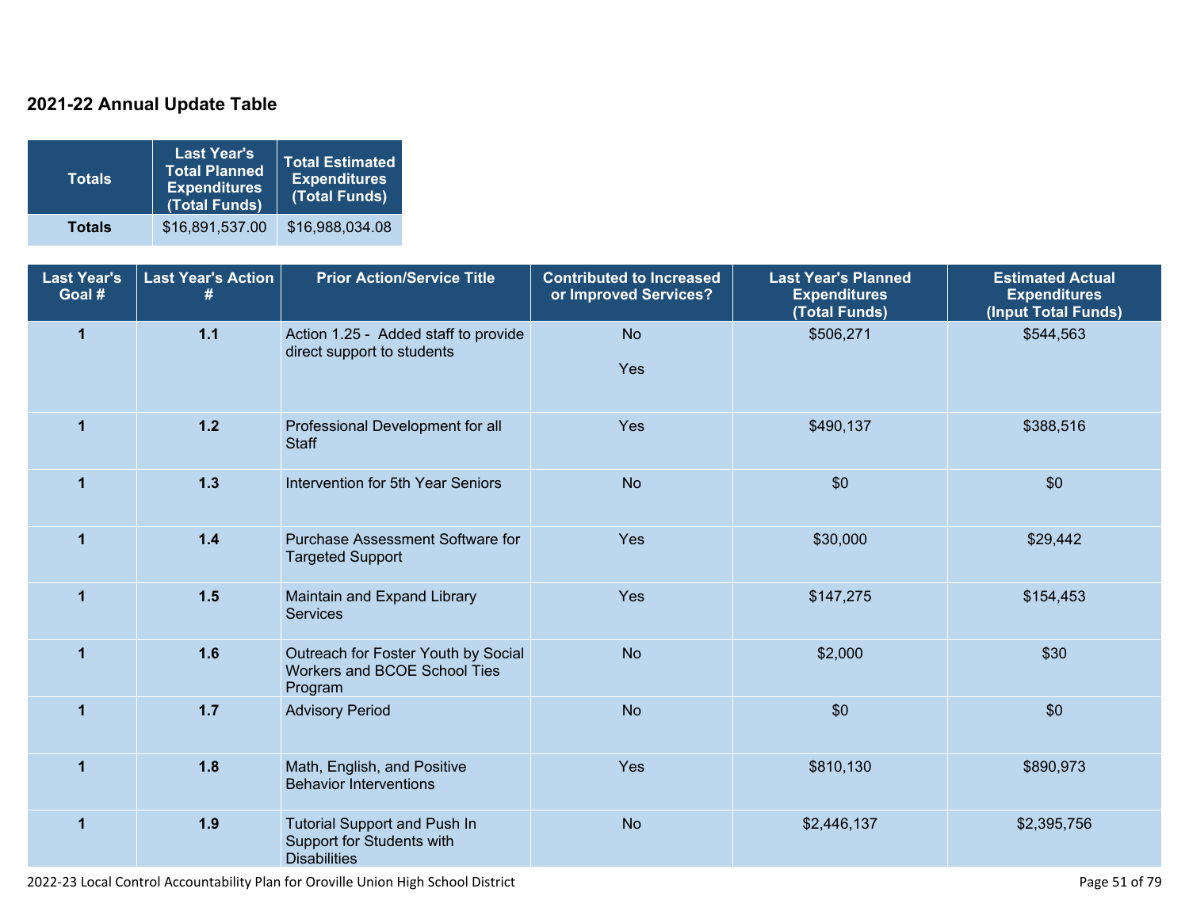## 2021-22 Annual Update Table

| Totals | Last Year's Total Planned Expenditures (Total Funds) | Total Estimated Expenditures (Total Funds) |
|---|---|---|
| **Totals** | $16,891,537.00 | $16,988,034.08 |

| Last Year's Goal # | Last Year's Action # | Prior Action/Service Title | Contributed to Increased or Improved Services? | Last Year's Planned Expenditures (Total Funds) | Estimated Actual Expenditures (Input Total Funds) |
|---|---|---|---|---|---|
| 1 | 1.1 | Action 1.25 - Added staff to provide direct support to students | No<br><br>Yes | $506,271 | $544,563 |
| 1 | 1.2 | Professional Development for all Staff | Yes | $490,137 | $388,516 |
| 1 | 1.3 | Intervention for 5th Year Seniors | No | $0 | $0 |
| 1 | 1.4 | Purchase Assessment Software for Targeted Support | Yes | $30,000 | $29,442 |
| 1 | 1.5 | Maintain and Expand Library Services | Yes | $147,275 | $154,453 |
| 1 | 1.6 | Outreach for Foster Youth by Social Workers and BCOE School Ties Program | No | $2,000 | $30 |
| 1 | 1.7 | Advisory Period | No | $0 | $0 |
| 1 | 1.8 | Math, English, and Positive Behavior Interventions | Yes | $810,130 | $890,973 |
| 1 | 1.9 | Tutorial Support and Push In Support for Students with Disabilities | No | $2,446,137 | $2,395,756 |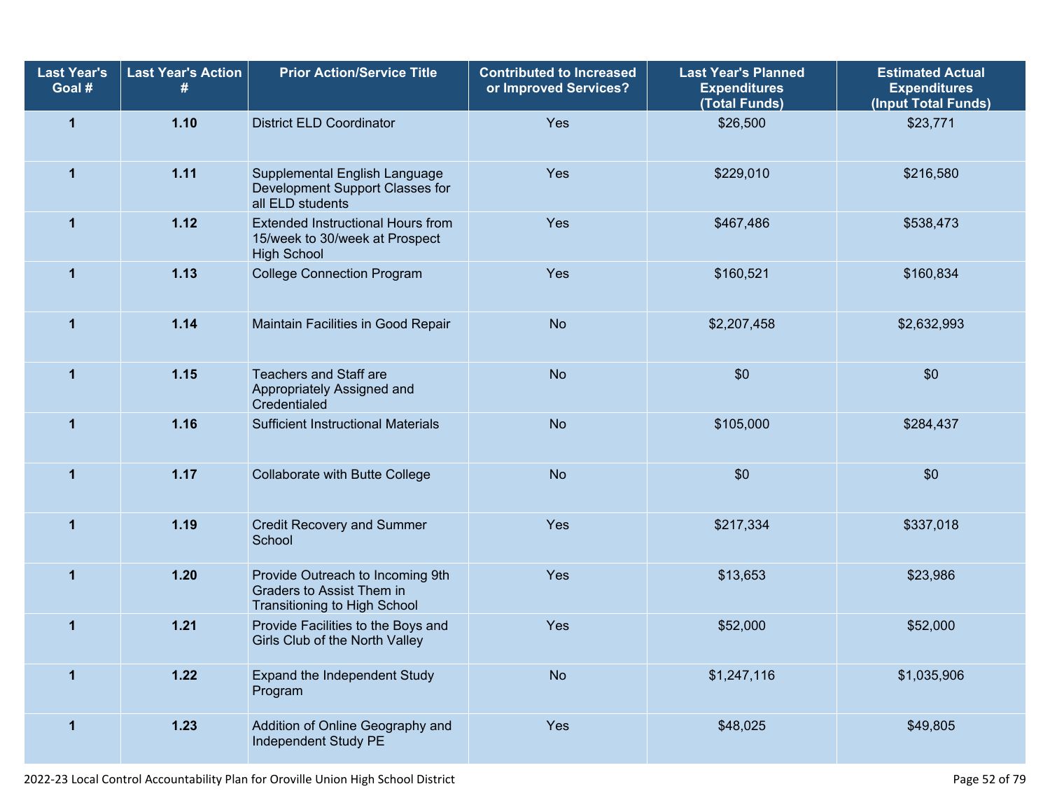| Last Year's Goal # | Last Year's Action # | Prior Action/Service Title | Contributed to Increased or Improved Services? | Last Year's Planned Expenditures (Total Funds) | Estimated Actual Expenditures (Input Total Funds) |
|---|---|---|---|---|---|
| 1 | 1.10 | District ELD Coordinator | Yes | $26,500 | $23,771 |
| 1 | 1.11 | Supplemental English Language Development Support Classes for all ELD students | Yes | $229,010 | $216,580 |
| 1 | 1.12 | Extended Instructional Hours from 15/week to 30/week at Prospect High School | Yes | $467,486 | $538,473 |
| 1 | 1.13 | College Connection Program | Yes | $160,521 | $160,834 |
| 1 | 1.14 | Maintain Facilities in Good Repair | No | $2,207,458 | $2,632,993 |
| 1 | 1.15 | Teachers and Staff are Appropriately Assigned and Credentialed | No | $0 | $0 |
| 1 | 1.16 | Sufficient Instructional Materials | No | $105,000 | $284,437 |
| 1 | 1.17 | Collaborate with Butte College | No | $0 | $0 |
| 1 | 1.19 | Credit Recovery and Summer School | Yes | $217,334 | $337,018 |
| 1 | 1.20 | Provide Outreach to Incoming 9th Graders to Assist Them in Transitioning to High School | Yes | $13,653 | $23,986 |
| 1 | 1.21 | Provide Facilities to the Boys and Girls Club of the North Valley | Yes | $52,000 | $52,000 |
| 1 | 1.22 | Expand the Independent Study Program | No | $1,247,116 | $1,035,906 |
| 1 | 1.23 | Addition of Online Geography and Independent Study PE | Yes | $48,025 | $49,805 |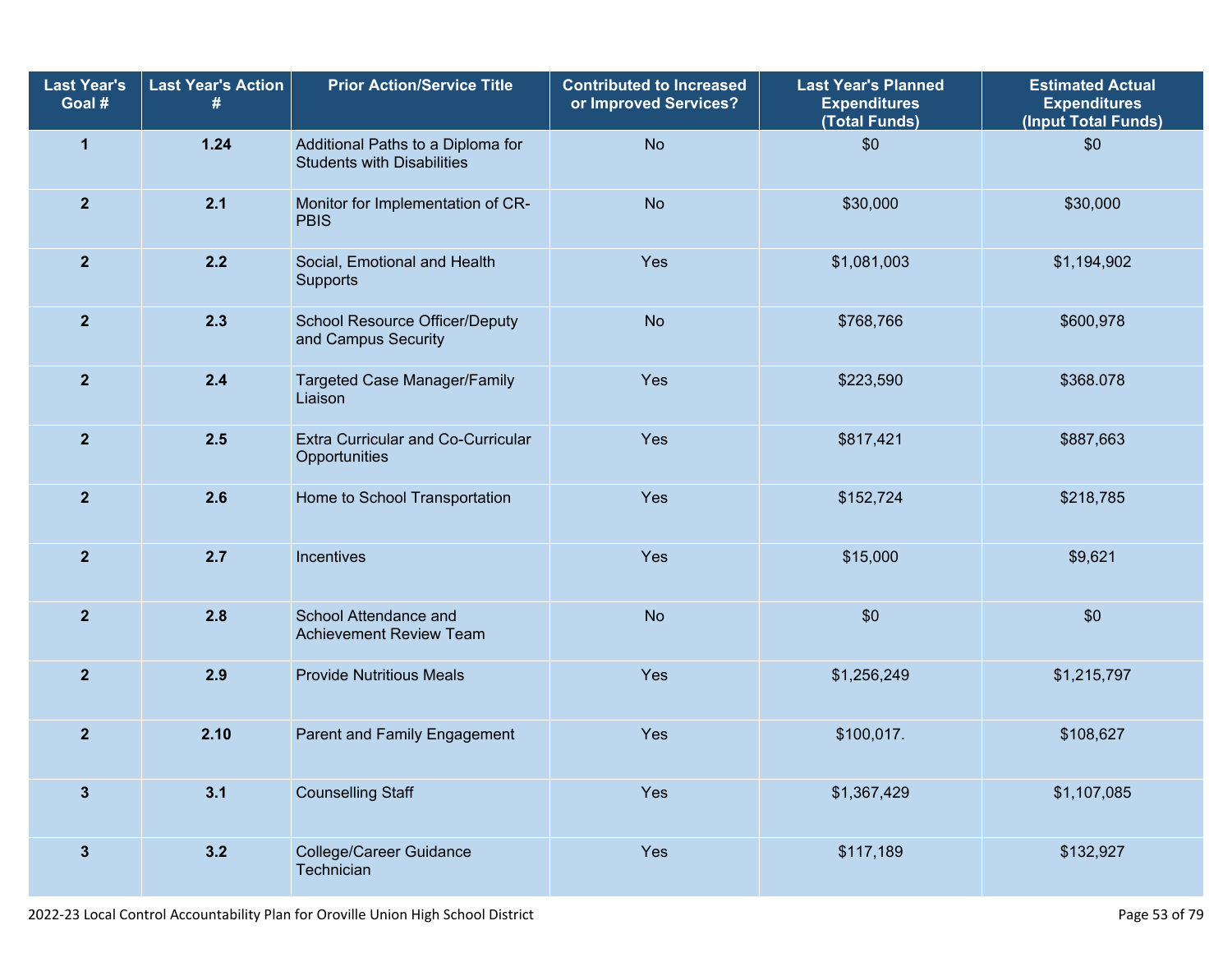| Last Year's Goal # | Last Year's Action # | Prior Action/Service Title | Contributed to Increased or Improved Services? | Last Year's Planned Expenditures (Total Funds) | Estimated Actual Expenditures (Input Total Funds) |
|---|---|---|---|---|---|
| 1 | 1.24 | Additional Paths to a Diploma for Students with Disabilities | No | $0 | $0 |
| 2 | 2.1 | Monitor for Implementation of CR-PBIS | No | $30,000 | $30,000 |
| 2 | 2.2 | Social, Emotional and Health Supports | Yes | $1,081,003 | $1,194,902 |
| 2 | 2.3 | School Resource Officer/Deputy and Campus Security | No | $768,766 | $600,978 |
| 2 | 2.4 | Targeted Case Manager/Family Liaison | Yes | $223,590 | $368.078 |
| 2 | 2.5 | Extra Curricular and Co-Curricular Opportunities | Yes | $817,421 | $887,663 |
| 2 | 2.6 | Home to School Transportation | Yes | $152,724 | $218,785 |
| 2 | 2.7 | Incentives | Yes | $15,000 | $9,621 |
| 2 | 2.8 | School Attendance and Achievement Review Team | No | $0 | $0 |
| 2 | 2.9 | Provide Nutritious Meals | Yes | $1,256,249 | $1,215,797 |
| 2 | 2.10 | Parent and Family Engagement | Yes | $100,017. | $108,627 |
| 3 | 3.1 | Counselling Staff | Yes | $1,367,429 | $1,107,085 |
| 3 | 3.2 | College/Career Guidance Technician | Yes | $117,189 | $132,927 |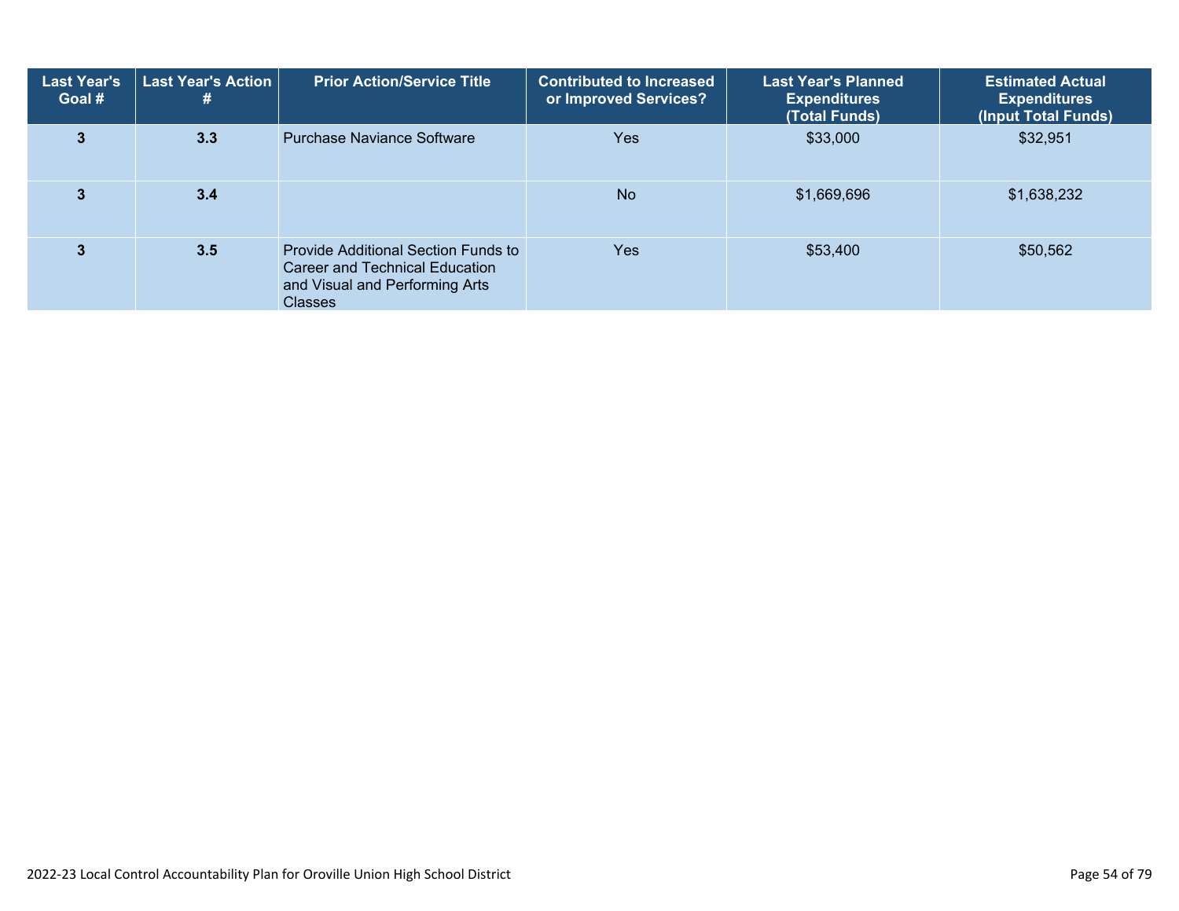| Last Year's Goal # | Last Year's Action # | Prior Action/Service Title | Contributed to Increased or Improved Services? | Last Year's Planned Expenditures (Total Funds) | Estimated Actual Expenditures (Input Total Funds) |
|---|---|---|---|---|---|
| 3 | 3.3 | Purchase Naviance Software | Yes | $33,000 | $32,951 |
| 3 | 3.4 | | No | $1,669,696 | $1,638,232 |
| 3 | 3.5 | Provide Additional Section Funds to Career and Technical Education and Visual and Performing Arts Classes | Yes | $53,400 | $50,562 |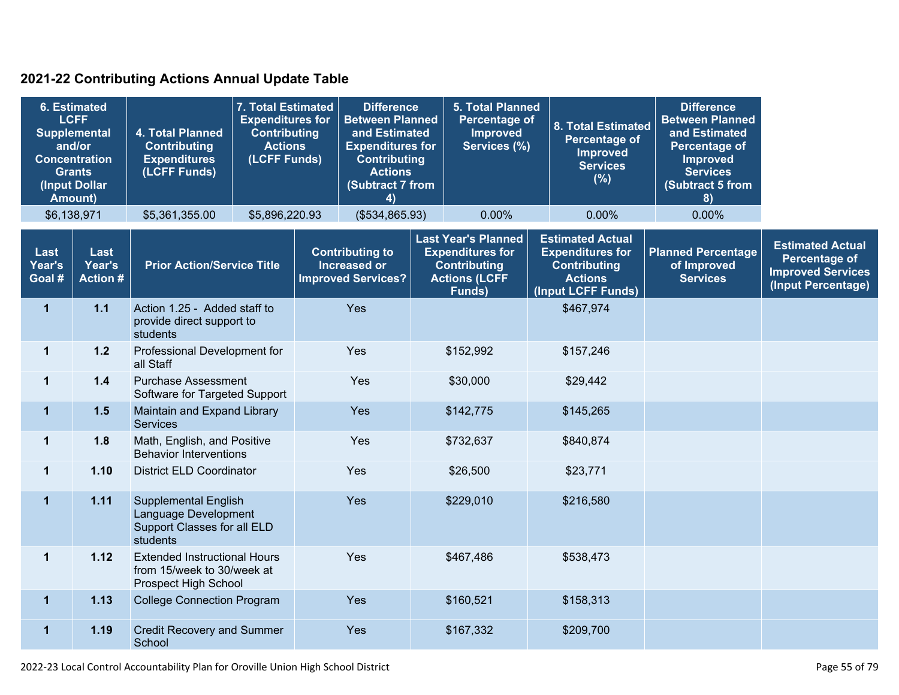## 2021-22 Contributing Actions Annual Update Table

| 6. Estimated LCFF Supplemental and/or Concentration Grants (Input Dollar Amount) | 4. Total Planned Contributing Expenditures (LCFF Funds) | 7. Total Estimated Expenditures for Contributing Actions (LCFF Funds) | Difference Between Planned and Estimated Expenditures for Contributing Actions (Subtract 7 from 4) | 5. Total Planned Percentage of Improved Services (%) | 8. Total Estimated Percentage of Improved Services (%) | Difference Between Planned and Estimated Percentage of Improved Services (Subtract 5 from 8) |
|---|---|---|---|---|---|---|
| $6,138,971 | $5,361,355.00 | $5,896,220.93 | ($534,865.93) | 0.00% | 0.00% | 0.00% |

| Last Year's Goal # | Last Year's Action # | Prior Action/Service Title | Contributing to Increased or Improved Services? | Last Year's Planned Expenditures for Contributing Actions (LCFF Funds) | Estimated Actual Expenditures for Contributing Actions (Input LCFF Funds) | Planned Percentage of Improved Services | Estimated Actual Percentage of Improved Services (Input Percentage) |
|---|---|---|---|---|---|---|---|
| 1 | 1.1 | Action 1.25 - Added staff to provide direct support to students | Yes | | $467,974 | | |
| 1 | 1.2 | Professional Development for all Staff | Yes | $152,992 | $157,246 | | |
| 1 | 1.4 | Purchase Assessment Software for Targeted Support | Yes | $30,000 | $29,442 | | |
| 1 | 1.5 | Maintain and Expand Library Services | Yes | $142,775 | $145,265 | | |
| 1 | 1.8 | Math, English, and Positive Behavior Interventions | Yes | $732,637 | $840,874 | | |
| 1 | 1.10 | District ELD Coordinator | Yes | $26,500 | $23,771 | | |
| 1 | 1.11 | Supplemental English Language Development Support Classes for all ELD students | Yes | $229,010 | $216,580 | | |
| 1 | 1.12 | Extended Instructional Hours from 15/week to 30/week at Prospect High School | Yes | $467,486 | $538,473 | | |
| 1 | 1.13 | College Connection Program | Yes | $160,521 | $158,313 | | |
| 1 | 1.19 | Credit Recovery and Summer School | Yes | $167,332 | $209,700 | | |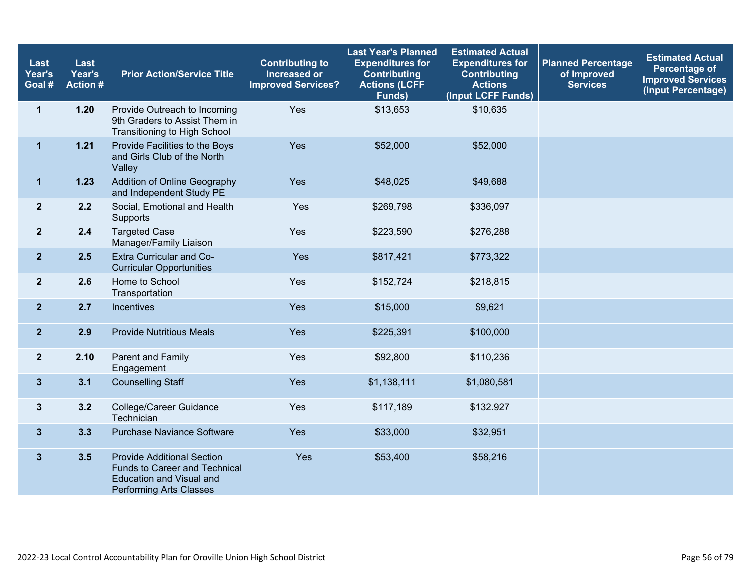| Last Year's Goal # | Last Year's Action # | Prior Action/Service Title | Contributing to Increased or Improved Services? | Last Year's Planned Expenditures for Contributing Actions (LCFF Funds) | Estimated Actual Expenditures for Contributing Actions (Input LCFF Funds) | Planned Percentage of Improved Services | Estimated Actual Percentage of Improved Services (Input Percentage) |
|---|---|---|---|---|---|---|---|
| 1 | 1.20 | Provide Outreach to Incoming 9th Graders to Assist Them in Transitioning to High School | Yes | $13,653 | $10,635 | | |
| 1 | 1.21 | Provide Facilities to the Boys and Girls Club of the North Valley | Yes | $52,000 | $52,000 | | |
| 1 | 1.23 | Addition of Online Geography and Independent Study PE | Yes | $48,025 | $49,688 | | |
| 2 | 2.2 | Social, Emotional and Health Supports | Yes | $269,798 | $336,097 | | |
| 2 | 2.4 | Targeted Case Manager/Family Liaison | Yes | $223,590 | $276,288 | | |
| 2 | 2.5 | Extra Curricular and Co-Curricular Opportunities | Yes | $817,421 | $773,322 | | |
| 2 | 2.6 | Home to School Transportation | Yes | $152,724 | $218,815 | | |
| 2 | 2.7 | Incentives | Yes | $15,000 | $9,621 | | |
| 2 | 2.9 | Provide Nutritious Meals | Yes | $225,391 | $100,000 | | |
| 2 | 2.10 | Parent and Family Engagement | Yes | $92,800 | $110,236 | | |
| 3 | 3.1 | Counselling Staff | Yes | $1,138,111 | $1,080,581 | | |
| 3 | 3.2 | College/Career Guidance Technician | Yes | $117,189 | $132.927 | | |
| 3 | 3.3 | Purchase Naviance Software | Yes | $33,000 | $32,951 | | |
| 3 | 3.5 | Provide Additional Section Funds to Career and Technical Education and Visual and Performing Arts Classes | Yes | $53,400 | $58,216 | | |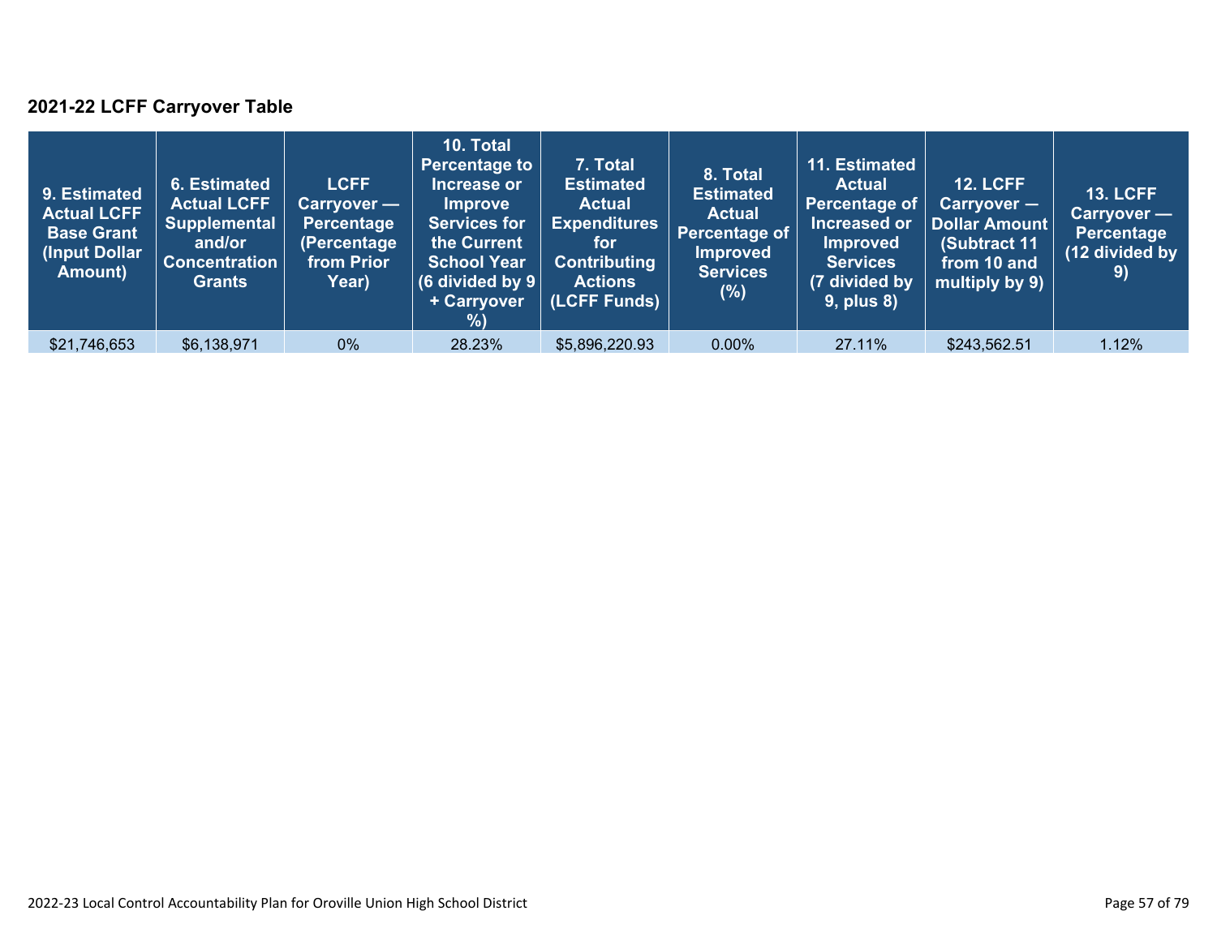## 2021-22 LCFF Carryover Table

| 9. Estimated Actual LCFF Base Grant (Input Dollar Amount) | 6. Estimated Actual LCFF Supplemental and/or Concentration Grants | LCFF Carryover — Percentage (Percentage from Prior Year) | 10. Total Percentage to Increase or Improve Services for the Current School Year (6 divided by 9 + Carryover %) | 7. Total Estimated Actual Expenditures for Contributing Actions (LCFF Funds) | 8. Total Estimated Actual Percentage of Improved Services (%) | 11. Estimated Actual Percentage of Increased or Improved Services (7 divided by 9, plus 8) | 12. LCFF Carryover — Dollar Amount (Subtract 11 from 10 and multiply by 9) | 13. LCFF Carryover — Percentage (12 divided by 9) |
|---|---|---|---|---|---|---|---|---|
| $21,746,653 | $6,138,971 | 0% | 28.23% | $5,896,220.93 | 0.00% | 27.11% | $243,562.51 | 1.12% |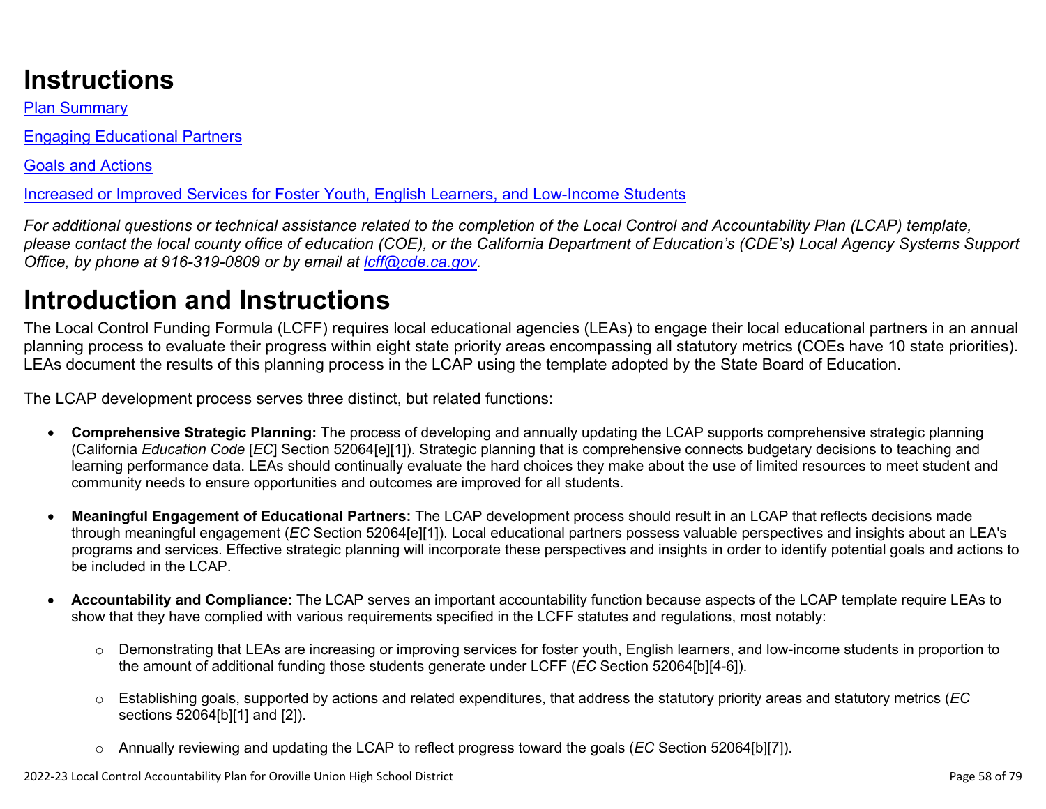# Instructions

[Plan Summary](#)

[Engaging Educational Partners](#)

[Goals and Actions](#)

[Increased or Improved Services for Foster Youth, English Learners, and Low-Income Students](#)

*For additional questions or technical assistance related to the completion of the Local Control and Accountability Plan (LCAP) template, please contact the local county office of education (COE), or the California Department of Education's (CDE's) Local Agency Systems Support Office, by phone at 916-319-0809 or by email at [lcff@cde.ca.gov](mailto:lcff@cde.ca.gov).*

# Introduction and Instructions

The Local Control Funding Formula (LCFF) requires local educational agencies (LEAs) to engage their local educational partners in an annual planning process to evaluate their progress within eight state priority areas encompassing all statutory metrics (COEs have 10 state priorities). LEAs document the results of this planning process in the LCAP using the template adopted by the State Board of Education.

The LCAP development process serves three distinct, but related functions:

- **Comprehensive Strategic Planning:** The process of developing and annually updating the LCAP supports comprehensive strategic planning (California *Education Code* [*EC*] Section 52064[e][1]). Strategic planning that is comprehensive connects budgetary decisions to teaching and learning performance data. LEAs should continually evaluate the hard choices they make about the use of limited resources to meet student and community needs to ensure opportunities and outcomes are improved for all students.

- **Meaningful Engagement of Educational Partners:** The LCAP development process should result in an LCAP that reflects decisions made through meaningful engagement (*EC* Section 52064[e][1]). Local educational partners possess valuable perspectives and insights about an LEA's programs and services. Effective strategic planning will incorporate these perspectives and insights in order to identify potential goals and actions to be included in the LCAP.

- **Accountability and Compliance:** The LCAP serves an important accountability function because aspects of the LCAP template require LEAs to show that they have complied with various requirements specified in the LCFF statutes and regulations, most notably:

  - Demonstrating that LEAs are increasing or improving services for foster youth, English learners, and low-income students in proportion to the amount of additional funding those students generate under LCFF (*EC* Section 52064[b][4-6]).

  - Establishing goals, supported by actions and related expenditures, that address the statutory priority areas and statutory metrics (*EC* sections 52064[b][1] and [2]).

  - Annually reviewing and updating the LCAP to reflect progress toward the goals (*EC* Section 52064[b][7]).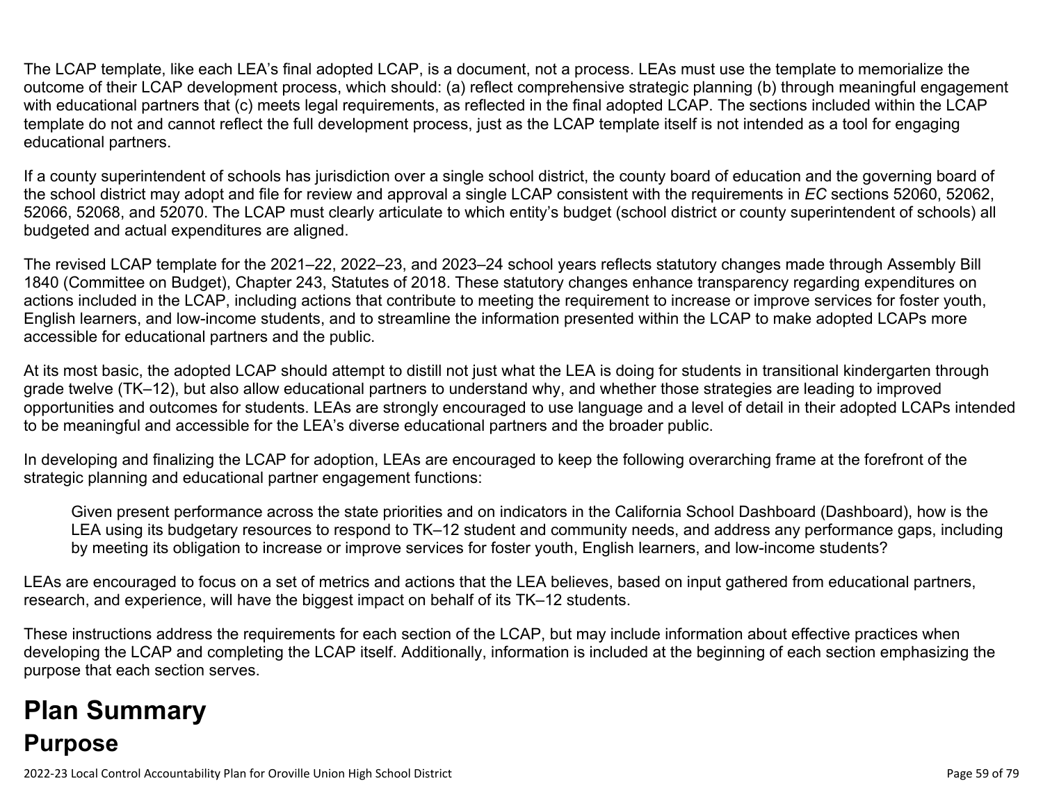The LCAP template, like each LEA's final adopted LCAP, is a document, not a process. LEAs must use the template to memorialize the outcome of their LCAP development process, which should: (a) reflect comprehensive strategic planning (b) through meaningful engagement with educational partners that (c) meets legal requirements, as reflected in the final adopted LCAP. The sections included within the LCAP template do not and cannot reflect the full development process, just as the LCAP template itself is not intended as a tool for engaging educational partners.

If a county superintendent of schools has jurisdiction over a single school district, the county board of education and the governing board of the school district may adopt and file for review and approval a single LCAP consistent with the requirements in *EC* sections 52060, 52062, 52066, 52068, and 52070. The LCAP must clearly articulate to which entity's budget (school district or county superintendent of schools) all budgeted and actual expenditures are aligned.

The revised LCAP template for the 2021–22, 2022–23, and 2023–24 school years reflects statutory changes made through Assembly Bill 1840 (Committee on Budget), Chapter 243, Statutes of 2018. These statutory changes enhance transparency regarding expenditures on actions included in the LCAP, including actions that contribute to meeting the requirement to increase or improve services for foster youth, English learners, and low-income students, and to streamline the information presented within the LCAP to make adopted LCAPs more accessible for educational partners and the public.

At its most basic, the adopted LCAP should attempt to distill not just what the LEA is doing for students in transitional kindergarten through grade twelve (TK–12), but also allow educational partners to understand why, and whether those strategies are leading to improved opportunities and outcomes for students. LEAs are strongly encouraged to use language and a level of detail in their adopted LCAPs intended to be meaningful and accessible for the LEA's diverse educational partners and the broader public.

In developing and finalizing the LCAP for adoption, LEAs are encouraged to keep the following overarching frame at the forefront of the strategic planning and educational partner engagement functions:

> Given present performance across the state priorities and on indicators in the California School Dashboard (Dashboard), how is the LEA using its budgetary resources to respond to TK–12 student and community needs, and address any performance gaps, including by meeting its obligation to increase or improve services for foster youth, English learners, and low-income students?

LEAs are encouraged to focus on a set of metrics and actions that the LEA believes, based on input gathered from educational partners, research, and experience, will have the biggest impact on behalf of its TK–12 students.

These instructions address the requirements for each section of the LCAP, but may include information about effective practices when developing the LCAP and completing the LCAP itself. Additionally, information is included at the beginning of each section emphasizing the purpose that each section serves.

# Plan Summary

## Purpose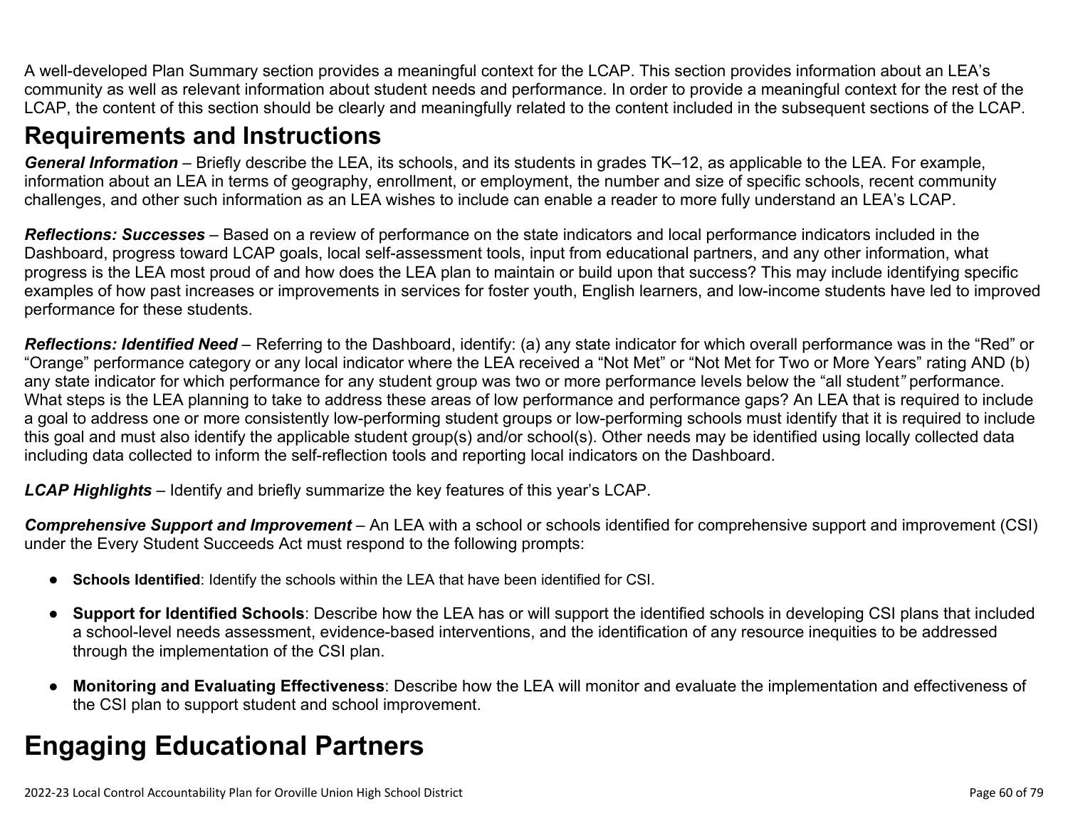A well-developed Plan Summary section provides a meaningful context for the LCAP. This section provides information about an LEA's community as well as relevant information about student needs and performance. In order to provide a meaningful context for the rest of the LCAP, the content of this section should be clearly and meaningfully related to the content included in the subsequent sections of the LCAP.

## Requirements and Instructions

***General Information*** – Briefly describe the LEA, its schools, and its students in grades TK–12, as applicable to the LEA. For example, information about an LEA in terms of geography, enrollment, or employment, the number and size of specific schools, recent community challenges, and other such information as an LEA wishes to include can enable a reader to more fully understand an LEA's LCAP.

***Reflections: Successes*** – Based on a review of performance on the state indicators and local performance indicators included in the Dashboard, progress toward LCAP goals, local self-assessment tools, input from educational partners, and any other information, what progress is the LEA most proud of and how does the LEA plan to maintain or build upon that success? This may include identifying specific examples of how past increases or improvements in services for foster youth, English learners, and low-income students have led to improved performance for these students.

***Reflections: Identified Need*** – Referring to the Dashboard, identify: (a) any state indicator for which overall performance was in the "Red" or "Orange" performance category or any local indicator where the LEA received a "Not Met" or "Not Met for Two or More Years" rating AND (b) any state indicator for which performance for any student group was two or more performance levels below the "all student" performance. What steps is the LEA planning to take to address these areas of low performance and performance gaps? An LEA that is required to include a goal to address one or more consistently low-performing student groups or low-performing schools must identify that it is required to include this goal and must also identify the applicable student group(s) and/or school(s). Other needs may be identified using locally collected data including data collected to inform the self-reflection tools and reporting local indicators on the Dashboard.

***LCAP Highlights*** – Identify and briefly summarize the key features of this year's LCAP.

***Comprehensive Support and Improvement*** – An LEA with a school or schools identified for comprehensive support and improvement (CSI) under the Every Student Succeeds Act must respond to the following prompts:

- **Schools Identified**: Identify the schools within the LEA that have been identified for CSI.
- **Support for Identified Schools**: Describe how the LEA has or will support the identified schools in developing CSI plans that included a school-level needs assessment, evidence-based interventions, and the identification of any resource inequities to be addressed through the implementation of the CSI plan.
- **Monitoring and Evaluating Effectiveness**: Describe how the LEA will monitor and evaluate the implementation and effectiveness of the CSI plan to support student and school improvement.

# Engaging Educational Partners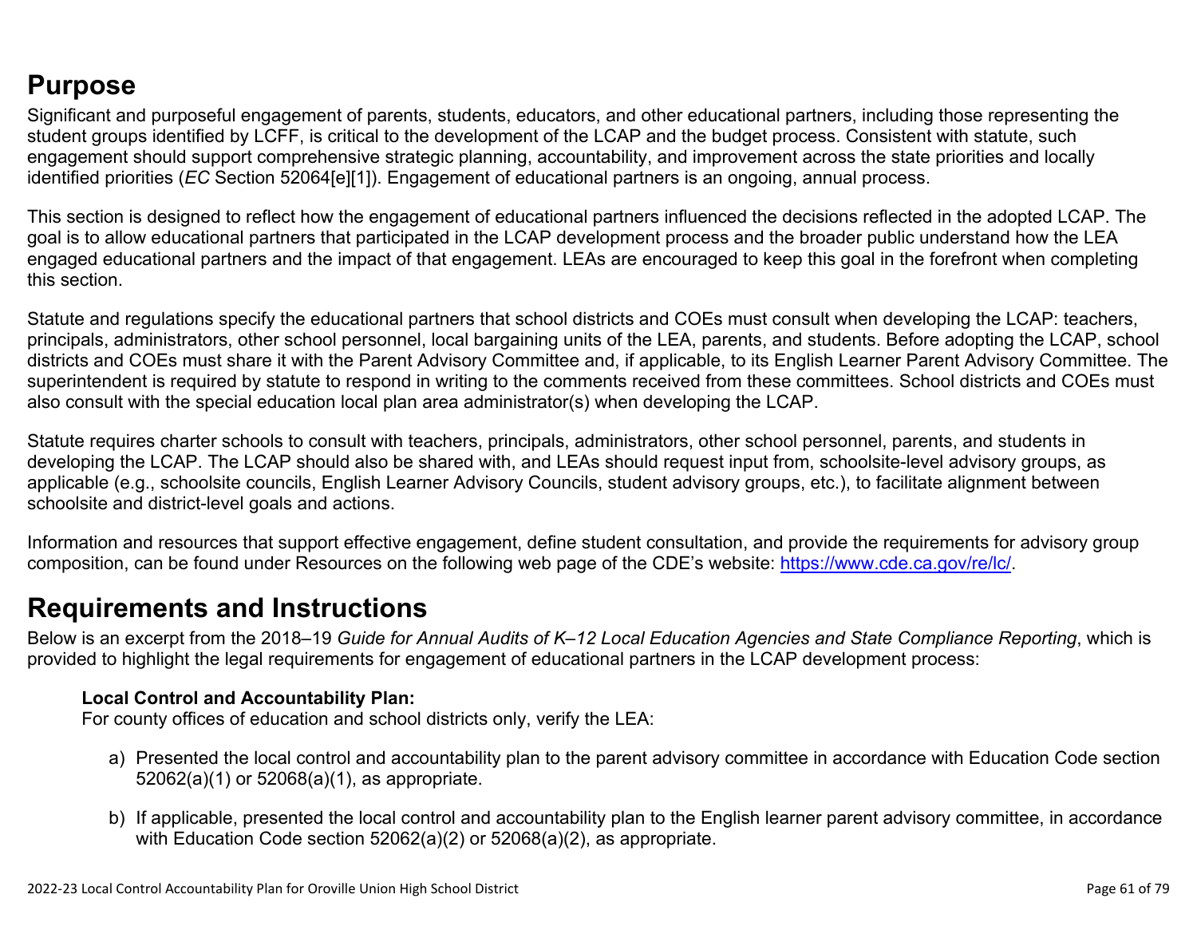## Purpose

Significant and purposeful engagement of parents, students, educators, and other educational partners, including those representing the student groups identified by LCFF, is critical to the development of the LCAP and the budget process. Consistent with statute, such engagement should support comprehensive strategic planning, accountability, and improvement across the state priorities and locally identified priorities (*EC* Section 52064[e][1]). Engagement of educational partners is an ongoing, annual process.

This section is designed to reflect how the engagement of educational partners influenced the decisions reflected in the adopted LCAP. The goal is to allow educational partners that participated in the LCAP development process and the broader public understand how the LEA engaged educational partners and the impact of that engagement. LEAs are encouraged to keep this goal in the forefront when completing this section.

Statute and regulations specify the educational partners that school districts and COEs must consult when developing the LCAP: teachers, principals, administrators, other school personnel, local bargaining units of the LEA, parents, and students. Before adopting the LCAP, school districts and COEs must share it with the Parent Advisory Committee and, if applicable, to its English Learner Parent Advisory Committee. The superintendent is required by statute to respond in writing to the comments received from these committees. School districts and COEs must also consult with the special education local plan area administrator(s) when developing the LCAP.

Statute requires charter schools to consult with teachers, principals, administrators, other school personnel, parents, and students in developing the LCAP. The LCAP should also be shared with, and LEAs should request input from, schoolsite-level advisory groups, as applicable (e.g., schoolsite councils, English Learner Advisory Councils, student advisory groups, etc.), to facilitate alignment between schoolsite and district-level goals and actions.

Information and resources that support effective engagement, define student consultation, and provide the requirements for advisory group composition, can be found under Resources on the following web page of the CDE's website: https://www.cde.ca.gov/re/lc/.

## Requirements and Instructions

Below is an excerpt from the 2018–19 *Guide for Annual Audits of K–12 Local Education Agencies and State Compliance Reporting*, which is provided to highlight the legal requirements for engagement of educational partners in the LCAP development process:

**Local Control and Accountability Plan:**
For county offices of education and school districts only, verify the LEA:

a) Presented the local control and accountability plan to the parent advisory committee in accordance with Education Code section 52062(a)(1) or 52068(a)(1), as appropriate.

b) If applicable, presented the local control and accountability plan to the English learner parent advisory committee, in accordance with Education Code section 52062(a)(2) or 52068(a)(2), as appropriate.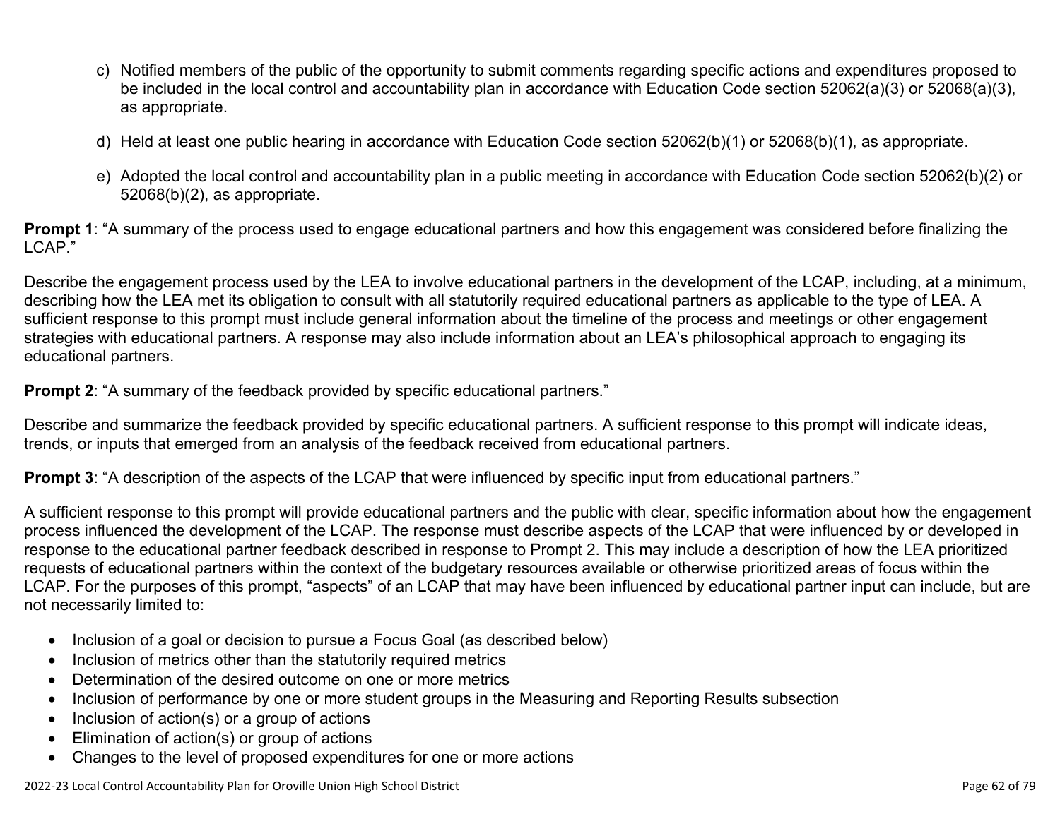c) Notified members of the public of the opportunity to submit comments regarding specific actions and expenditures proposed to be included in the local control and accountability plan in accordance with Education Code section 52062(a)(3) or 52068(a)(3), as appropriate.

d) Held at least one public hearing in accordance with Education Code section 52062(b)(1) or 52068(b)(1), as appropriate.

e) Adopted the local control and accountability plan in a public meeting in accordance with Education Code section 52062(b)(2) or 52068(b)(2), as appropriate.

**Prompt 1**: "A summary of the process used to engage educational partners and how this engagement was considered before finalizing the LCAP."

Describe the engagement process used by the LEA to involve educational partners in the development of the LCAP, including, at a minimum, describing how the LEA met its obligation to consult with all statutorily required educational partners as applicable to the type of LEA. A sufficient response to this prompt must include general information about the timeline of the process and meetings or other engagement strategies with educational partners. A response may also include information about an LEA's philosophical approach to engaging its educational partners.

**Prompt 2**: "A summary of the feedback provided by specific educational partners."

Describe and summarize the feedback provided by specific educational partners. A sufficient response to this prompt will indicate ideas, trends, or inputs that emerged from an analysis of the feedback received from educational partners.

**Prompt 3**: "A description of the aspects of the LCAP that were influenced by specific input from educational partners."

A sufficient response to this prompt will provide educational partners and the public with clear, specific information about how the engagement process influenced the development of the LCAP. The response must describe aspects of the LCAP that were influenced by or developed in response to the educational partner feedback described in response to Prompt 2. This may include a description of how the LEA prioritized requests of educational partners within the context of the budgetary resources available or otherwise prioritized areas of focus within the LCAP. For the purposes of this prompt, "aspects" of an LCAP that may have been influenced by educational partner input can include, but are not necessarily limited to:

- Inclusion of a goal or decision to pursue a Focus Goal (as described below)
- Inclusion of metrics other than the statutorily required metrics
- Determination of the desired outcome on one or more metrics
- Inclusion of performance by one or more student groups in the Measuring and Reporting Results subsection
- Inclusion of action(s) or a group of actions
- Elimination of action(s) or group of actions
- Changes to the level of proposed expenditures for one or more actions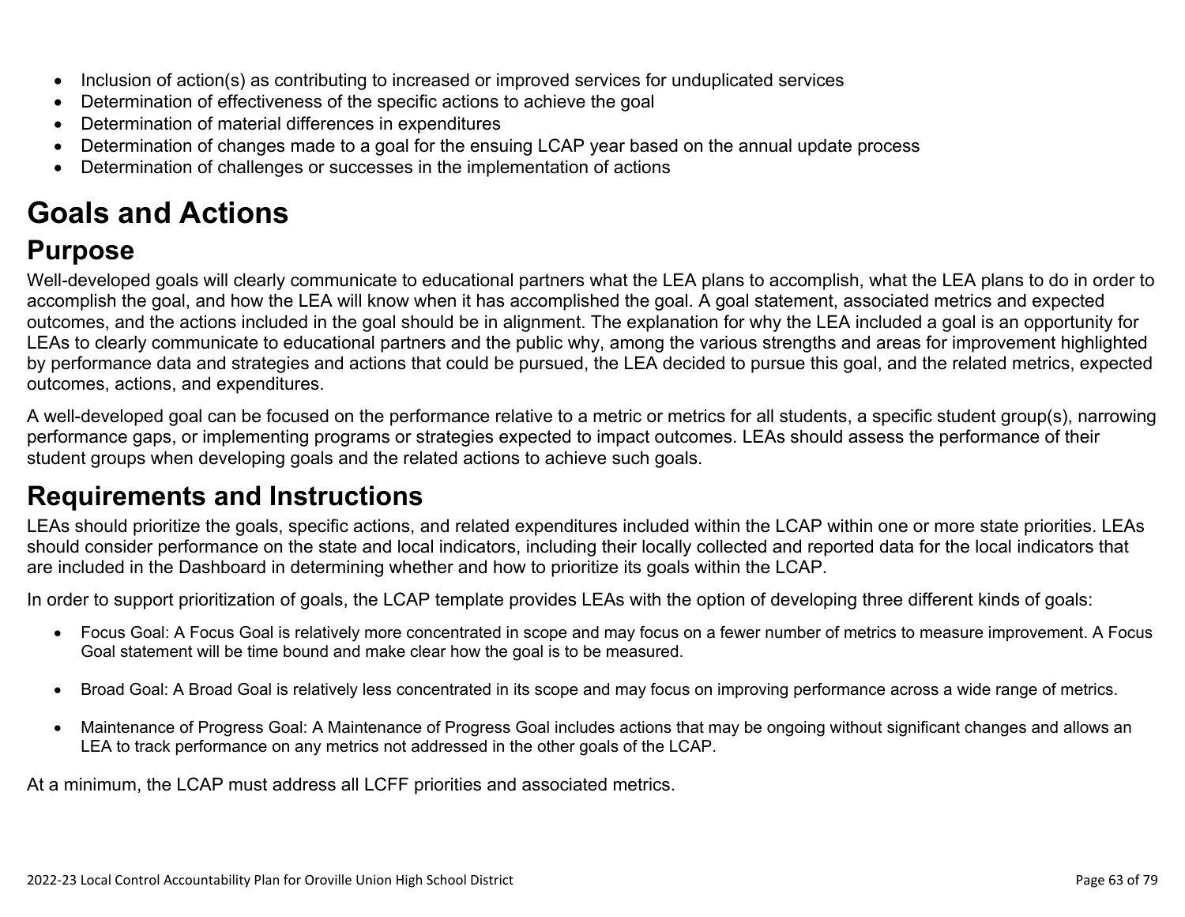- Inclusion of action(s) as contributing to increased or improved services for unduplicated services
- Determination of effectiveness of the specific actions to achieve the goal
- Determination of material differences in expenditures
- Determination of changes made to a goal for the ensuing LCAP year based on the annual update process
- Determination of challenges or successes in the implementation of actions

# Goals and Actions

## Purpose

Well-developed goals will clearly communicate to educational partners what the LEA plans to accomplish, what the LEA plans to do in order to accomplish the goal, and how the LEA will know when it has accomplished the goal. A goal statement, associated metrics and expected outcomes, and the actions included in the goal should be in alignment. The explanation for why the LEA included a goal is an opportunity for LEAs to clearly communicate to educational partners and the public why, among the various strengths and areas for improvement highlighted by performance data and strategies and actions that could be pursued, the LEA decided to pursue this goal, and the related metrics, expected outcomes, actions, and expenditures.

A well-developed goal can be focused on the performance relative to a metric or metrics for all students, a specific student group(s), narrowing performance gaps, or implementing programs or strategies expected to impact outcomes. LEAs should assess the performance of their student groups when developing goals and the related actions to achieve such goals.

## Requirements and Instructions

LEAs should prioritize the goals, specific actions, and related expenditures included within the LCAP within one or more state priorities. LEAs should consider performance on the state and local indicators, including their locally collected and reported data for the local indicators that are included in the Dashboard in determining whether and how to prioritize its goals within the LCAP.

In order to support prioritization of goals, the LCAP template provides LEAs with the option of developing three different kinds of goals:

- Focus Goal: A Focus Goal is relatively more concentrated in scope and may focus on a fewer number of metrics to measure improvement. A Focus Goal statement will be time bound and make clear how the goal is to be measured.

- Broad Goal: A Broad Goal is relatively less concentrated in its scope and may focus on improving performance across a wide range of metrics.

- Maintenance of Progress Goal: A Maintenance of Progress Goal includes actions that may be ongoing without significant changes and allows an LEA to track performance on any metrics not addressed in the other goals of the LCAP.

At a minimum, the LCAP must address all LCFF priorities and associated metrics.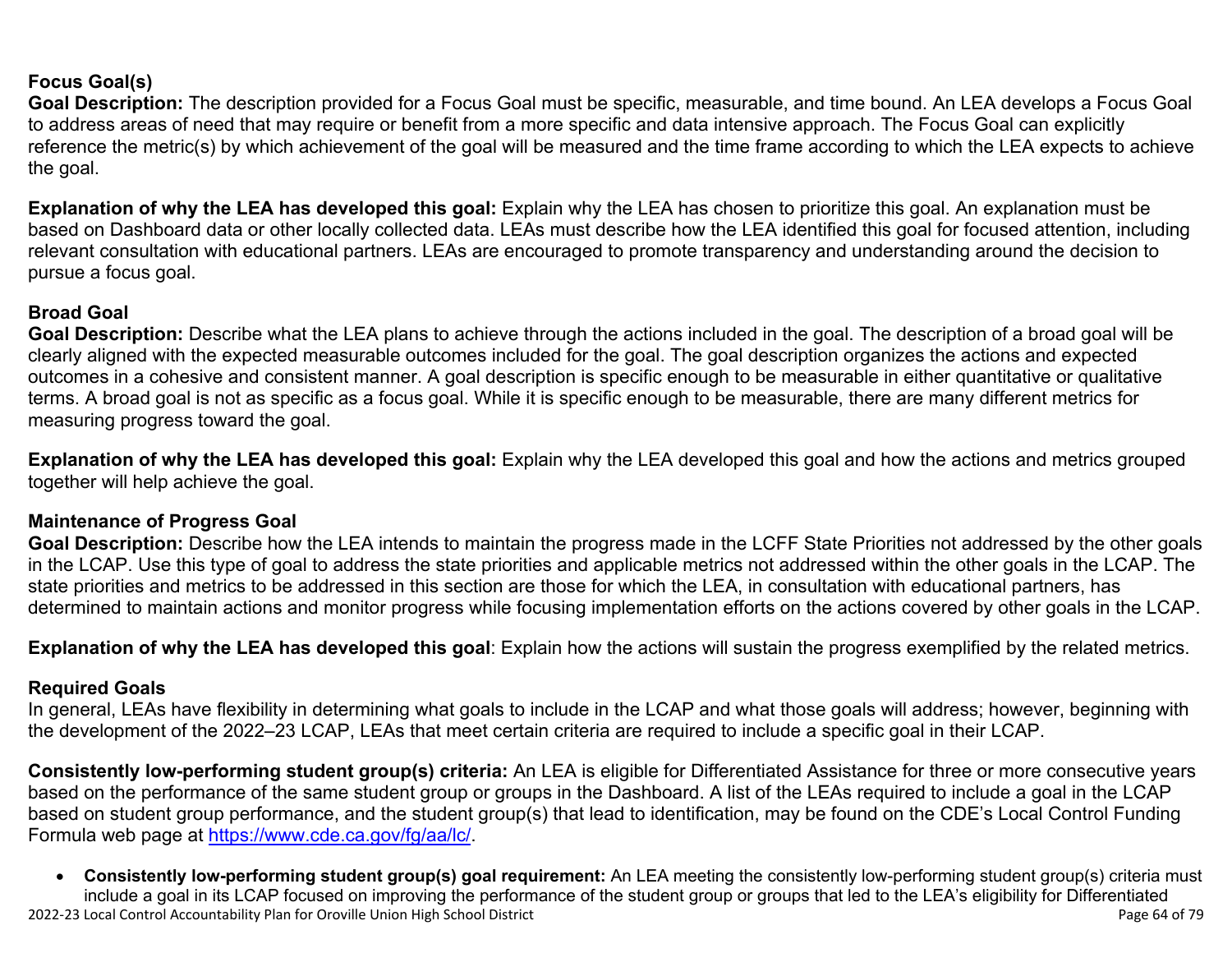### Focus Goal(s)

**Goal Description:** The description provided for a Focus Goal must be specific, measurable, and time bound. An LEA develops a Focus Goal to address areas of need that may require or benefit from a more specific and data intensive approach. The Focus Goal can explicitly reference the metric(s) by which achievement of the goal will be measured and the time frame according to which the LEA expects to achieve the goal.

**Explanation of why the LEA has developed this goal:** Explain why the LEA has chosen to prioritize this goal. An explanation must be based on Dashboard data or other locally collected data. LEAs must describe how the LEA identified this goal for focused attention, including relevant consultation with educational partners. LEAs are encouraged to promote transparency and understanding around the decision to pursue a focus goal.

### Broad Goal

**Goal Description:** Describe what the LEA plans to achieve through the actions included in the goal. The description of a broad goal will be clearly aligned with the expected measurable outcomes included for the goal. The goal description organizes the actions and expected outcomes in a cohesive and consistent manner. A goal description is specific enough to be measurable in either quantitative or qualitative terms. A broad goal is not as specific as a focus goal. While it is specific enough to be measurable, there are many different metrics for measuring progress toward the goal.

**Explanation of why the LEA has developed this goal:** Explain why the LEA developed this goal and how the actions and metrics grouped together will help achieve the goal.

### Maintenance of Progress Goal

**Goal Description:** Describe how the LEA intends to maintain the progress made in the LCFF State Priorities not addressed by the other goals in the LCAP. Use this type of goal to address the state priorities and applicable metrics not addressed within the other goals in the LCAP. The state priorities and metrics to be addressed in this section are those for which the LEA, in consultation with educational partners, has determined to maintain actions and monitor progress while focusing implementation efforts on the actions covered by other goals in the LCAP.

**Explanation of why the LEA has developed this goal**: Explain how the actions will sustain the progress exemplified by the related metrics.

### Required Goals

In general, LEAs have flexibility in determining what goals to include in the LCAP and what those goals will address; however, beginning with the development of the 2022–23 LCAP, LEAs that meet certain criteria are required to include a specific goal in their LCAP.

**Consistently low-performing student group(s) criteria:** An LEA is eligible for Differentiated Assistance for three or more consecutive years based on the performance of the same student group or groups in the Dashboard. A list of the LEAs required to include a goal in the LCAP based on student group performance, and the student group(s) that lead to identification, may be found on the CDE's Local Control Funding Formula web page at [https://www.cde.ca.gov/fg/aa/lc/](https://www.cde.ca.gov/fg/aa/lc/).

- **Consistently low-performing student group(s) goal requirement:** An LEA meeting the consistently low-performing student group(s) criteria must include a goal in its LCAP focused on improving the performance of the student group or groups that led to the LEA's eligibility for Differentiated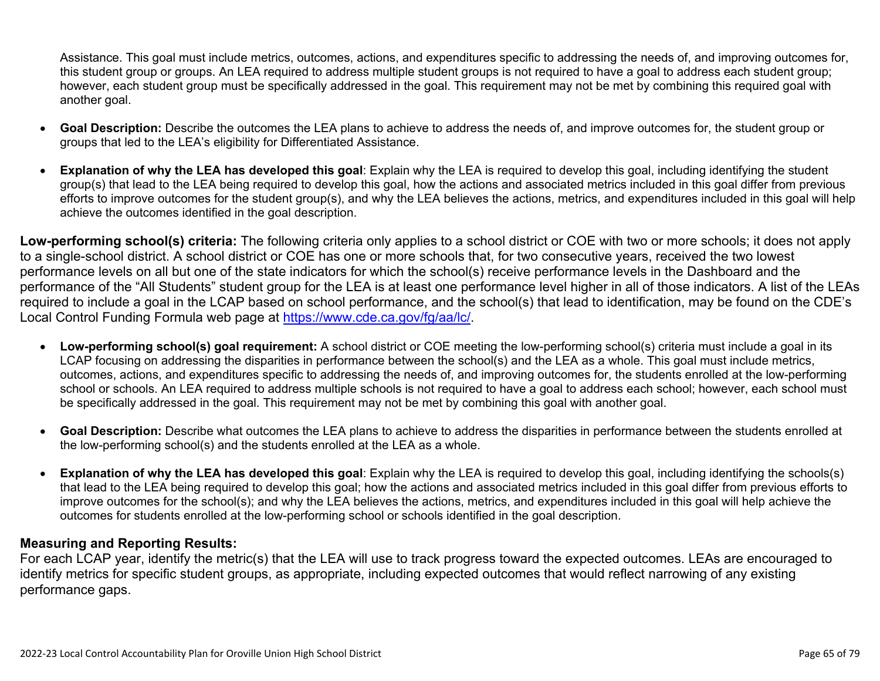Assistance. This goal must include metrics, outcomes, actions, and expenditures specific to addressing the needs of, and improving outcomes for, this student group or groups. An LEA required to address multiple student groups is not required to have a goal to address each student group; however, each student group must be specifically addressed in the goal. This requirement may not be met by combining this required goal with another goal.

- **Goal Description:** Describe the outcomes the LEA plans to achieve to address the needs of, and improve outcomes for, the student group or groups that led to the LEA's eligibility for Differentiated Assistance.
- **Explanation of why the LEA has developed this goal**: Explain why the LEA is required to develop this goal, including identifying the student group(s) that lead to the LEA being required to develop this goal, how the actions and associated metrics included in this goal differ from previous efforts to improve outcomes for the student group(s), and why the LEA believes the actions, metrics, and expenditures included in this goal will help achieve the outcomes identified in the goal description.

**Low-performing school(s) criteria:** The following criteria only applies to a school district or COE with two or more schools; it does not apply to a single-school district. A school district or COE has one or more schools that, for two consecutive years, received the two lowest performance levels on all but one of the state indicators for which the school(s) receive performance levels in the Dashboard and the performance of the "All Students" student group for the LEA is at least one performance level higher in all of those indicators. A list of the LEAs required to include a goal in the LCAP based on school performance, and the school(s) that lead to identification, may be found on the CDE's Local Control Funding Formula web page at [https://www.cde.ca.gov/fg/aa/lc/](https://www.cde.ca.gov/fg/aa/lc/).

- **Low-performing school(s) goal requirement:** A school district or COE meeting the low-performing school(s) criteria must include a goal in its LCAP focusing on addressing the disparities in performance between the school(s) and the LEA as a whole. This goal must include metrics, outcomes, actions, and expenditures specific to addressing the needs of, and improving outcomes for, the students enrolled at the low-performing school or schools. An LEA required to address multiple schools is not required to have a goal to address each school; however, each school must be specifically addressed in the goal. This requirement may not be met by combining this goal with another goal.
- **Goal Description:** Describe what outcomes the LEA plans to achieve to address the disparities in performance between the students enrolled at the low-performing school(s) and the students enrolled at the LEA as a whole.
- **Explanation of why the LEA has developed this goal**: Explain why the LEA is required to develop this goal, including identifying the schools(s) that lead to the LEA being required to develop this goal; how the actions and associated metrics included in this goal differ from previous efforts to improve outcomes for the school(s); and why the LEA believes the actions, metrics, and expenditures included in this goal will help achieve the outcomes for students enrolled at the low-performing school or schools identified in the goal description.

### Measuring and Reporting Results:

For each LCAP year, identify the metric(s) that the LEA will use to track progress toward the expected outcomes. LEAs are encouraged to identify metrics for specific student groups, as appropriate, including expected outcomes that would reflect narrowing of any existing performance gaps.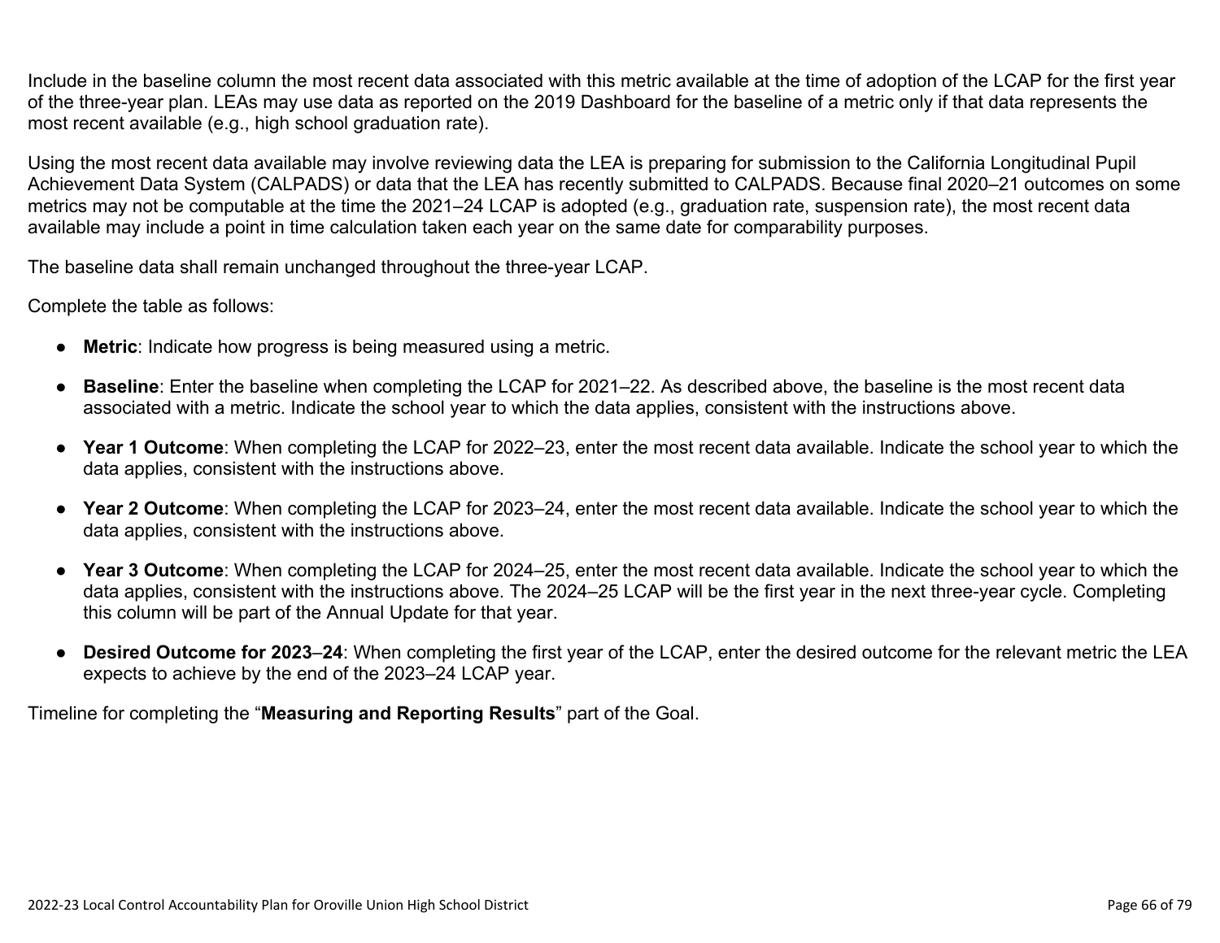Include in the baseline column the most recent data associated with this metric available at the time of adoption of the LCAP for the first year of the three-year plan. LEAs may use data as reported on the 2019 Dashboard for the baseline of a metric only if that data represents the most recent available (e.g., high school graduation rate).

Using the most recent data available may involve reviewing data the LEA is preparing for submission to the California Longitudinal Pupil Achievement Data System (CALPADS) or data that the LEA has recently submitted to CALPADS. Because final 2020–21 outcomes on some metrics may not be computable at the time the 2021–24 LCAP is adopted (e.g., graduation rate, suspension rate), the most recent data available may include a point in time calculation taken each year on the same date for comparability purposes.

The baseline data shall remain unchanged throughout the three-year LCAP.

Complete the table as follows:

- **Metric**: Indicate how progress is being measured using a metric.
- **Baseline**: Enter the baseline when completing the LCAP for 2021–22. As described above, the baseline is the most recent data associated with a metric. Indicate the school year to which the data applies, consistent with the instructions above.
- **Year 1 Outcome**: When completing the LCAP for 2022–23, enter the most recent data available. Indicate the school year to which the data applies, consistent with the instructions above.
- **Year 2 Outcome**: When completing the LCAP for 2023–24, enter the most recent data available. Indicate the school year to which the data applies, consistent with the instructions above.
- **Year 3 Outcome**: When completing the LCAP for 2024–25, enter the most recent data available. Indicate the school year to which the data applies, consistent with the instructions above. The 2024–25 LCAP will be the first year in the next three-year cycle. Completing this column will be part of the Annual Update for that year.
- **Desired Outcome for 2023**–**24**: When completing the first year of the LCAP, enter the desired outcome for the relevant metric the LEA expects to achieve by the end of the 2023–24 LCAP year.

Timeline for completing the "**Measuring and Reporting Results**" part of the Goal.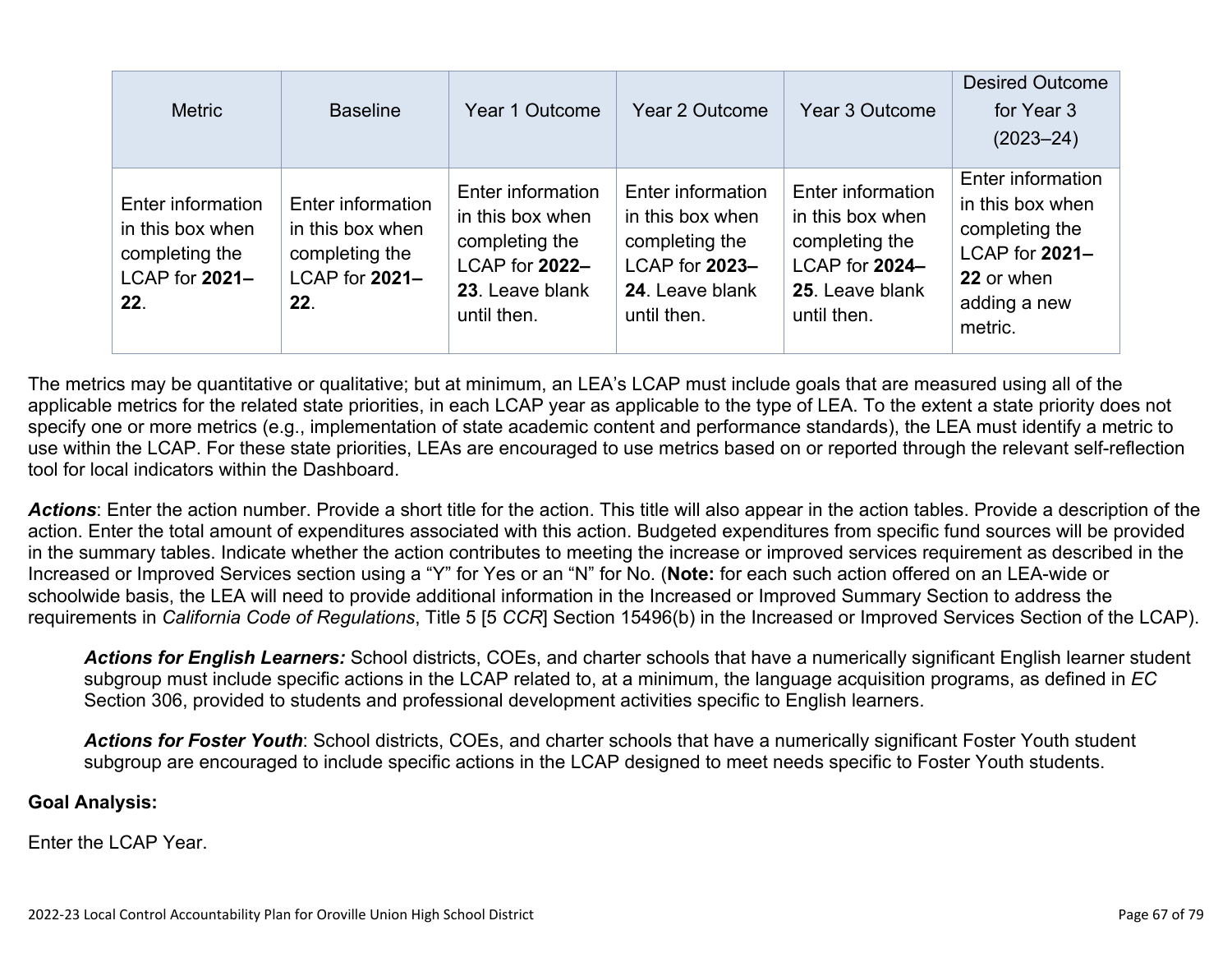| Metric | Baseline | Year 1 Outcome | Year 2 Outcome | Year 3 Outcome | Desired Outcome for Year 3 (2023–24) |
|---|---|---|---|---|---|
| Enter information in this box when completing the LCAP for **2021–22**. | Enter information in this box when completing the LCAP for **2021–22**. | Enter information in this box when completing the LCAP for **2022–23**. Leave blank until then. | Enter information in this box when completing the LCAP for **2023–24**. Leave blank until then. | Enter information in this box when completing the LCAP for **2024–25**. Leave blank until then. | Enter information in this box when completing the LCAP for **2021–22** or when adding a new metric. |

The metrics may be quantitative or qualitative; but at minimum, an LEA's LCAP must include goals that are measured using all of the applicable metrics for the related state priorities, in each LCAP year as applicable to the type of LEA. To the extent a state priority does not specify one or more metrics (e.g., implementation of state academic content and performance standards), the LEA must identify a metric to use within the LCAP. For these state priorities, LEAs are encouraged to use metrics based on or reported through the relevant self-reflection tool for local indicators within the Dashboard.

***Actions***: Enter the action number. Provide a short title for the action. This title will also appear in the action tables. Provide a description of the action. Enter the total amount of expenditures associated with this action. Budgeted expenditures from specific fund sources will be provided in the summary tables. Indicate whether the action contributes to meeting the increase or improved services requirement as described in the Increased or Improved Services section using a "Y" for Yes or an "N" for No. (**Note:** for each such action offered on an LEA-wide or schoolwide basis, the LEA will need to provide additional information in the Increased or Improved Summary Section to address the requirements in *California Code of Regulations*, Title 5 [5 *CCR*] Section 15496(b) in the Increased or Improved Services Section of the LCAP).

> ***Actions for English Learners:*** School districts, COEs, and charter schools that have a numerically significant English learner student subgroup must include specific actions in the LCAP related to, at a minimum, the language acquisition programs, as defined in *EC* Section 306, provided to students and professional development activities specific to English learners.
>
> ***Actions for Foster Youth***: School districts, COEs, and charter schools that have a numerically significant Foster Youth student subgroup are encouraged to include specific actions in the LCAP designed to meet needs specific to Foster Youth students.

**Goal Analysis:**

Enter the LCAP Year.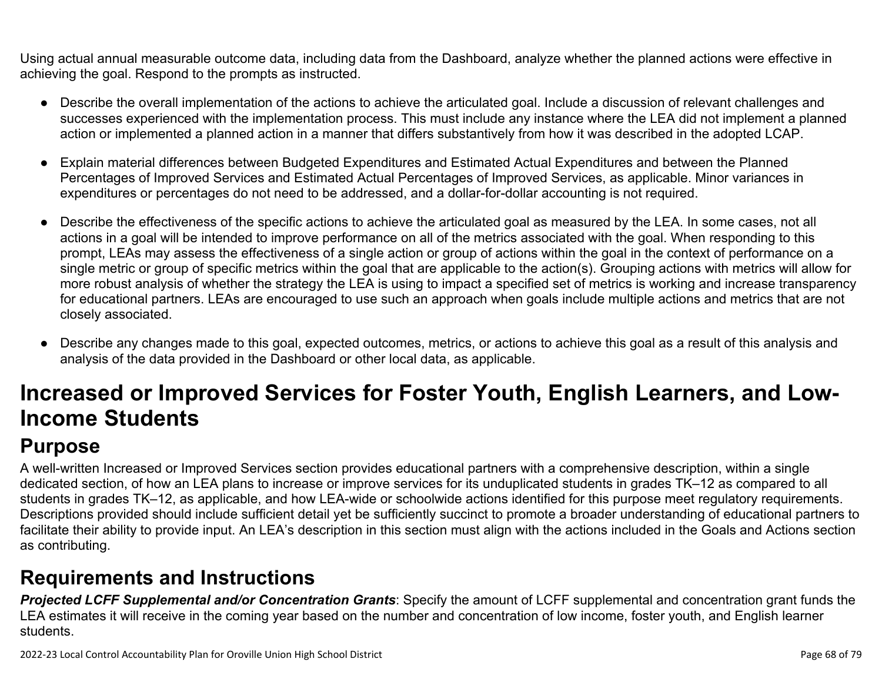Using actual annual measurable outcome data, including data from the Dashboard, analyze whether the planned actions were effective in achieving the goal. Respond to the prompts as instructed.

- Describe the overall implementation of the actions to achieve the articulated goal. Include a discussion of relevant challenges and successes experienced with the implementation process. This must include any instance where the LEA did not implement a planned action or implemented a planned action in a manner that differs substantively from how it was described in the adopted LCAP.
- Explain material differences between Budgeted Expenditures and Estimated Actual Expenditures and between the Planned Percentages of Improved Services and Estimated Actual Percentages of Improved Services, as applicable. Minor variances in expenditures or percentages do not need to be addressed, and a dollar-for-dollar accounting is not required.
- Describe the effectiveness of the specific actions to achieve the articulated goal as measured by the LEA. In some cases, not all actions in a goal will be intended to improve performance on all of the metrics associated with the goal. When responding to this prompt, LEAs may assess the effectiveness of a single action or group of actions within the goal in the context of performance on a single metric or group of specific metrics within the goal that are applicable to the action(s). Grouping actions with metrics will allow for more robust analysis of whether the strategy the LEA is using to impact a specified set of metrics is working and increase transparency for educational partners. LEAs are encouraged to use such an approach when goals include multiple actions and metrics that are not closely associated.
- Describe any changes made to this goal, expected outcomes, metrics, or actions to achieve this goal as a result of this analysis and analysis of the data provided in the Dashboard or other local data, as applicable.

# Increased or Improved Services for Foster Youth, English Learners, and Low-Income Students

## Purpose

A well-written Increased or Improved Services section provides educational partners with a comprehensive description, within a single dedicated section, of how an LEA plans to increase or improve services for its unduplicated students in grades TK–12 as compared to all students in grades TK–12, as applicable, and how LEA-wide or schoolwide actions identified for this purpose meet regulatory requirements. Descriptions provided should include sufficient detail yet be sufficiently succinct to promote a broader understanding of educational partners to facilitate their ability to provide input. An LEA's description in this section must align with the actions included in the Goals and Actions section as contributing.

## Requirements and Instructions

***Projected LCFF Supplemental and/or Concentration Grants***: Specify the amount of LCFF supplemental and concentration grant funds the LEA estimates it will receive in the coming year based on the number and concentration of low income, foster youth, and English learner students.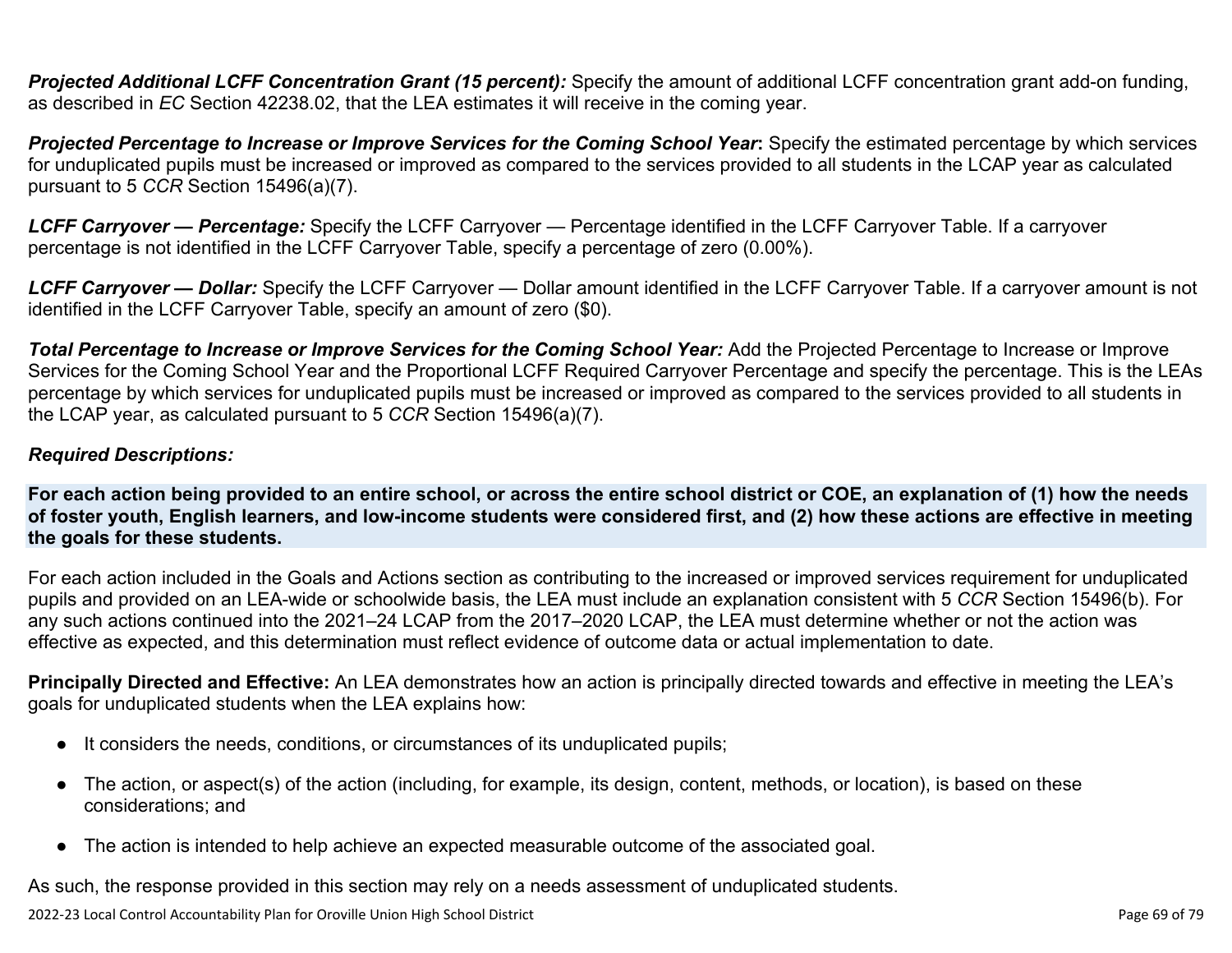***Projected Additional LCFF Concentration Grant (15 percent):*** Specify the amount of additional LCFF concentration grant add-on funding, as described in *EC* Section 42238.02, that the LEA estimates it will receive in the coming year.

***Projected Percentage to Increase or Improve Services for the Coming School Year*:** Specify the estimated percentage by which services for unduplicated pupils must be increased or improved as compared to the services provided to all students in the LCAP year as calculated pursuant to 5 *CCR* Section 15496(a)(7).

***LCFF Carryover — Percentage:*** Specify the LCFF Carryover — Percentage identified in the LCFF Carryover Table. If a carryover percentage is not identified in the LCFF Carryover Table, specify a percentage of zero (0.00%).

***LCFF Carryover — Dollar:*** Specify the LCFF Carryover — Dollar amount identified in the LCFF Carryover Table. If a carryover amount is not identified in the LCFF Carryover Table, specify an amount of zero ($0).

***Total Percentage to Increase or Improve Services for the Coming School Year:*** Add the Projected Percentage to Increase or Improve Services for the Coming School Year and the Proportional LCFF Required Carryover Percentage and specify the percentage. This is the LEAs percentage by which services for unduplicated pupils must be increased or improved as compared to the services provided to all students in the LCAP year, as calculated pursuant to 5 *CCR* Section 15496(a)(7).

***Required Descriptions:***

**For each action being provided to an entire school, or across the entire school district or COE, an explanation of (1) how the needs of foster youth, English learners, and low-income students were considered first, and (2) how these actions are effective in meeting the goals for these students.**

For each action included in the Goals and Actions section as contributing to the increased or improved services requirement for unduplicated pupils and provided on an LEA-wide or schoolwide basis, the LEA must include an explanation consistent with 5 *CCR* Section 15496(b). For any such actions continued into the 2021–24 LCAP from the 2017–2020 LCAP, the LEA must determine whether or not the action was effective as expected, and this determination must reflect evidence of outcome data or actual implementation to date.

**Principally Directed and Effective:** An LEA demonstrates how an action is principally directed towards and effective in meeting the LEA's goals for unduplicated students when the LEA explains how:

- It considers the needs, conditions, or circumstances of its unduplicated pupils;
- The action, or aspect(s) of the action (including, for example, its design, content, methods, or location), is based on these considerations; and
- The action is intended to help achieve an expected measurable outcome of the associated goal.

As such, the response provided in this section may rely on a needs assessment of unduplicated students.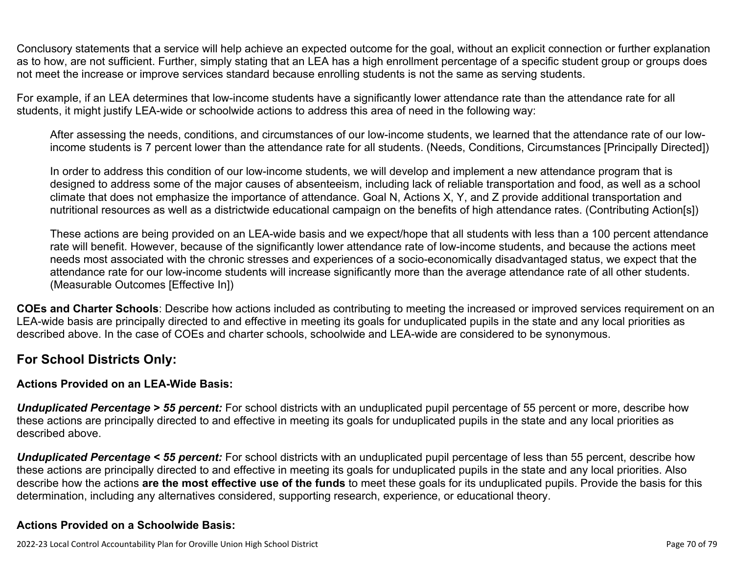Conclusory statements that a service will help achieve an expected outcome for the goal, without an explicit connection or further explanation as to how, are not sufficient. Further, simply stating that an LEA has a high enrollment percentage of a specific student group or groups does not meet the increase or improve services standard because enrolling students is not the same as serving students.

For example, if an LEA determines that low-income students have a significantly lower attendance rate than the attendance rate for all students, it might justify LEA-wide or schoolwide actions to address this area of need in the following way:

> After assessing the needs, conditions, and circumstances of our low-income students, we learned that the attendance rate of our low-income students is 7 percent lower than the attendance rate for all students. (Needs, Conditions, Circumstances [Principally Directed])
>
> In order to address this condition of our low-income students, we will develop and implement a new attendance program that is designed to address some of the major causes of absenteeism, including lack of reliable transportation and food, as well as a school climate that does not emphasize the importance of attendance. Goal N, Actions X, Y, and Z provide additional transportation and nutritional resources as well as a districtwide educational campaign on the benefits of high attendance rates. (Contributing Action[s])
>
> These actions are being provided on an LEA-wide basis and we expect/hope that all students with less than a 100 percent attendance rate will benefit. However, because of the significantly lower attendance rate of low-income students, and because the actions meet needs most associated with the chronic stresses and experiences of a socio-economically disadvantaged status, we expect that the attendance rate for our low-income students will increase significantly more than the average attendance rate of all other students. (Measurable Outcomes [Effective In])

**COEs and Charter Schools**: Describe how actions included as contributing to meeting the increased or improved services requirement on an LEA-wide basis are principally directed to and effective in meeting its goals for unduplicated pupils in the state and any local priorities as described above. In the case of COEs and charter schools, schoolwide and LEA-wide are considered to be synonymous.

## For School Districts Only:

### Actions Provided on an LEA-Wide Basis:

***Unduplicated Percentage > 55 percent:*** For school districts with an unduplicated pupil percentage of 55 percent or more, describe how these actions are principally directed to and effective in meeting its goals for unduplicated pupils in the state and any local priorities as described above.

***Unduplicated Percentage < 55 percent:*** For school districts with an unduplicated pupil percentage of less than 55 percent, describe how these actions are principally directed to and effective in meeting its goals for unduplicated pupils in the state and any local priorities. Also describe how the actions **are the most effective use of the funds** to meet these goals for its unduplicated pupils. Provide the basis for this determination, including any alternatives considered, supporting research, experience, or educational theory.

### Actions Provided on a Schoolwide Basis: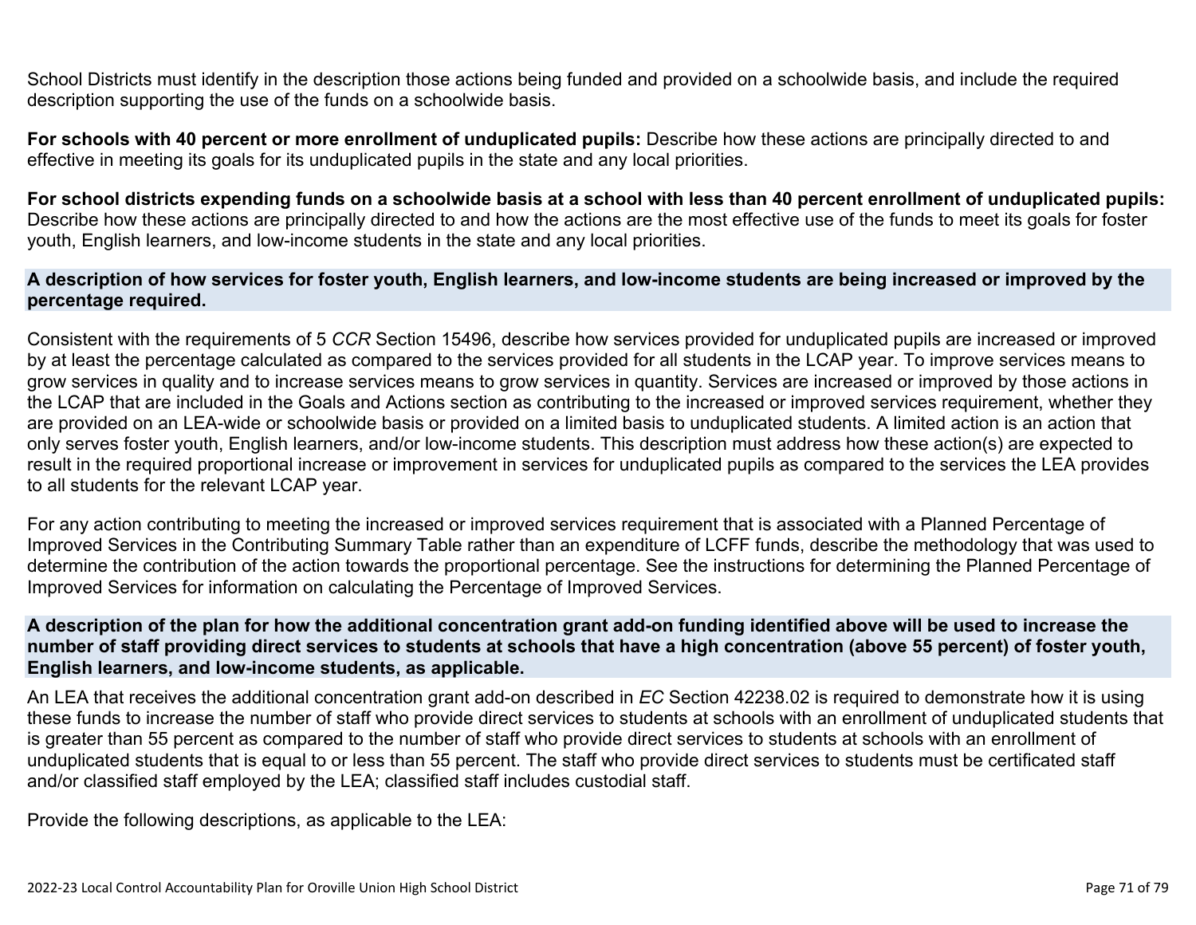School Districts must identify in the description those actions being funded and provided on a schoolwide basis, and include the required description supporting the use of the funds on a schoolwide basis.

**For schools with 40 percent or more enrollment of unduplicated pupils:** Describe how these actions are principally directed to and effective in meeting its goals for its unduplicated pupils in the state and any local priorities.

**For school districts expending funds on a schoolwide basis at a school with less than 40 percent enrollment of unduplicated pupils:** Describe how these actions are principally directed to and how the actions are the most effective use of the funds to meet its goals for foster youth, English learners, and low-income students in the state and any local priorities.

### A description of how services for foster youth, English learners, and low-income students are being increased or improved by the percentage required.

Consistent with the requirements of 5 *CCR* Section 15496, describe how services provided for unduplicated pupils are increased or improved by at least the percentage calculated as compared to the services provided for all students in the LCAP year. To improve services means to grow services in quality and to increase services means to grow services in quantity. Services are increased or improved by those actions in the LCAP that are included in the Goals and Actions section as contributing to the increased or improved services requirement, whether they are provided on an LEA-wide or schoolwide basis or provided on a limited basis to unduplicated students. A limited action is an action that only serves foster youth, English learners, and/or low-income students. This description must address how these action(s) are expected to result in the required proportional increase or improvement in services for unduplicated pupils as compared to the services the LEA provides to all students for the relevant LCAP year.

For any action contributing to meeting the increased or improved services requirement that is associated with a Planned Percentage of Improved Services in the Contributing Summary Table rather than an expenditure of LCFF funds, describe the methodology that was used to determine the contribution of the action towards the proportional percentage. See the instructions for determining the Planned Percentage of Improved Services for information on calculating the Percentage of Improved Services.

### A description of the plan for how the additional concentration grant add-on funding identified above will be used to increase the number of staff providing direct services to students at schools that have a high concentration (above 55 percent) of foster youth, English learners, and low-income students, as applicable.

An LEA that receives the additional concentration grant add-on described in *EC* Section 42238.02 is required to demonstrate how it is using these funds to increase the number of staff who provide direct services to students at schools with an enrollment of unduplicated students that is greater than 55 percent as compared to the number of staff who provide direct services to students at schools with an enrollment of unduplicated students that is equal to or less than 55 percent. The staff who provide direct services to students must be certificated staff and/or classified staff employed by the LEA; classified staff includes custodial staff.

Provide the following descriptions, as applicable to the LEA: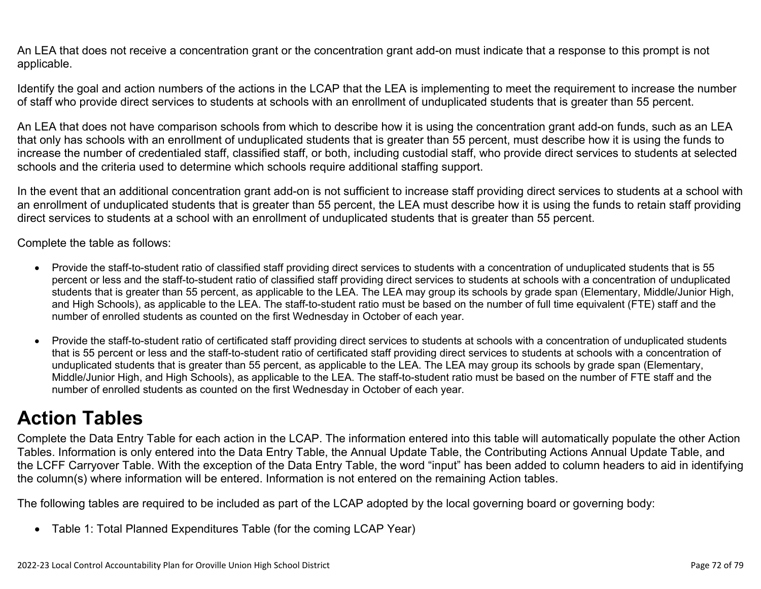An LEA that does not receive a concentration grant or the concentration grant add-on must indicate that a response to this prompt is not applicable.

Identify the goal and action numbers of the actions in the LCAP that the LEA is implementing to meet the requirement to increase the number of staff who provide direct services to students at schools with an enrollment of unduplicated students that is greater than 55 percent.

An LEA that does not have comparison schools from which to describe how it is using the concentration grant add-on funds, such as an LEA that only has schools with an enrollment of unduplicated students that is greater than 55 percent, must describe how it is using the funds to increase the number of credentialed staff, classified staff, or both, including custodial staff, who provide direct services to students at selected schools and the criteria used to determine which schools require additional staffing support.

In the event that an additional concentration grant add-on is not sufficient to increase staff providing direct services to students at a school with an enrollment of unduplicated students that is greater than 55 percent, the LEA must describe how it is using the funds to retain staff providing direct services to students at a school with an enrollment of unduplicated students that is greater than 55 percent.

Complete the table as follows:

- Provide the staff-to-student ratio of classified staff providing direct services to students with a concentration of unduplicated students that is 55 percent or less and the staff-to-student ratio of classified staff providing direct services to students at schools with a concentration of unduplicated students that is greater than 55 percent, as applicable to the LEA. The LEA may group its schools by grade span (Elementary, Middle/Junior High, and High Schools), as applicable to the LEA. The staff-to-student ratio must be based on the number of full time equivalent (FTE) staff and the number of enrolled students as counted on the first Wednesday in October of each year.

- Provide the staff-to-student ratio of certificated staff providing direct services to students at schools with a concentration of unduplicated students that is 55 percent or less and the staff-to-student ratio of certificated staff providing direct services to students at schools with a concentration of unduplicated students that is greater than 55 percent, as applicable to the LEA. The LEA may group its schools by grade span (Elementary, Middle/Junior High, and High Schools), as applicable to the LEA. The staff-to-student ratio must be based on the number of FTE staff and the number of enrolled students as counted on the first Wednesday in October of each year.

# Action Tables

Complete the Data Entry Table for each action in the LCAP. The information entered into this table will automatically populate the other Action Tables. Information is only entered into the Data Entry Table, the Annual Update Table, the Contributing Actions Annual Update Table, and the LCFF Carryover Table. With the exception of the Data Entry Table, the word "input" has been added to column headers to aid in identifying the column(s) where information will be entered. Information is not entered on the remaining Action tables.

The following tables are required to be included as part of the LCAP adopted by the local governing board or governing body:

- Table 1: Total Planned Expenditures Table (for the coming LCAP Year)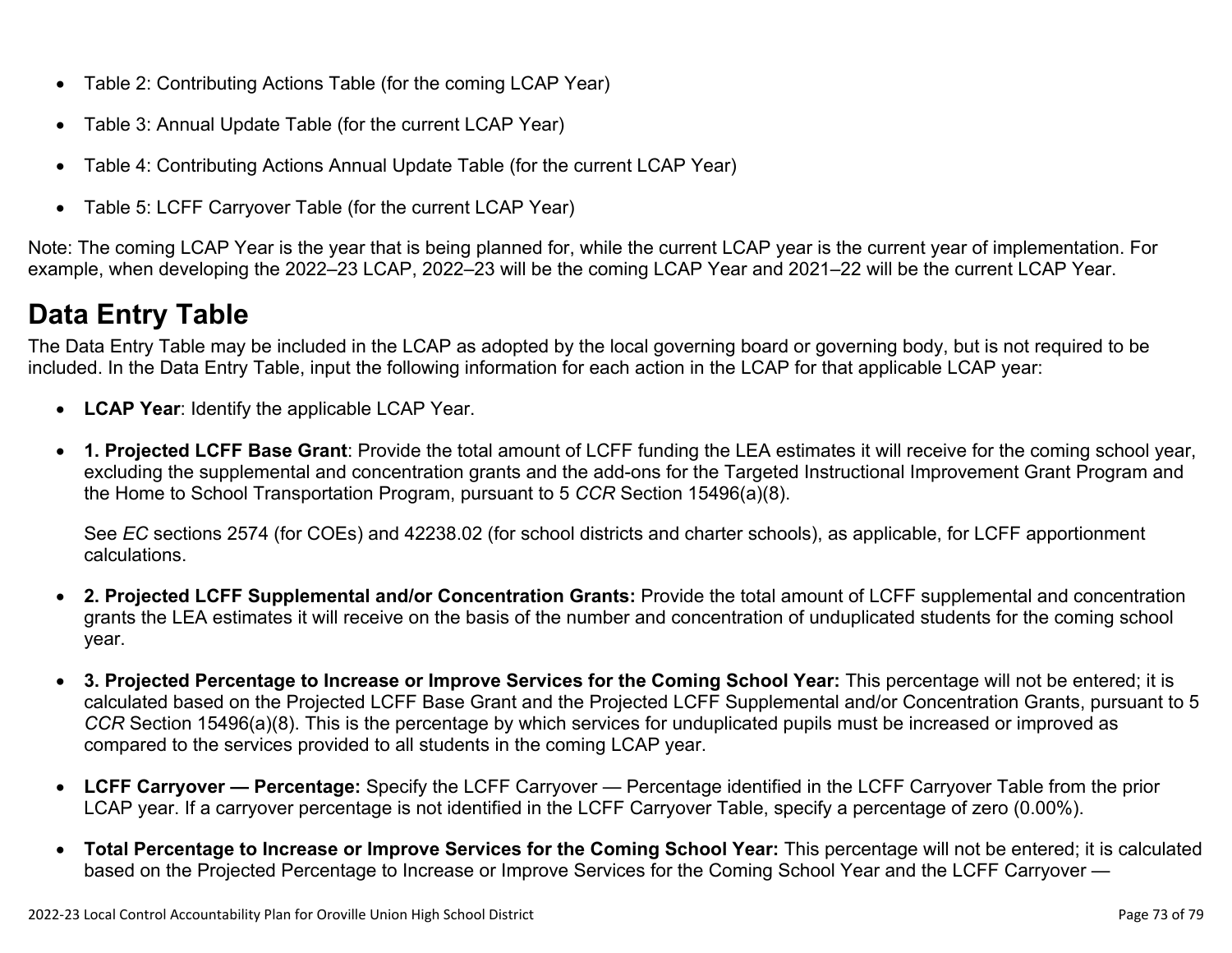- Table 2: Contributing Actions Table (for the coming LCAP Year)
- Table 3: Annual Update Table (for the current LCAP Year)
- Table 4: Contributing Actions Annual Update Table (for the current LCAP Year)
- Table 5: LCFF Carryover Table (for the current LCAP Year)

Note: The coming LCAP Year is the year that is being planned for, while the current LCAP year is the current year of implementation. For example, when developing the 2022–23 LCAP, 2022–23 will be the coming LCAP Year and 2021–22 will be the current LCAP Year.

## Data Entry Table

The Data Entry Table may be included in the LCAP as adopted by the local governing board or governing body, but is not required to be included. In the Data Entry Table, input the following information for each action in the LCAP for that applicable LCAP year:

- **LCAP Year**: Identify the applicable LCAP Year.
- **1. Projected LCFF Base Grant**: Provide the total amount of LCFF funding the LEA estimates it will receive for the coming school year, excluding the supplemental and concentration grants and the add-ons for the Targeted Instructional Improvement Grant Program and the Home to School Transportation Program, pursuant to 5 *CCR* Section 15496(a)(8).

  See *EC* sections 2574 (for COEs) and 42238.02 (for school districts and charter schools), as applicable, for LCFF apportionment calculations.

- **2. Projected LCFF Supplemental and/or Concentration Grants:** Provide the total amount of LCFF supplemental and concentration grants the LEA estimates it will receive on the basis of the number and concentration of unduplicated students for the coming school year.
- **3. Projected Percentage to Increase or Improve Services for the Coming School Year:** This percentage will not be entered; it is calculated based on the Projected LCFF Base Grant and the Projected LCFF Supplemental and/or Concentration Grants, pursuant to 5 *CCR* Section 15496(a)(8). This is the percentage by which services for unduplicated pupils must be increased or improved as compared to the services provided to all students in the coming LCAP year.
- **LCFF Carryover — Percentage:** Specify the LCFF Carryover — Percentage identified in the LCFF Carryover Table from the prior LCAP year. If a carryover percentage is not identified in the LCFF Carryover Table, specify a percentage of zero (0.00%).
- **Total Percentage to Increase or Improve Services for the Coming School Year:** This percentage will not be entered; it is calculated based on the Projected Percentage to Increase or Improve Services for the Coming School Year and the LCFF Carryover —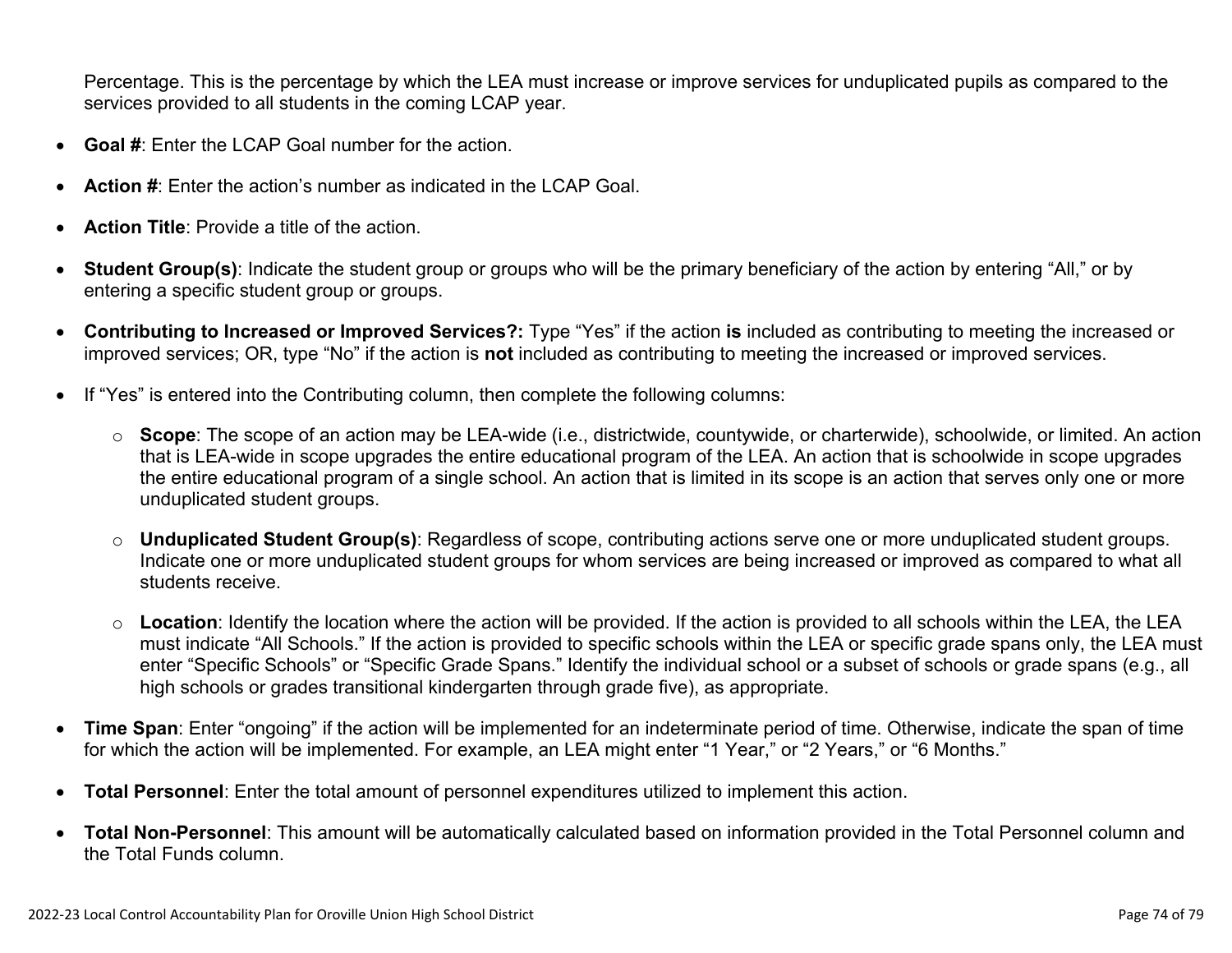Percentage. This is the percentage by which the LEA must increase or improve services for unduplicated pupils as compared to the services provided to all students in the coming LCAP year.

- **Goal #**: Enter the LCAP Goal number for the action.
- **Action #**: Enter the action's number as indicated in the LCAP Goal.
- **Action Title**: Provide a title of the action.
- **Student Group(s)**: Indicate the student group or groups who will be the primary beneficiary of the action by entering "All," or by entering a specific student group or groups.
- **Contributing to Increased or Improved Services?:** Type "Yes" if the action **is** included as contributing to meeting the increased or improved services; OR, type "No" if the action is **not** included as contributing to meeting the increased or improved services.
- If "Yes" is entered into the Contributing column, then complete the following columns:
    - **Scope**: The scope of an action may be LEA-wide (i.e., districtwide, countywide, or charterwide), schoolwide, or limited. An action that is LEA-wide in scope upgrades the entire educational program of the LEA. An action that is schoolwide in scope upgrades the entire educational program of a single school. An action that is limited in its scope is an action that serves only one or more unduplicated student groups.
    - **Unduplicated Student Group(s)**: Regardless of scope, contributing actions serve one or more unduplicated student groups. Indicate one or more unduplicated student groups for whom services are being increased or improved as compared to what all students receive.
    - **Location**: Identify the location where the action will be provided. If the action is provided to all schools within the LEA, the LEA must indicate "All Schools." If the action is provided to specific schools within the LEA or specific grade spans only, the LEA must enter "Specific Schools" or "Specific Grade Spans." Identify the individual school or a subset of schools or grade spans (e.g., all high schools or grades transitional kindergarten through grade five), as appropriate.
- **Time Span**: Enter "ongoing" if the action will be implemented for an indeterminate period of time. Otherwise, indicate the span of time for which the action will be implemented. For example, an LEA might enter "1 Year," or "2 Years," or "6 Months."
- **Total Personnel**: Enter the total amount of personnel expenditures utilized to implement this action.
- **Total Non-Personnel**: This amount will be automatically calculated based on information provided in the Total Personnel column and the Total Funds column.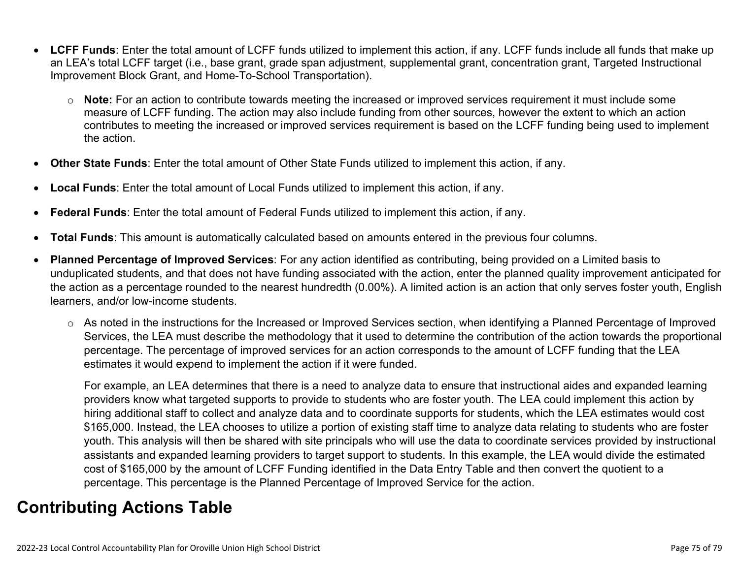- **LCFF Funds**: Enter the total amount of LCFF funds utilized to implement this action, if any. LCFF funds include all funds that make up an LEA's total LCFF target (i.e., base grant, grade span adjustment, supplemental grant, concentration grant, Targeted Instructional Improvement Block Grant, and Home-To-School Transportation).
  - **Note:** For an action to contribute towards meeting the increased or improved services requirement it must include some measure of LCFF funding. The action may also include funding from other sources, however the extent to which an action contributes to meeting the increased or improved services requirement is based on the LCFF funding being used to implement the action.
- **Other State Funds**: Enter the total amount of Other State Funds utilized to implement this action, if any.
- **Local Funds**: Enter the total amount of Local Funds utilized to implement this action, if any.
- **Federal Funds**: Enter the total amount of Federal Funds utilized to implement this action, if any.
- **Total Funds**: This amount is automatically calculated based on amounts entered in the previous four columns.
- **Planned Percentage of Improved Services**: For any action identified as contributing, being provided on a Limited basis to unduplicated students, and that does not have funding associated with the action, enter the planned quality improvement anticipated for the action as a percentage rounded to the nearest hundredth (0.00%). A limited action is an action that only serves foster youth, English learners, and/or low-income students.
  - As noted in the instructions for the Increased or Improved Services section, when identifying a Planned Percentage of Improved Services, the LEA must describe the methodology that it used to determine the contribution of the action towards the proportional percentage. The percentage of improved services for an action corresponds to the amount of LCFF funding that the LEA estimates it would expend to implement the action if it were funded.

    For example, an LEA determines that there is a need to analyze data to ensure that instructional aides and expanded learning providers know what targeted supports to provide to students who are foster youth. The LEA could implement this action by hiring additional staff to collect and analyze data and to coordinate supports for students, which the LEA estimates would cost $165,000. Instead, the LEA chooses to utilize a portion of existing staff time to analyze data relating to students who are foster youth. This analysis will then be shared with site principals who will use the data to coordinate services provided by instructional assistants and expanded learning providers to target support to students. In this example, the LEA would divide the estimated cost of $165,000 by the amount of LCFF Funding identified in the Data Entry Table and then convert the quotient to a percentage. This percentage is the Planned Percentage of Improved Service for the action.

# Contributing Actions Table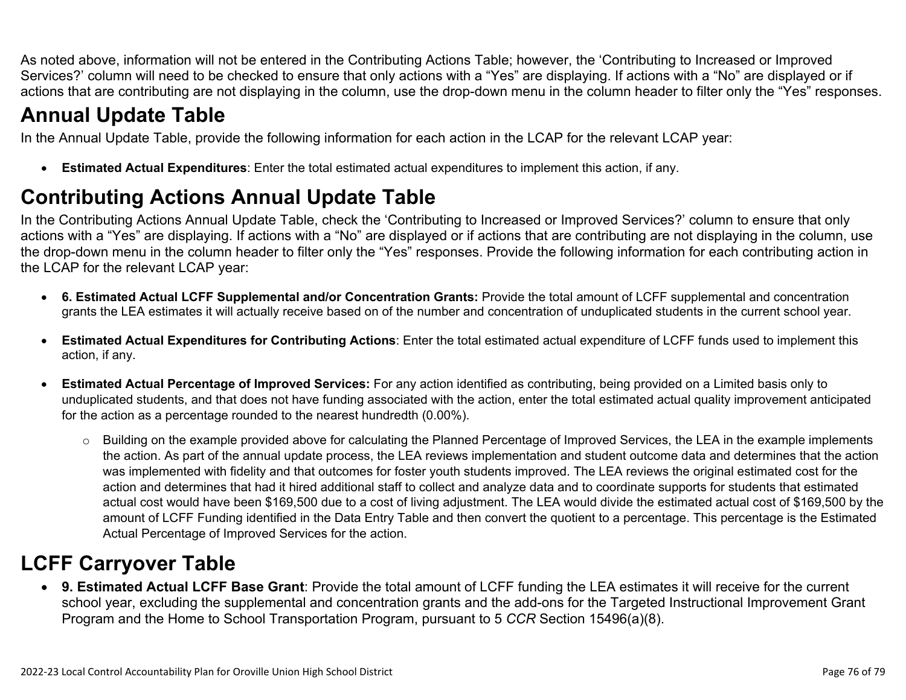As noted above, information will not be entered in the Contributing Actions Table; however, the 'Contributing to Increased or Improved Services?' column will need to be checked to ensure that only actions with a "Yes" are displaying. If actions with a "No" are displayed or if actions that are contributing are not displaying in the column, use the drop-down menu in the column header to filter only the "Yes" responses.

# Annual Update Table

In the Annual Update Table, provide the following information for each action in the LCAP for the relevant LCAP year:

- **Estimated Actual Expenditures**: Enter the total estimated actual expenditures to implement this action, if any.

# Contributing Actions Annual Update Table

In the Contributing Actions Annual Update Table, check the 'Contributing to Increased or Improved Services?' column to ensure that only actions with a "Yes" are displaying. If actions with a "No" are displayed or if actions that are contributing are not displaying in the column, use the drop-down menu in the column header to filter only the "Yes" responses. Provide the following information for each contributing action in the LCAP for the relevant LCAP year:

- **6. Estimated Actual LCFF Supplemental and/or Concentration Grants:** Provide the total amount of LCFF supplemental and concentration grants the LEA estimates it will actually receive based on of the number and concentration of unduplicated students in the current school year.

- **Estimated Actual Expenditures for Contributing Actions**: Enter the total estimated actual expenditure of LCFF funds used to implement this action, if any.

- **Estimated Actual Percentage of Improved Services:** For any action identified as contributing, being provided on a Limited basis only to unduplicated students, and that does not have funding associated with the action, enter the total estimated actual quality improvement anticipated for the action as a percentage rounded to the nearest hundredth (0.00%).

  - Building on the example provided above for calculating the Planned Percentage of Improved Services, the LEA in the example implements the action. As part of the annual update process, the LEA reviews implementation and student outcome data and determines that the action was implemented with fidelity and that outcomes for foster youth students improved. The LEA reviews the original estimated cost for the action and determines that had it hired additional staff to collect and analyze data and to coordinate supports for students that estimated actual cost would have been $169,500 due to a cost of living adjustment. The LEA would divide the estimated actual cost of $169,500 by the amount of LCFF Funding identified in the Data Entry Table and then convert the quotient to a percentage. This percentage is the Estimated Actual Percentage of Improved Services for the action.

# LCFF Carryover Table

- **9. Estimated Actual LCFF Base Grant**: Provide the total amount of LCFF funding the LEA estimates it will receive for the current school year, excluding the supplemental and concentration grants and the add-ons for the Targeted Instructional Improvement Grant Program and the Home to School Transportation Program, pursuant to 5 *CCR* Section 15496(a)(8).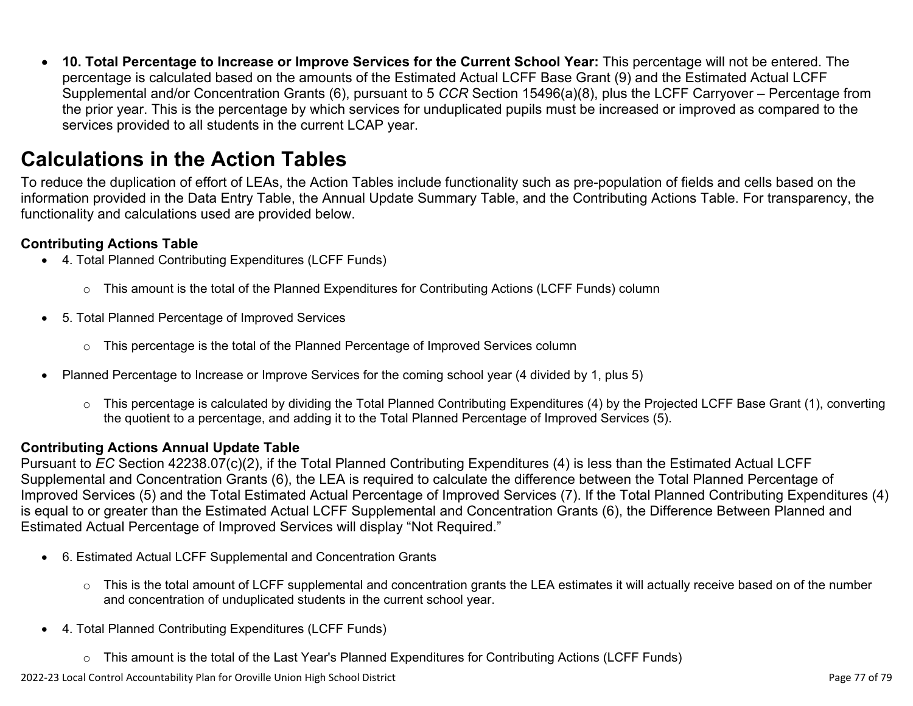- **10. Total Percentage to Increase or Improve Services for the Current School Year:** This percentage will not be entered. The percentage is calculated based on the amounts of the Estimated Actual LCFF Base Grant (9) and the Estimated Actual LCFF Supplemental and/or Concentration Grants (6), pursuant to 5 *CCR* Section 15496(a)(8), plus the LCFF Carryover – Percentage from the prior year. This is the percentage by which services for unduplicated pupils must be increased or improved as compared to the services provided to all students in the current LCAP year.

# Calculations in the Action Tables

To reduce the duplication of effort of LEAs, the Action Tables include functionality such as pre-population of fields and cells based on the information provided in the Data Entry Table, the Annual Update Summary Table, and the Contributing Actions Table. For transparency, the functionality and calculations used are provided below.

### Contributing Actions Table

- 4. Total Planned Contributing Expenditures (LCFF Funds)
  - This amount is the total of the Planned Expenditures for Contributing Actions (LCFF Funds) column
- 5. Total Planned Percentage of Improved Services
  - This percentage is the total of the Planned Percentage of Improved Services column
- Planned Percentage to Increase or Improve Services for the coming school year (4 divided by 1, plus 5)
  - This percentage is calculated by dividing the Total Planned Contributing Expenditures (4) by the Projected LCFF Base Grant (1), converting the quotient to a percentage, and adding it to the Total Planned Percentage of Improved Services (5).

### Contributing Actions Annual Update Table

Pursuant to *EC* Section 42238.07(c)(2), if the Total Planned Contributing Expenditures (4) is less than the Estimated Actual LCFF Supplemental and Concentration Grants (6), the LEA is required to calculate the difference between the Total Planned Percentage of Improved Services (5) and the Total Estimated Actual Percentage of Improved Services (7). If the Total Planned Contributing Expenditures (4) is equal to or greater than the Estimated Actual LCFF Supplemental and Concentration Grants (6), the Difference Between Planned and Estimated Actual Percentage of Improved Services will display "Not Required."

- 6. Estimated Actual LCFF Supplemental and Concentration Grants
  - This is the total amount of LCFF supplemental and concentration grants the LEA estimates it will actually receive based on of the number and concentration of unduplicated students in the current school year.
- 4. Total Planned Contributing Expenditures (LCFF Funds)
  - This amount is the total of the Last Year's Planned Expenditures for Contributing Actions (LCFF Funds)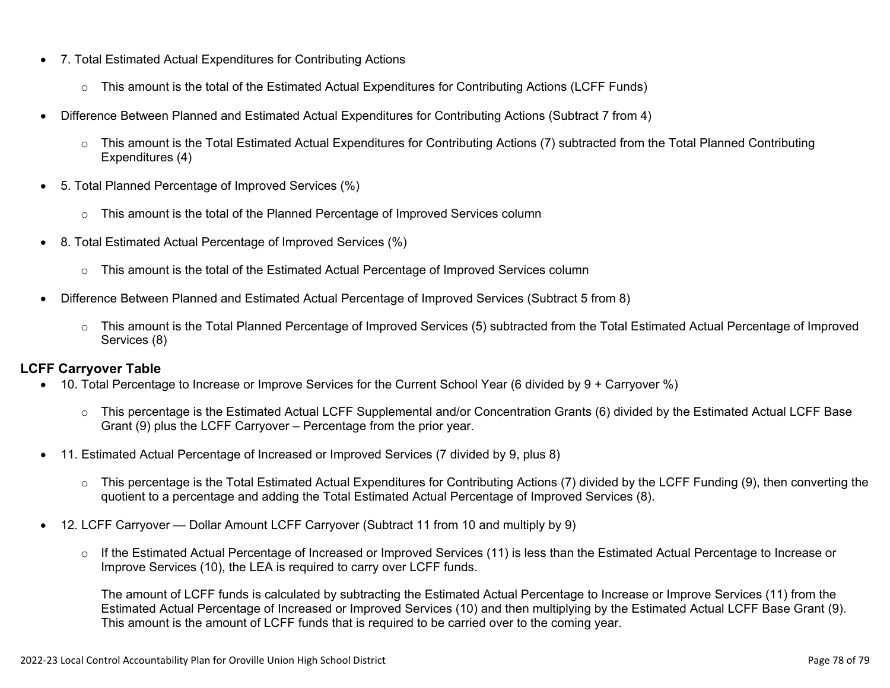- 7. Total Estimated Actual Expenditures for Contributing Actions
    - This amount is the total of the Estimated Actual Expenditures for Contributing Actions (LCFF Funds)
- Difference Between Planned and Estimated Actual Expenditures for Contributing Actions (Subtract 7 from 4)
    - This amount is the Total Estimated Actual Expenditures for Contributing Actions (7) subtracted from the Total Planned Contributing Expenditures (4)
- 5. Total Planned Percentage of Improved Services (%)
    - This amount is the total of the Planned Percentage of Improved Services column
- 8. Total Estimated Actual Percentage of Improved Services (%)
    - This amount is the total of the Estimated Actual Percentage of Improved Services column
- Difference Between Planned and Estimated Actual Percentage of Improved Services (Subtract 5 from 8)
    - This amount is the Total Planned Percentage of Improved Services (5) subtracted from the Total Estimated Actual Percentage of Improved Services (8)

**LCFF Carryover Table**

- 10. Total Percentage to Increase or Improve Services for the Current School Year (6 divided by 9 + Carryover %)
    - This percentage is the Estimated Actual LCFF Supplemental and/or Concentration Grants (6) divided by the Estimated Actual LCFF Base Grant (9) plus the LCFF Carryover – Percentage from the prior year.
- 11. Estimated Actual Percentage of Increased or Improved Services (7 divided by 9, plus 8)
    - This percentage is the Total Estimated Actual Expenditures for Contributing Actions (7) divided by the LCFF Funding (9), then converting the quotient to a percentage and adding the Total Estimated Actual Percentage of Improved Services (8).
- 12. LCFF Carryover — Dollar Amount LCFF Carryover (Subtract 11 from 10 and multiply by 9)
    - If the Estimated Actual Percentage of Increased or Improved Services (11) is less than the Estimated Actual Percentage to Increase or Improve Services (10), the LEA is required to carry over LCFF funds.

      The amount of LCFF funds is calculated by subtracting the Estimated Actual Percentage to Increase or Improve Services (11) from the Estimated Actual Percentage of Increased or Improved Services (10) and then multiplying by the Estimated Actual LCFF Base Grant (9). This amount is the amount of LCFF funds that is required to be carried over to the coming year.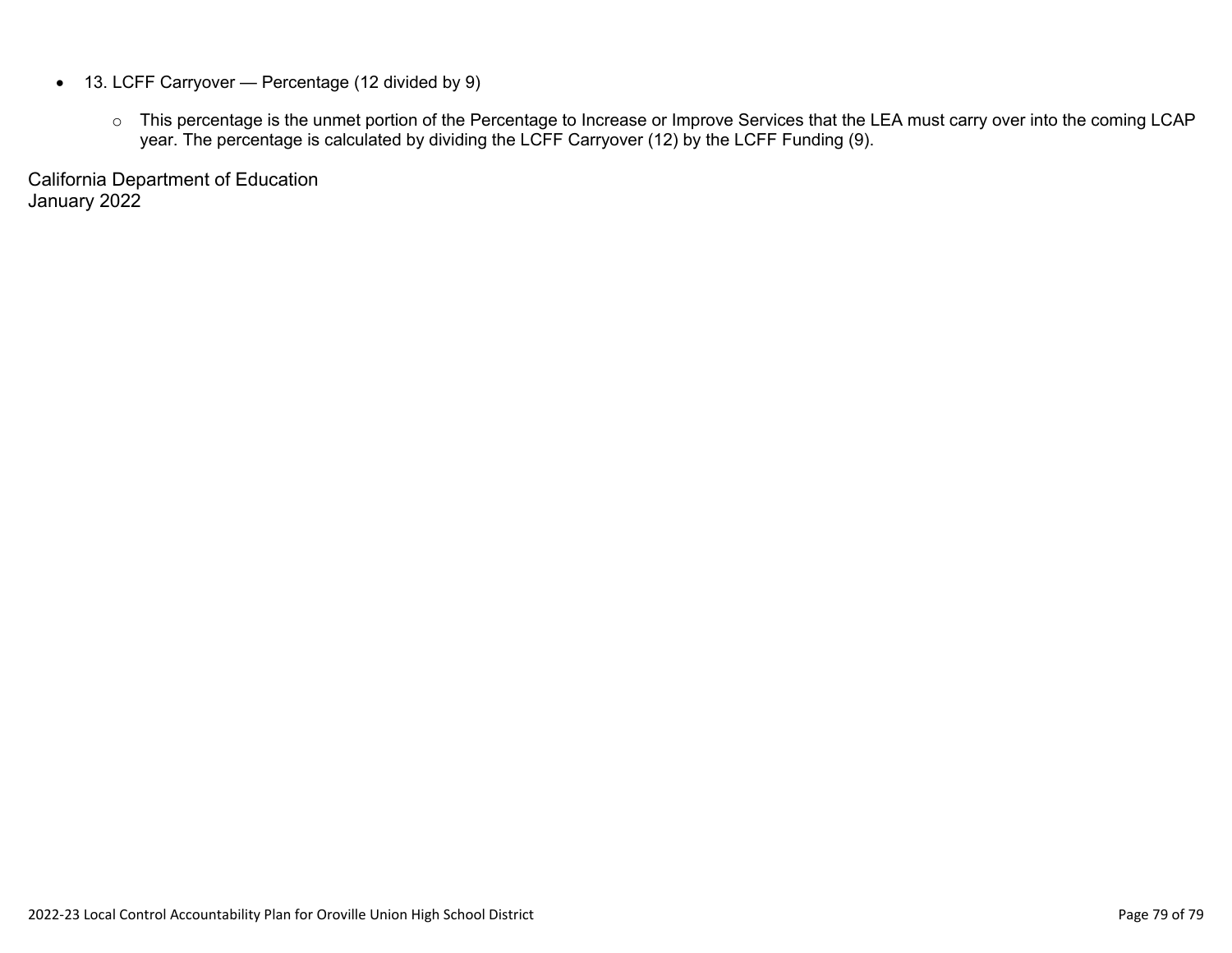- 13. LCFF Carryover — Percentage (12 divided by 9)
    - This percentage is the unmet portion of the Percentage to Increase or Improve Services that the LEA must carry over into the coming LCAP year. The percentage is calculated by dividing the LCFF Carryover (12) by the LCFF Funding (9).

California Department of Education
January 2022